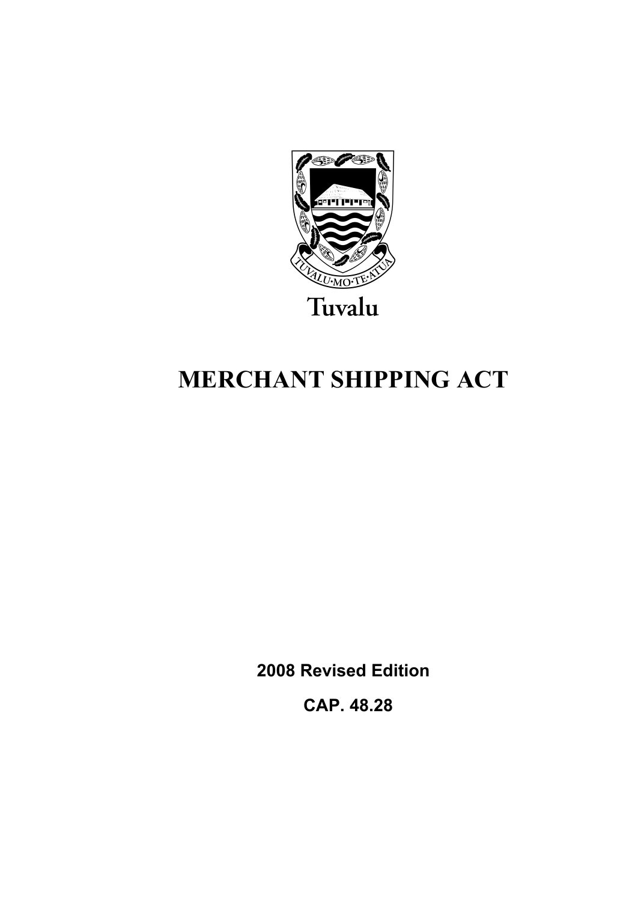Tuvalu

# MERCHANT SHIPPING ACT

**2008 Revised Edition**

**CAP. 48.28**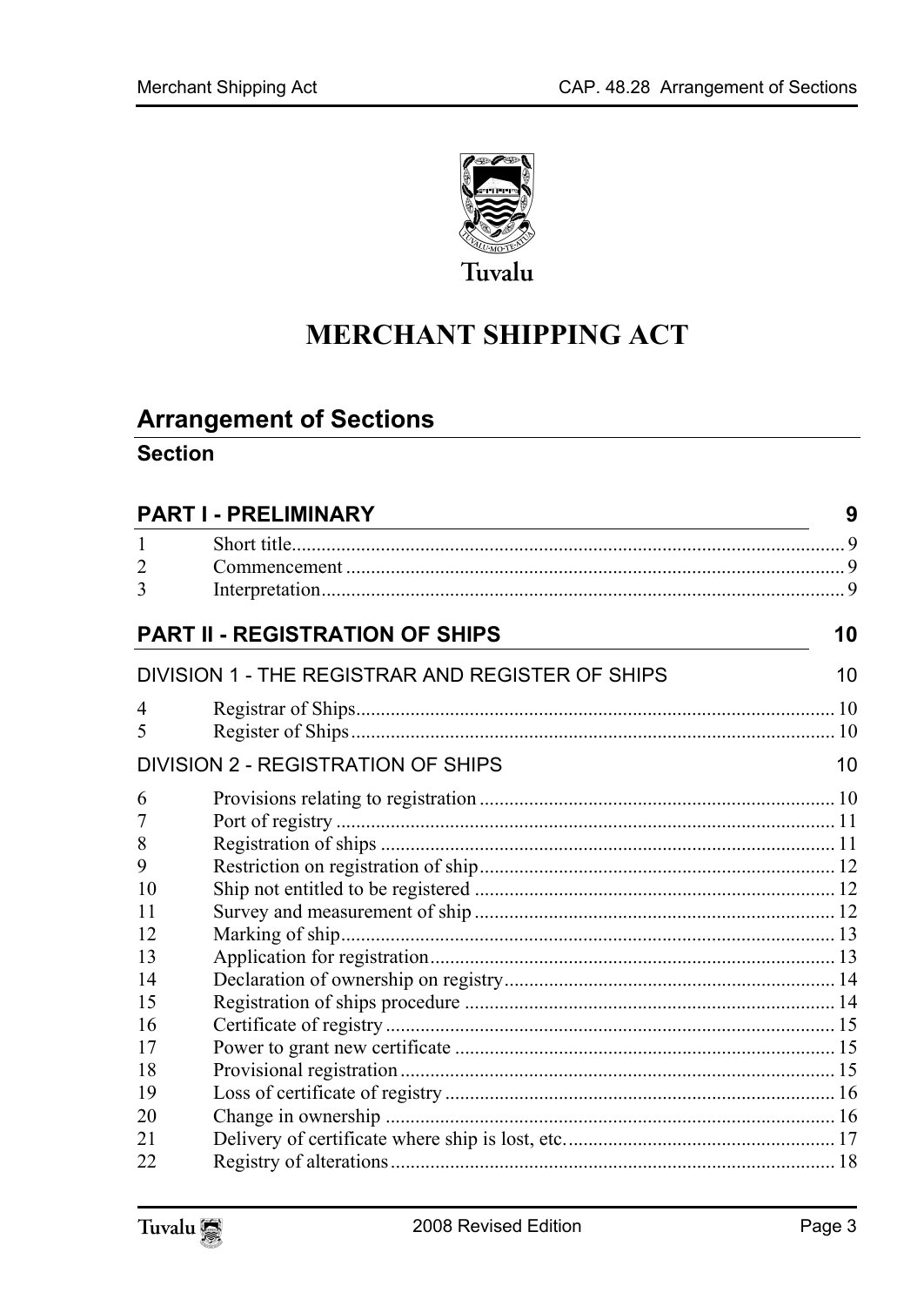# MERCHANT SHIPPING ACT

## Arrangement of Sections

### Section

| | | |
|---|---|---|
| **PART I - PRELIMINARY** | | **9** |
| 1 | Short title | 9 |
| 2 | Commencement | 9 |
| 3 | Interpretation | 9 |
| **PART II - REGISTRATION OF SHIPS** | | **10** |
| DIVISION 1 - THE REGISTRAR AND REGISTER OF SHIPS | | 10 |
| 4 | Registrar of Ships | 10 |
| 5 | Register of Ships | 10 |
| DIVISION 2 - REGISTRATION OF SHIPS | | 10 |
| 6 | Provisions relating to registration | 10 |
| 7 | Port of registry | 11 |
| 8 | Registration of ships | 11 |
| 9 | Restriction on registration of ship | 12 |
| 10 | Ship not entitled to be registered | 12 |
| 11 | Survey and measurement of ship | 12 |
| 12 | Marking of ship | 13 |
| 13 | Application for registration | 13 |
| 14 | Declaration of ownership on registry | 14 |
| 15 | Registration of ships procedure | 14 |
| 16 | Certificate of registry | 15 |
| 17 | Power to grant new certificate | 15 |
| 18 | Provisional registration | 15 |
| 19 | Loss of certificate of registry | 16 |
| 20 | Change in ownership | 16 |
| 21 | Delivery of certificate where ship is lost, etc. | 17 |
| 22 | Registry of alterations | 18 |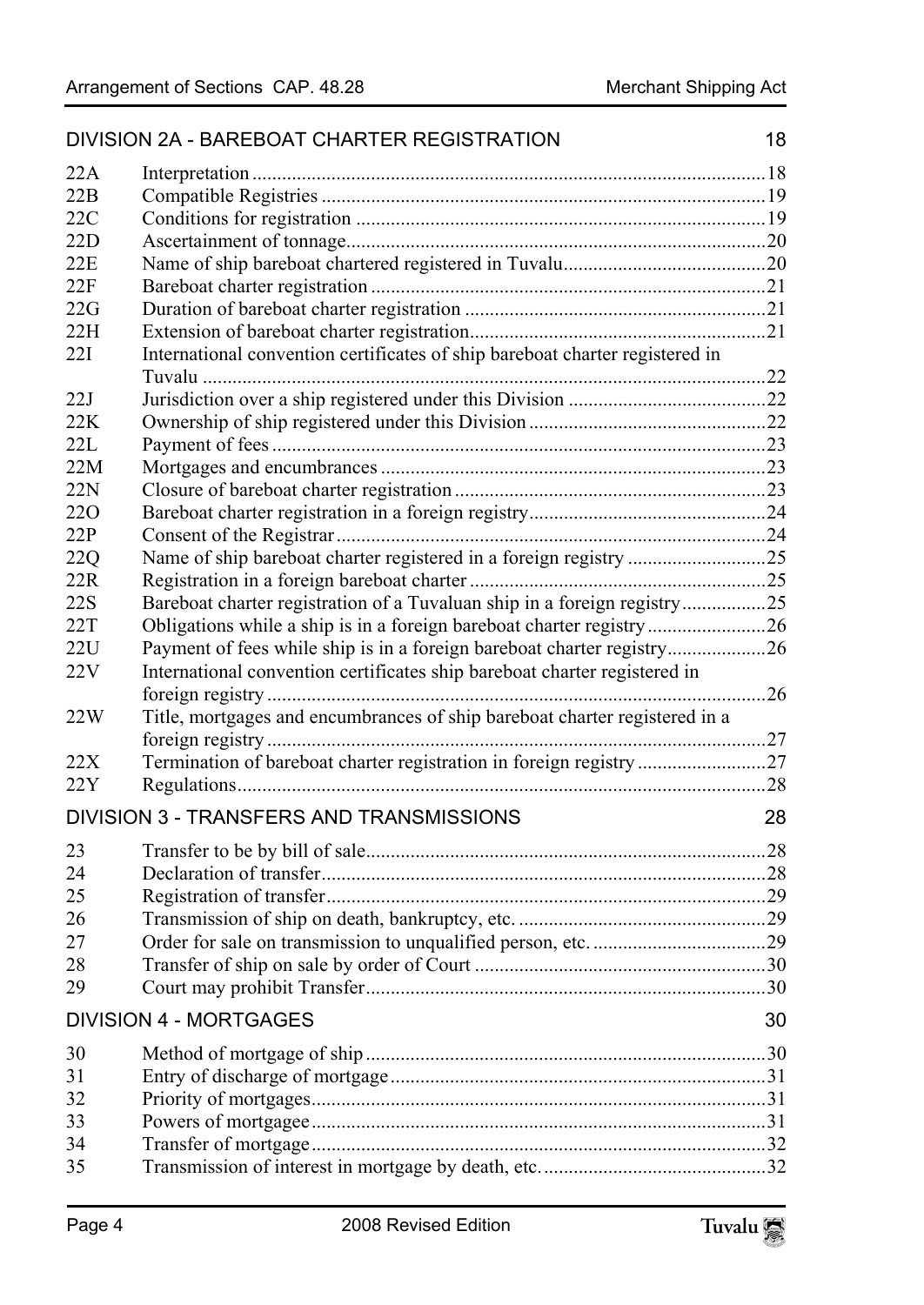## DIVISION 2A - BAREBOAT CHARTER REGISTRATION 18

| | | |
|---|---|---|
| 22A | Interpretation | 18 |
| 22B | Compatible Registries | 19 |
| 22C | Conditions for registration | 19 |
| 22D | Ascertainment of tonnage | 20 |
| 22E | Name of ship bareboat chartered registered in Tuvalu | 20 |
| 22F | Bareboat charter registration | 21 |
| 22G | Duration of bareboat charter registration | 21 |
| 22H | Extension of bareboat charter registration | 21 |
| 22I | International convention certificates of ship bareboat charter registered in Tuvalu | 22 |
| 22J | Jurisdiction over a ship registered under this Division | 22 |
| 22K | Ownership of ship registered under this Division | 22 |
| 22L | Payment of fees | 23 |
| 22M | Mortgages and encumbrances | 23 |
| 22N | Closure of bareboat charter registration | 23 |
| 22O | Bareboat charter registration in a foreign registry | 24 |
| 22P | Consent of the Registrar | 24 |
| 22Q | Name of ship bareboat charter registered in a foreign registry | 25 |
| 22R | Registration in a foreign bareboat charter | 25 |
| 22S | Bareboat charter registration of a Tuvaluan ship in a foreign registry | 25 |
| 22T | Obligations while a ship is in a foreign bareboat charter registry | 26 |
| 22U | Payment of fees while ship is in a foreign bareboat charter registry | 26 |
| 22V | International convention certificates ship bareboat charter registered in foreign registry | 26 |
| 22W | Title, mortgages and encumbrances of ship bareboat charter registered in a foreign registry | 27 |
| 22X | Termination of bareboat charter registration in foreign registry | 27 |
| 22Y | Regulations | 28 |

## DIVISION 3 - TRANSFERS AND TRANSMISSIONS 28

| | | |
|---|---|---|
| 23 | Transfer to be by bill of sale | 28 |
| 24 | Declaration of transfer | 28 |
| 25 | Registration of transfer | 29 |
| 26 | Transmission of ship on death, bankruptcy, etc. | 29 |
| 27 | Order for sale on transmission to unqualified person, etc. | 29 |
| 28 | Transfer of ship on sale by order of Court | 30 |
| 29 | Court may prohibit Transfer | 30 |

## DIVISION 4 - MORTGAGES 30

| | | |
|---|---|---|
| 30 | Method of mortgage of ship | 30 |
| 31 | Entry of discharge of mortgage | 31 |
| 32 | Priority of mortgages | 31 |
| 33 | Powers of mortgagee | 31 |
| 34 | Transfer of mortgage | 32 |
| 35 | Transmission of interest in mortgage by death, etc. | 32 |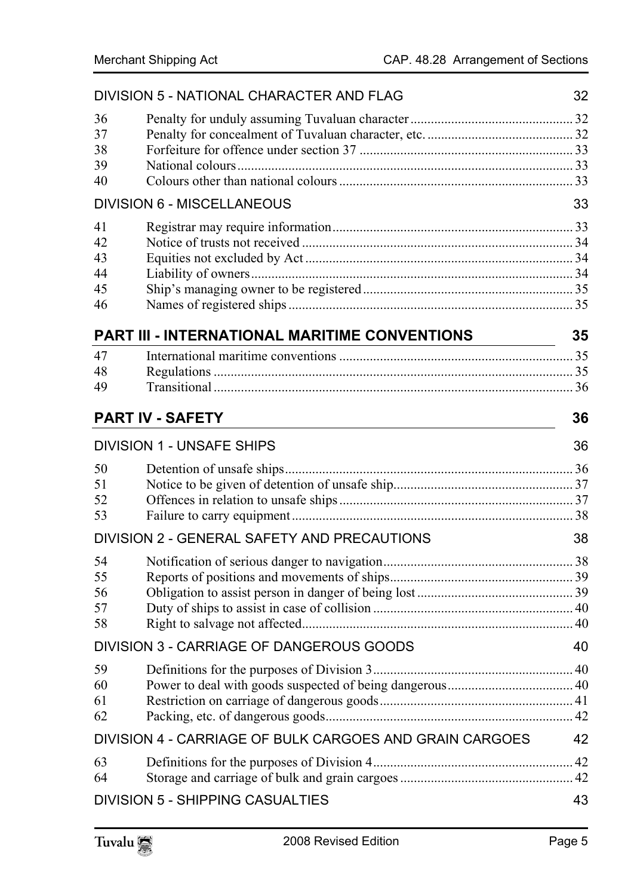| | DIVISION 5 - NATIONAL CHARACTER AND FLAG | 32 |
|---|---|---|
| 36 | Penalty for unduly assuming Tuvaluan character | 32 |
| 37 | Penalty for concealment of Tuvaluan character, etc. | 32 |
| 38 | Forfeiture for offence under section 37 | 33 |
| 39 | National colours | 33 |
| 40 | Colours other than national colours | 33 |
| | DIVISION 6 - MISCELLANEOUS | 33 |
| 41 | Registrar may require information | 33 |
| 42 | Notice of trusts not received | 34 |
| 43 | Equities not excluded by Act | 34 |
| 44 | Liability of owners | 34 |
| 45 | Ship's managing owner to be registered | 35 |
| 46 | Names of registered ships | 35 |
| | **PART III - INTERNATIONAL MARITIME CONVENTIONS** | **35** |
| 47 | International maritime conventions | 35 |
| 48 | Regulations | 35 |
| 49 | Transitional | 36 |
| | **PART IV - SAFETY** | **36** |
| | DIVISION 1 - UNSAFE SHIPS | 36 |
| 50 | Detention of unsafe ships | 36 |
| 51 | Notice to be given of detention of unsafe ship | 37 |
| 52 | Offences in relation to unsafe ships | 37 |
| 53 | Failure to carry equipment | 38 |
| | DIVISION 2 - GENERAL SAFETY AND PRECAUTIONS | 38 |
| 54 | Notification of serious danger to navigation | 38 |
| 55 | Reports of positions and movements of ships | 39 |
| 56 | Obligation to assist person in danger of being lost | 39 |
| 57 | Duty of ships to assist in case of collision | 40 |
| 58 | Right to salvage not affected | 40 |
| | DIVISION 3 - CARRIAGE OF DANGEROUS GOODS | 40 |
| 59 | Definitions for the purposes of Division 3 | 40 |
| 60 | Power to deal with goods suspected of being dangerous | 40 |
| 61 | Restriction on carriage of dangerous goods | 41 |
| 62 | Packing, etc. of dangerous goods | 42 |
| | DIVISION 4 - CARRIAGE OF BULK CARGOES AND GRAIN CARGOES | 42 |
| 63 | Definitions for the purposes of Division 4 | 42 |
| 64 | Storage and carriage of bulk and grain cargoes | 42 |
| | DIVISION 5 - SHIPPING CASUALTIES | 43 |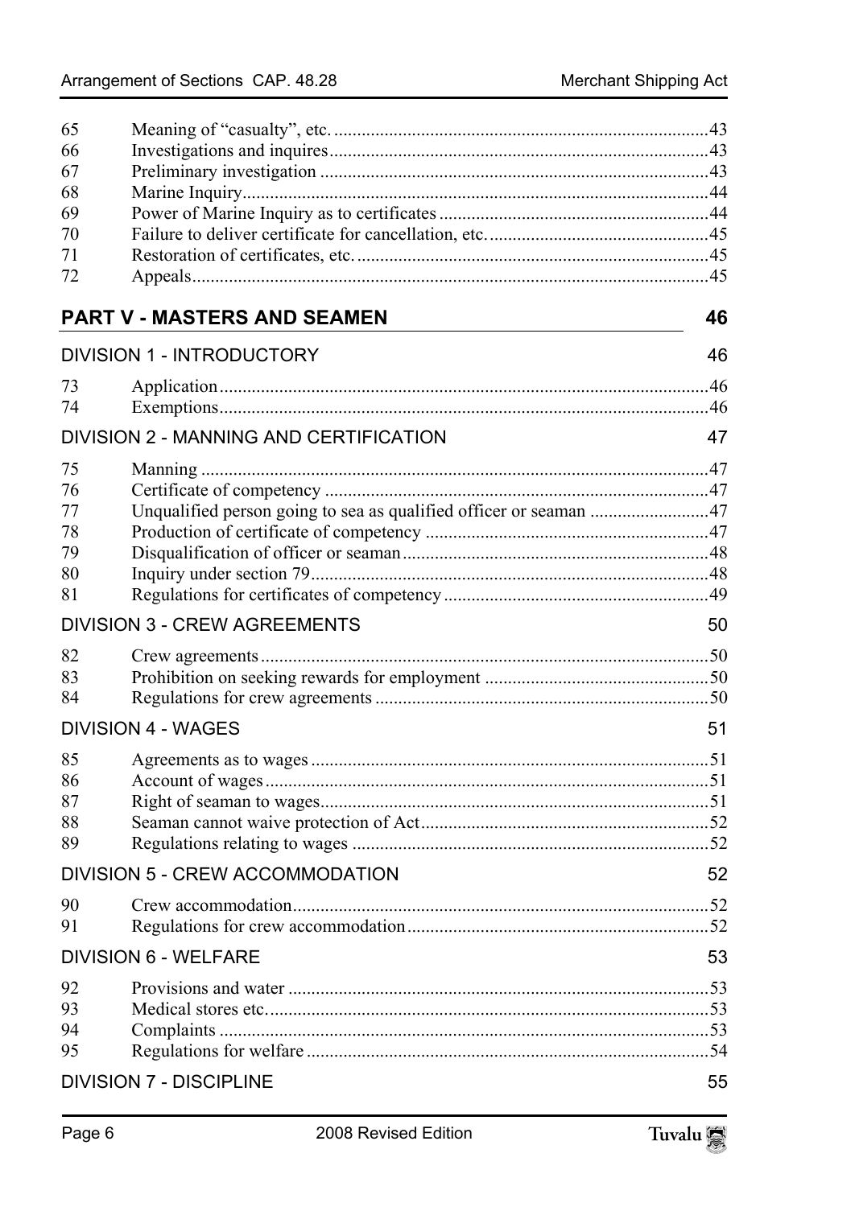| | | |
|---|---|---|
| 65 | Meaning of "casualty", etc. | 43 |
| 66 | Investigations and inquires | 43 |
| 67 | Preliminary investigation | 43 |
| 68 | Marine Inquiry | 44 |
| 69 | Power of Marine Inquiry as to certificates | 44 |
| 70 | Failure to deliver certificate for cancellation, etc. | 45 |
| 71 | Restoration of certificates, etc. | 45 |
| 72 | Appeals | 45 |

## PART V - MASTERS AND SEAMEN 46

### DIVISION 1 - INTRODUCTORY 46

| | | |
|---|---|---|
| 73 | Application | 46 |
| 74 | Exemptions | 46 |

### DIVISION 2 - MANNING AND CERTIFICATION 47

| | | |
|---|---|---|
| 75 | Manning | 47 |
| 76 | Certificate of competency | 47 |
| 77 | Unqualified person going to sea as qualified officer or seaman | 47 |
| 78 | Production of certificate of competency | 47 |
| 79 | Disqualification of officer or seaman | 48 |
| 80 | Inquiry under section 79 | 48 |
| 81 | Regulations for certificates of competency | 49 |

### DIVISION 3 - CREW AGREEMENTS 50

| | | |
|---|---|---|
| 82 | Crew agreements | 50 |
| 83 | Prohibition on seeking rewards for employment | 50 |
| 84 | Regulations for crew agreements | 50 |

### DIVISION 4 - WAGES 51

| | | |
|---|---|---|
| 85 | Agreements as to wages | 51 |
| 86 | Account of wages | 51 |
| 87 | Right of seaman to wages | 51 |
| 88 | Seaman cannot waive protection of Act | 52 |
| 89 | Regulations relating to wages | 52 |

### DIVISION 5 - CREW ACCOMMODATION 52

| | | |
|---|---|---|
| 90 | Crew accommodation | 52 |
| 91 | Regulations for crew accommodation | 52 |

### DIVISION 6 - WELFARE 53

| | | |
|---|---|---|
| 92 | Provisions and water | 53 |
| 93 | Medical stores etc. | 53 |
| 94 | Complaints | 53 |
| 95 | Regulations for welfare | 54 |

### DIVISION 7 - DISCIPLINE 55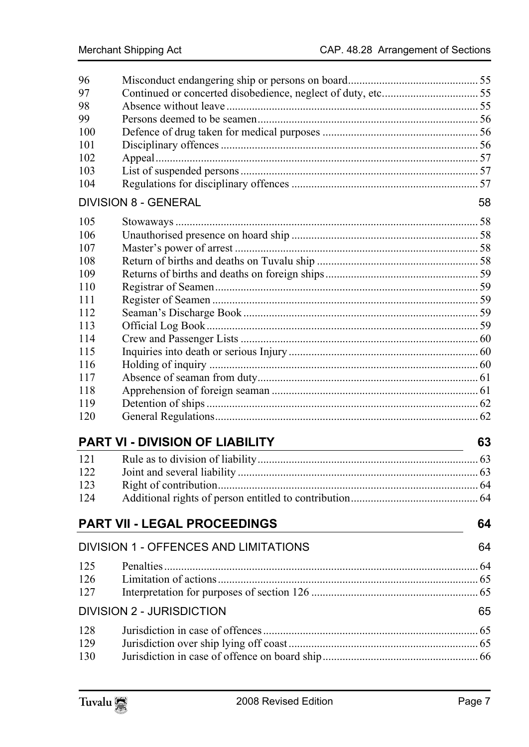| | | |
|---|---|---|
| 96 | Misconduct endangering ship or persons on board | 55 |
| 97 | Continued or concerted disobedience, neglect of duty, etc. | 55 |
| 98 | Absence without leave | 55 |
| 99 | Persons deemed to be seamen | 56 |
| 100 | Defence of drug taken for medical purposes | 56 |
| 101 | Disciplinary offences | 56 |
| 102 | Appeal | 57 |
| 103 | List of suspended persons | 57 |
| 104 | Regulations for disciplinary offences | 57 |

### DIVISION 8 - GENERAL 58

| | | |
|---|---|---|
| 105 | Stowaways | 58 |
| 106 | Unauthorised presence on hoard ship | 58 |
| 107 | Master's power of arrest | 58 |
| 108 | Return of births and deaths on Tuvalu ship | 58 |
| 109 | Returns of births and deaths on foreign ships | 59 |
| 110 | Registrar of Seamen | 59 |
| 111 | Register of Seamen | 59 |
| 112 | Seaman's Discharge Book | 59 |
| 113 | Official Log Book | 59 |
| 114 | Crew and Passenger Lists | 60 |
| 115 | Inquiries into death or serious Injury | 60 |
| 116 | Holding of inquiry | 60 |
| 117 | Absence of seaman from duty | 61 |
| 118 | Apprehension of foreign seaman | 61 |
| 119 | Detention of ships | 62 |
| 120 | General Regulations | 62 |

## PART VI - DIVISION OF LIABILITY 63

| | | |
|---|---|---|
| 121 | Rule as to division of liability | 63 |
| 122 | Joint and several liability | 63 |
| 123 | Right of contribution | 64 |
| 124 | Additional rights of person entitled to contribution | 64 |

## PART VII - LEGAL PROCEEDINGS 64

### DIVISION 1 - OFFENCES AND LIMITATIONS 64

| | | |
|---|---|---|
| 125 | Penalties | 64 |
| 126 | Limitation of actions | 65 |
| 127 | Interpretation for purposes of section 126 | 65 |

### DIVISION 2 - JURISDICTION 65

| | | |
|---|---|---|
| 128 | Jurisdiction in case of offences | 65 |
| 129 | Jurisdiction over ship lying off coast | 65 |
| 130 | Jurisdiction in case of offence on board ship | 66 |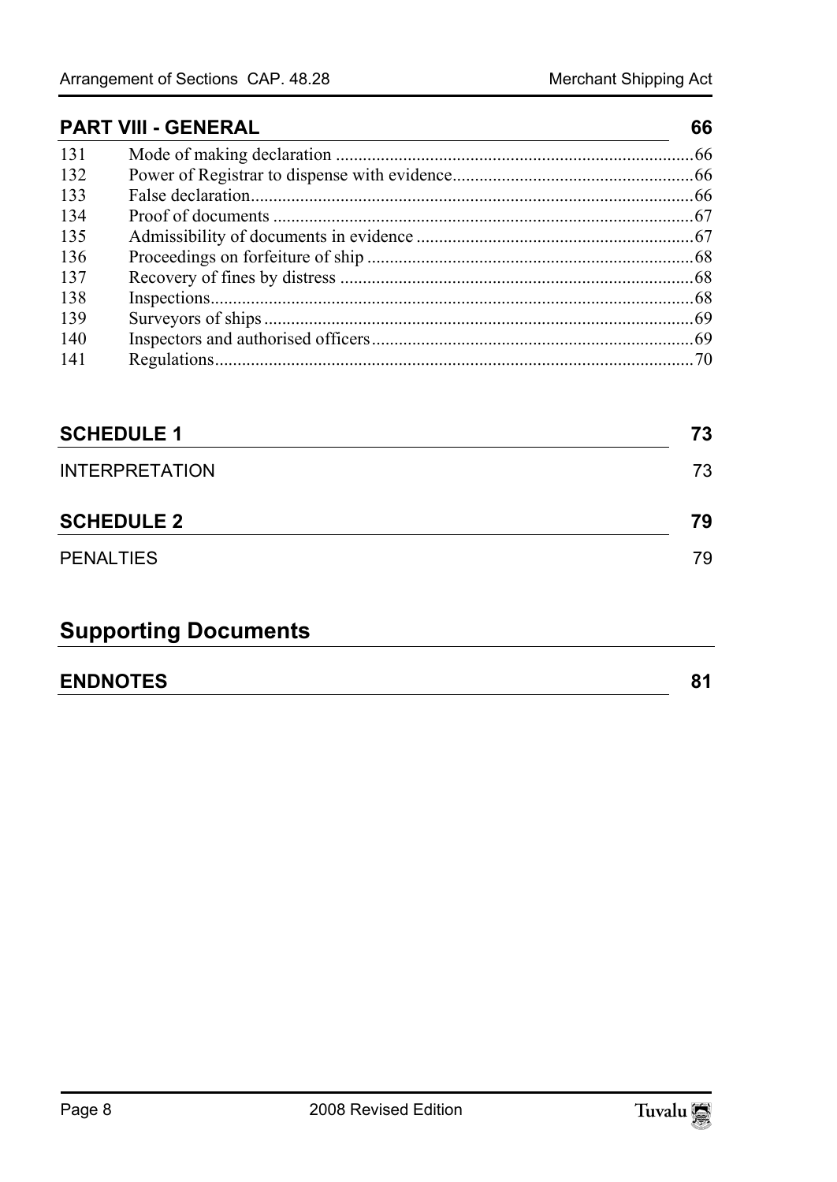## PART VIII - GENERAL 66

| | | |
|---|---|---|
| 131 | Mode of making declaration | 66 |
| 132 | Power of Registrar to dispense with evidence | 66 |
| 133 | False declaration | 66 |
| 134 | Proof of documents | 67 |
| 135 | Admissibility of documents in evidence | 67 |
| 136 | Proceedings on forfeiture of ship | 68 |
| 137 | Recovery of fines by distress | 68 |
| 138 | Inspections | 68 |
| 139 | Surveyors of ships | 69 |
| 140 | Inspectors and authorised officers | 69 |
| 141 | Regulations | 70 |

## SCHEDULE 1 73

INTERPRETATION 73

## SCHEDULE 2 79

PENALTIES 79

# Supporting Documents

## ENDNOTES 81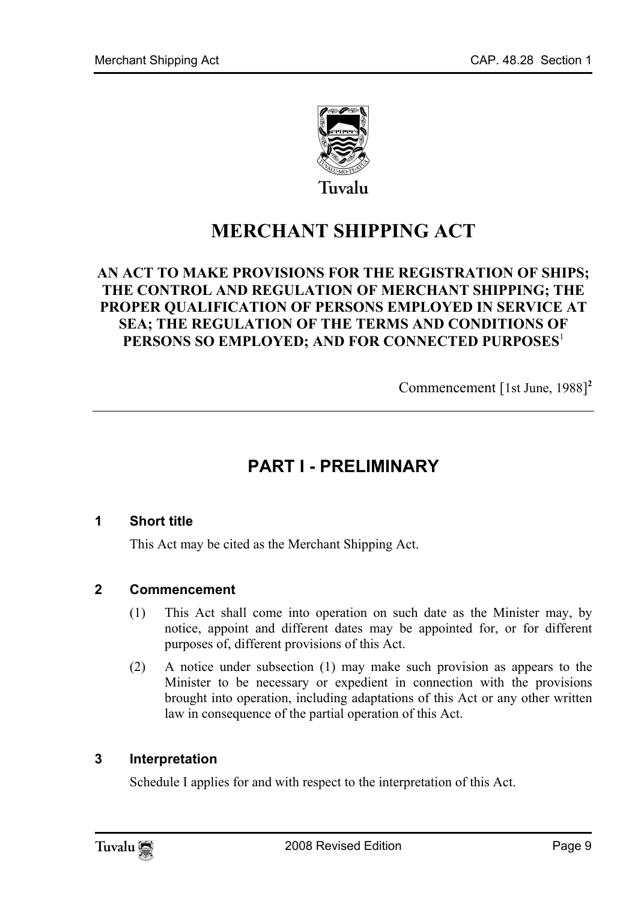Tuvalu

# MERCHANT SHIPPING ACT

**AN ACT TO MAKE PROVISIONS FOR THE REGISTRATION OF SHIPS; THE CONTROL AND REGULATION OF MERCHANT SHIPPING; THE PROPER QUALIFICATION OF PERSONS EMPLOYED IN SERVICE AT SEA; THE REGULATION OF THE TERMS AND CONDITIONS OF PERSONS SO EMPLOYED; AND FOR CONNECTED PURPOSES**[1]

Commencement [1st June, 1988][2]

## PART I - PRELIMINARY

### 1 Short title

This Act may be cited as the Merchant Shipping Act.

### 2 Commencement

(1) This Act shall come into operation on such date as the Minister may, by notice, appoint and different dates may be appointed for, or for different purposes of, different provisions of this Act.

(2) A notice under subsection (1) may make such provision as appears to the Minister to be necessary or expedient in connection with the provisions brought into operation, including adaptations of this Act or any other written law in consequence of the partial operation of this Act.

### 3 Interpretation

Schedule I applies for and with respect to the interpretation of this Act.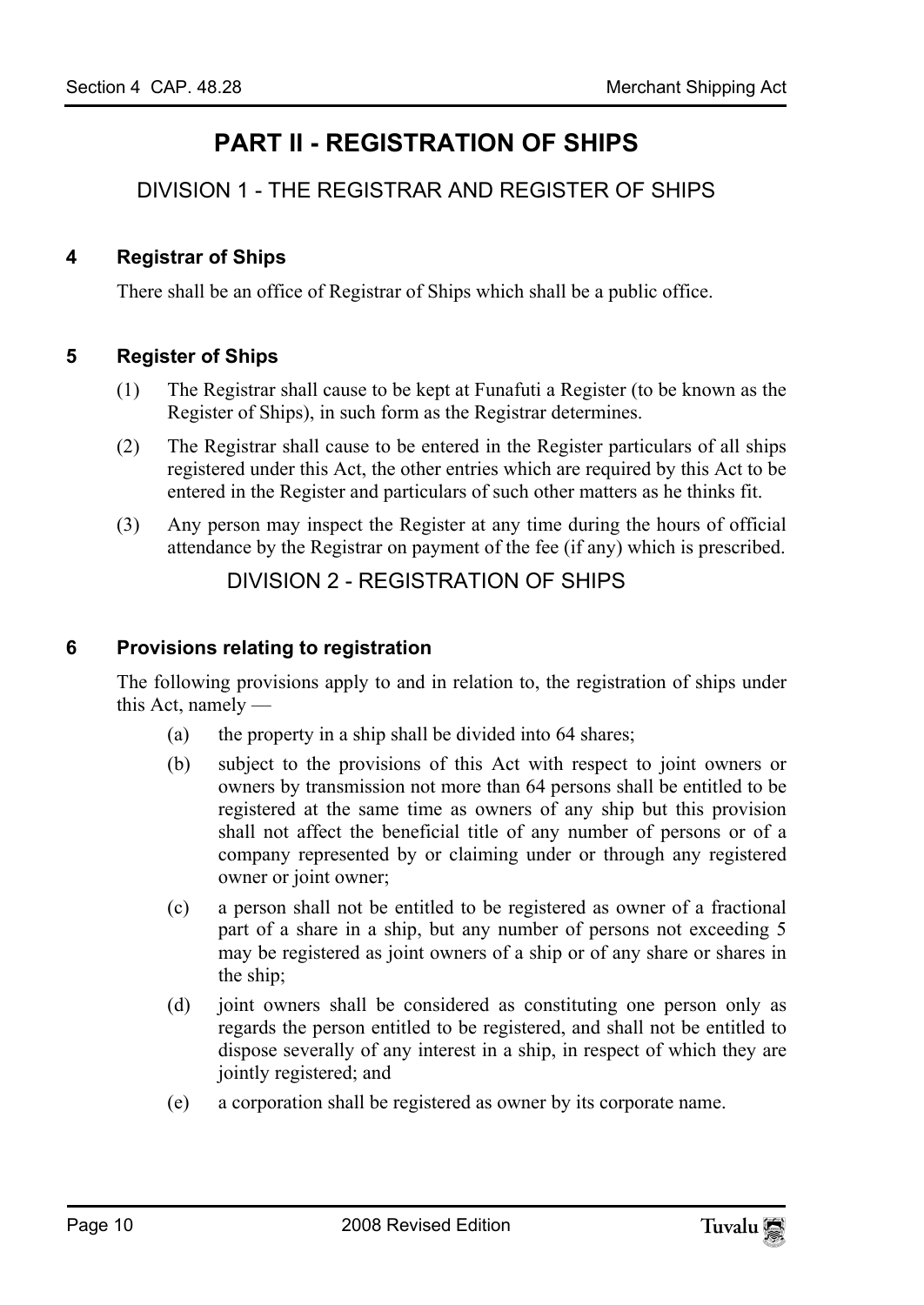# PART II - REGISTRATION OF SHIPS

## DIVISION 1 - THE REGISTRAR AND REGISTER OF SHIPS

### 4 Registrar of Ships

There shall be an office of Registrar of Ships which shall be a public office.

### 5 Register of Ships

(1) The Registrar shall cause to be kept at Funafuti a Register (to be known as the Register of Ships), in such form as the Registrar determines.

(2) The Registrar shall cause to be entered in the Register particulars of all ships registered under this Act, the other entries which are required by this Act to be entered in the Register and particulars of such other matters as he thinks fit.

(3) Any person may inspect the Register at any time during the hours of official attendance by the Registrar on payment of the fee (if any) which is prescribed.

## DIVISION 2 - REGISTRATION OF SHIPS

### 6 Provisions relating to registration

The following provisions apply to and in relation to, the registration of ships under this Act, namely —

(a) the property in a ship shall be divided into 64 shares;

(b) subject to the provisions of this Act with respect to joint owners or owners by transmission not more than 64 persons shall be entitled to be registered at the same time as owners of any ship but this provision shall not affect the beneficial title of any number of persons or of a company represented by or claiming under or through any registered owner or joint owner;

(c) a person shall not be entitled to be registered as owner of a fractional part of a share in a ship, but any number of persons not exceeding 5 may be registered as joint owners of a ship or of any share or shares in the ship;

(d) joint owners shall be considered as constituting one person only as regards the person entitled to be registered, and shall not be entitled to dispose severally of any interest in a ship, in respect of which they are jointly registered; and

(e) a corporation shall be registered as owner by its corporate name.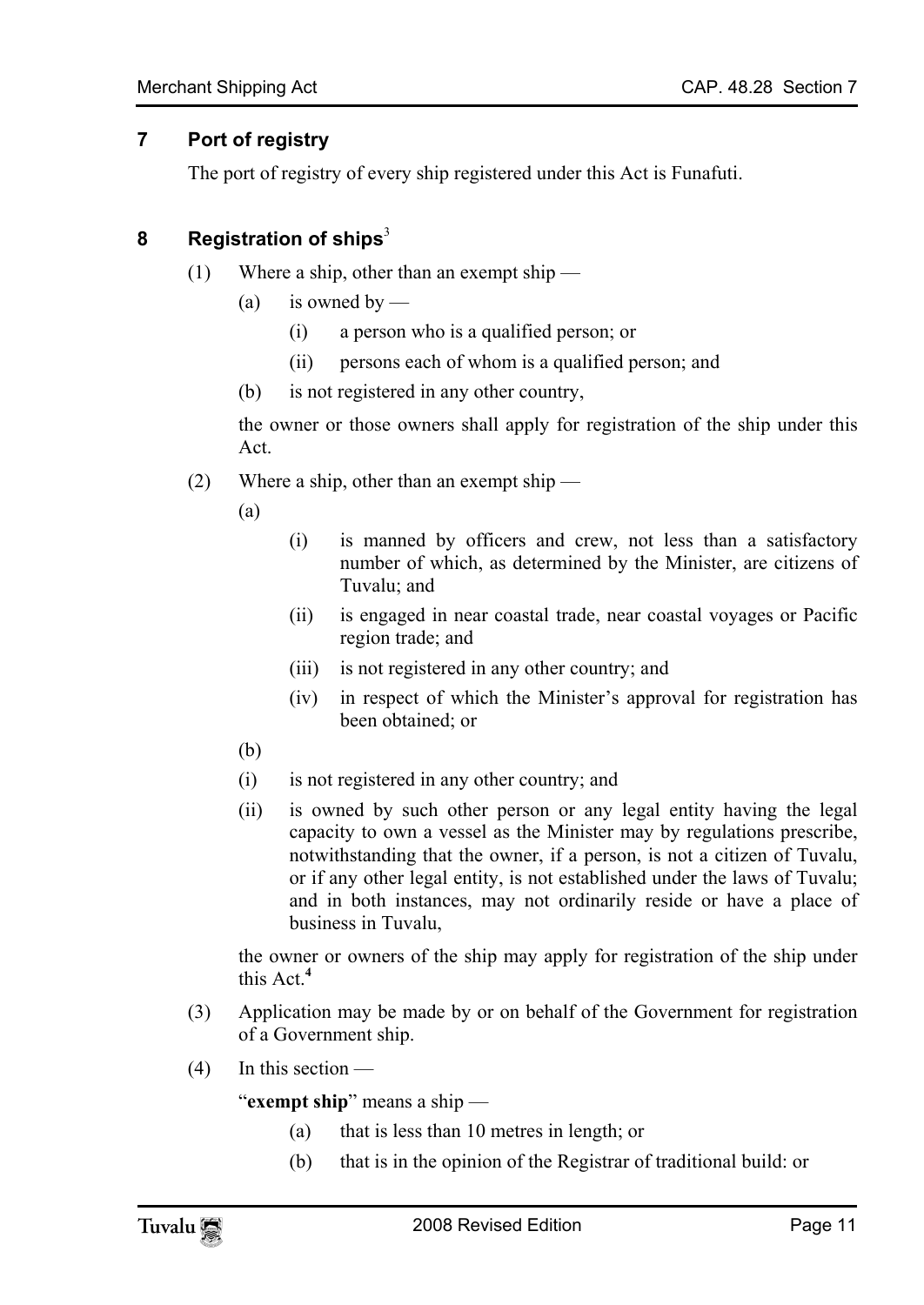## 7 Port of registry

The port of registry of every ship registered under this Act is Funafuti.

## 8 Registration of ships[3]

(1) Where a ship, other than an exempt ship —

(a) is owned by —

(i) a person who is a qualified person; or

(ii) persons each of whom is a qualified person; and

(b) is not registered in any other country,

the owner or those owners shall apply for registration of the ship under this Act.

(2) Where a ship, other than an exempt ship —

(a)

(i) is manned by officers and crew, not less than a satisfactory number of which, as determined by the Minister, are citizens of Tuvalu; and

(ii) is engaged in near coastal trade, near coastal voyages or Pacific region trade; and

(iii) is not registered in any other country; and

(iv) in respect of which the Minister's approval for registration has been obtained; or

(b)

(i) is not registered in any other country; and

(ii) is owned by such other person or any legal entity having the legal capacity to own a vessel as the Minister may by regulations prescribe, notwithstanding that the owner, if a person, is not a citizen of Tuvalu, or if any other legal entity, is not established under the laws of Tuvalu; and in both instances, may not ordinarily reside or have a place of business in Tuvalu,

the owner or owners of the ship may apply for registration of the ship under this Act.[4]

(3) Application may be made by or on behalf of the Government for registration of a Government ship.

(4) In this section —

"**exempt ship**" means a ship —

(a) that is less than 10 metres in length; or

(b) that is in the opinion of the Registrar of traditional build: or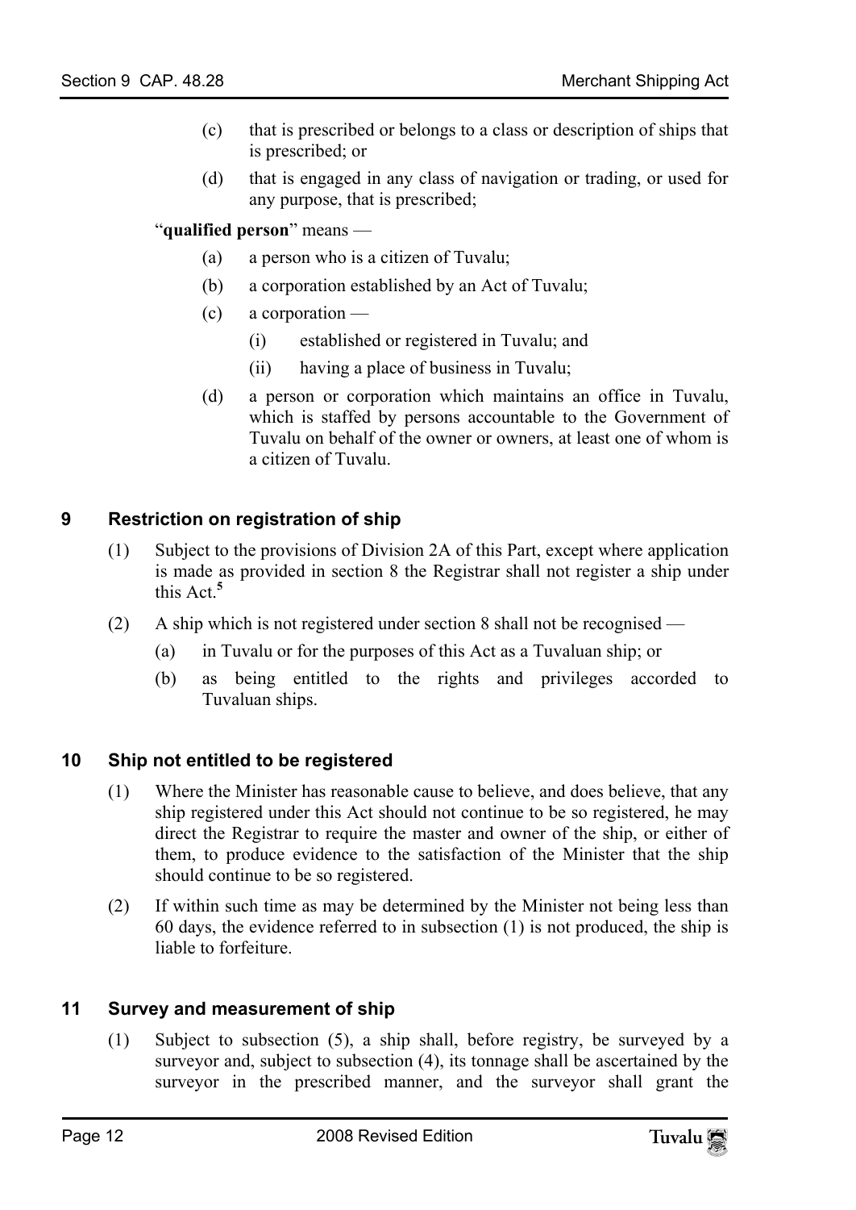(c) that is prescribed or belongs to a class or description of ships that is prescribed; or

(d) that is engaged in any class of navigation or trading, or used for any purpose, that is prescribed;

"**qualified person**" means —

(a) a person who is a citizen of Tuvalu;

(b) a corporation established by an Act of Tuvalu;

(c) a corporation —

(i) established or registered in Tuvalu; and

(ii) having a place of business in Tuvalu;

(d) a person or corporation which maintains an office in Tuvalu, which is staffed by persons accountable to the Government of Tuvalu on behalf of the owner or owners, at least one of whom is a citizen of Tuvalu.

## 9 Restriction on registration of ship

(1) Subject to the provisions of Division 2A of this Part, except where application is made as provided in section 8 the Registrar shall not register a ship under this Act.[5]

(2) A ship which is not registered under section 8 shall not be recognised —

(a) in Tuvalu or for the purposes of this Act as a Tuvaluan ship; or

(b) as being entitled to the rights and privileges accorded to Tuvaluan ships.

## 10 Ship not entitled to be registered

(1) Where the Minister has reasonable cause to believe, and does believe, that any ship registered under this Act should not continue to be so registered, he may direct the Registrar to require the master and owner of the ship, or either of them, to produce evidence to the satisfaction of the Minister that the ship should continue to be so registered.

(2) If within such time as may be determined by the Minister not being less than 60 days, the evidence referred to in subsection (1) is not produced, the ship is liable to forfeiture.

## 11 Survey and measurement of ship

(1) Subject to subsection (5), a ship shall, before registry, be surveyed by a surveyor and, subject to subsection (4), its tonnage shall be ascertained by the surveyor in the prescribed manner, and the surveyor shall grant the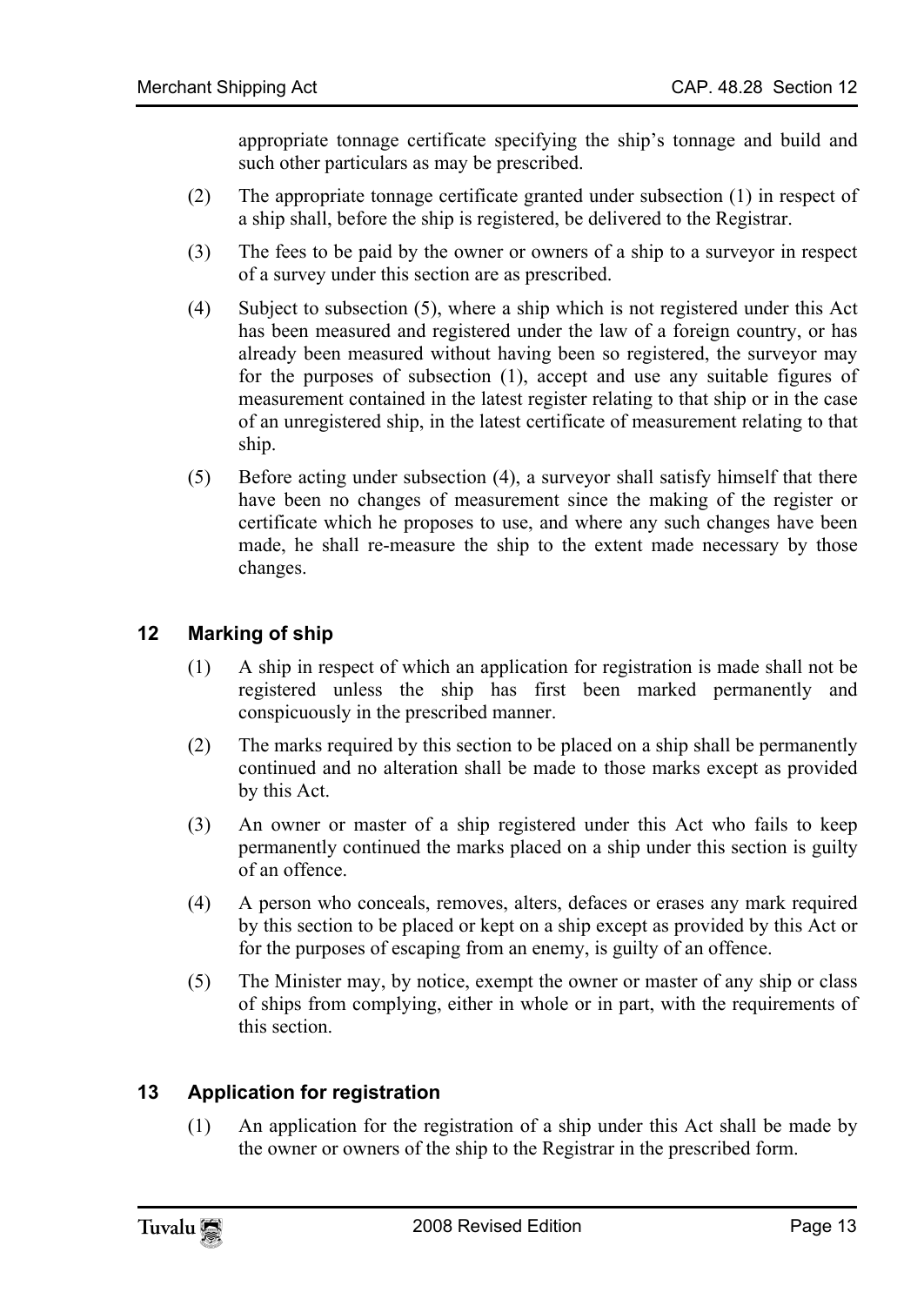appropriate tonnage certificate specifying the ship's tonnage and build and such other particulars as may be prescribed.

(2) The appropriate tonnage certificate granted under subsection (1) in respect of a ship shall, before the ship is registered, be delivered to the Registrar.

(3) The fees to be paid by the owner or owners of a ship to a surveyor in respect of a survey under this section are as prescribed.

(4) Subject to subsection (5), where a ship which is not registered under this Act has been measured and registered under the law of a foreign country, or has already been measured without having been so registered, the surveyor may for the purposes of subsection (1), accept and use any suitable figures of measurement contained in the latest register relating to that ship or in the case of an unregistered ship, in the latest certificate of measurement relating to that ship.

(5) Before acting under subsection (4), a surveyor shall satisfy himself that there have been no changes of measurement since the making of the register or certificate which he proposes to use, and where any such changes have been made, he shall re-measure the ship to the extent made necessary by those changes.

## 12 Marking of ship

(1) A ship in respect of which an application for registration is made shall not be registered unless the ship has first been marked permanently and conspicuously in the prescribed manner.

(2) The marks required by this section to be placed on a ship shall be permanently continued and no alteration shall be made to those marks except as provided by this Act.

(3) An owner or master of a ship registered under this Act who fails to keep permanently continued the marks placed on a ship under this section is guilty of an offence.

(4) A person who conceals, removes, alters, defaces or erases any mark required by this section to be placed or kept on a ship except as provided by this Act or for the purposes of escaping from an enemy, is guilty of an offence.

(5) The Minister may, by notice, exempt the owner or master of any ship or class of ships from complying, either in whole or in part, with the requirements of this section.

## 13 Application for registration

(1) An application for the registration of a ship under this Act shall be made by the owner or owners of the ship to the Registrar in the prescribed form.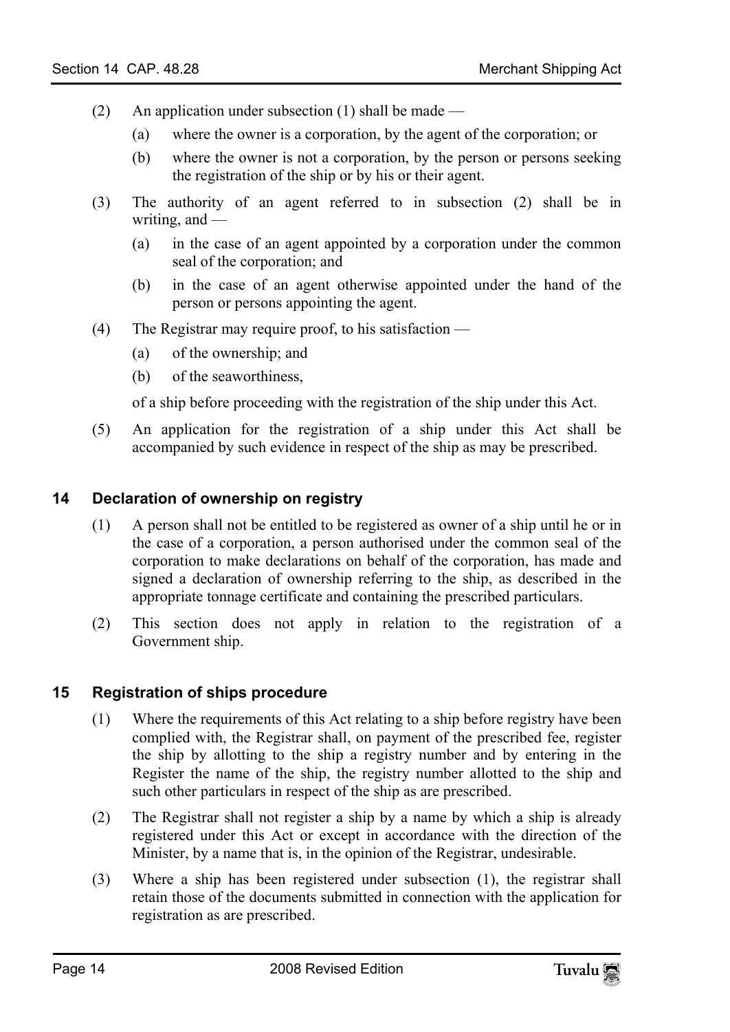(2) An application under subsection (1) shall be made —

   (a) where the owner is a corporation, by the agent of the corporation; or

   (b) where the owner is not a corporation, by the person or persons seeking the registration of the ship or by his or their agent.

(3) The authority of an agent referred to in subsection (2) shall be in writing, and —

   (a) in the case of an agent appointed by a corporation under the common seal of the corporation; and

   (b) in the case of an agent otherwise appointed under the hand of the person or persons appointing the agent.

(4) The Registrar may require proof, to his satisfaction —

   (a) of the ownership; and

   (b) of the seaworthiness,

   of a ship before proceeding with the registration of the ship under this Act.

(5) An application for the registration of a ship under this Act shall be accompanied by such evidence in respect of the ship as may be prescribed.

## 14 Declaration of ownership on registry

(1) A person shall not be entitled to be registered as owner of a ship until he or in the case of a corporation, a person authorised under the common seal of the corporation to make declarations on behalf of the corporation, has made and signed a declaration of ownership referring to the ship, as described in the appropriate tonnage certificate and containing the prescribed particulars.

(2) This section does not apply in relation to the registration of a Government ship.

## 15 Registration of ships procedure

(1) Where the requirements of this Act relating to a ship before registry have been complied with, the Registrar shall, on payment of the prescribed fee, register the ship by allotting to the ship a registry number and by entering in the Register the name of the ship, the registry number allotted to the ship and such other particulars in respect of the ship as are prescribed.

(2) The Registrar shall not register a ship by a name by which a ship is already registered under this Act or except in accordance with the direction of the Minister, by a name that is, in the opinion of the Registrar, undesirable.

(3) Where a ship has been registered under subsection (1), the registrar shall retain those of the documents submitted in connection with the application for registration as are prescribed.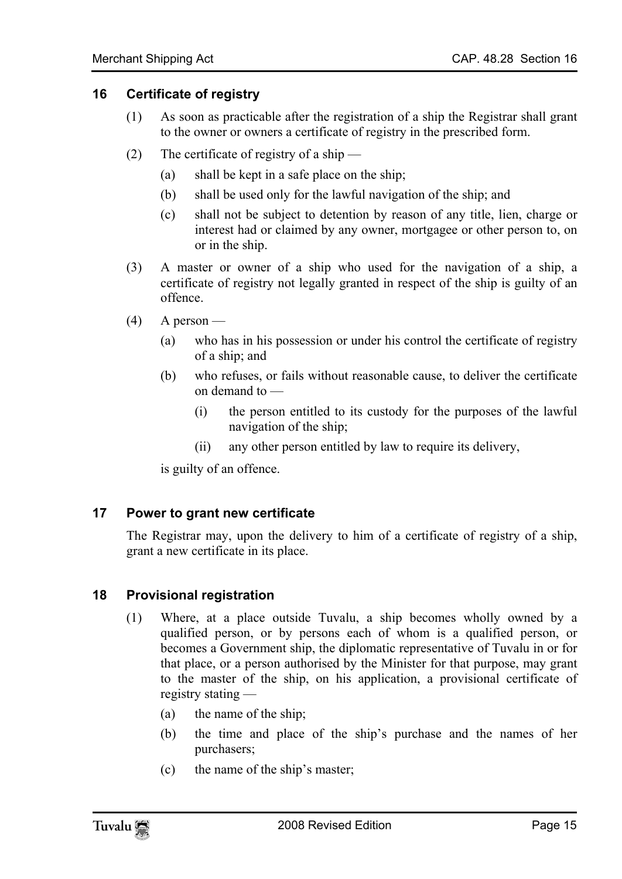## 16 Certificate of registry

(1) As soon as practicable after the registration of a ship the Registrar shall grant to the owner or owners a certificate of registry in the prescribed form.

(2) The certificate of registry of a ship —

(a) shall be kept in a safe place on the ship;

(b) shall be used only for the lawful navigation of the ship; and

(c) shall not be subject to detention by reason of any title, lien, charge or interest had or claimed by any owner, mortgagee or other person to, on or in the ship.

(3) A master or owner of a ship who used for the navigation of a ship, a certificate of registry not legally granted in respect of the ship is guilty of an offence.

(4) A person —

(a) who has in his possession or under his control the certificate of registry of a ship; and

(b) who refuses, or fails without reasonable cause, to deliver the certificate on demand to —

(i) the person entitled to its custody for the purposes of the lawful navigation of the ship;

(ii) any other person entitled by law to require its delivery,

is guilty of an offence.

## 17 Power to grant new certificate

The Registrar may, upon the delivery to him of a certificate of registry of a ship, grant a new certificate in its place.

## 18 Provisional registration

(1) Where, at a place outside Tuvalu, a ship becomes wholly owned by a qualified person, or by persons each of whom is a qualified person, or becomes a Government ship, the diplomatic representative of Tuvalu in or for that place, or a person authorised by the Minister for that purpose, may grant to the master of the ship, on his application, a provisional certificate of registry stating —

(a) the name of the ship;

(b) the time and place of the ship's purchase and the names of her purchasers;

(c) the name of the ship's master;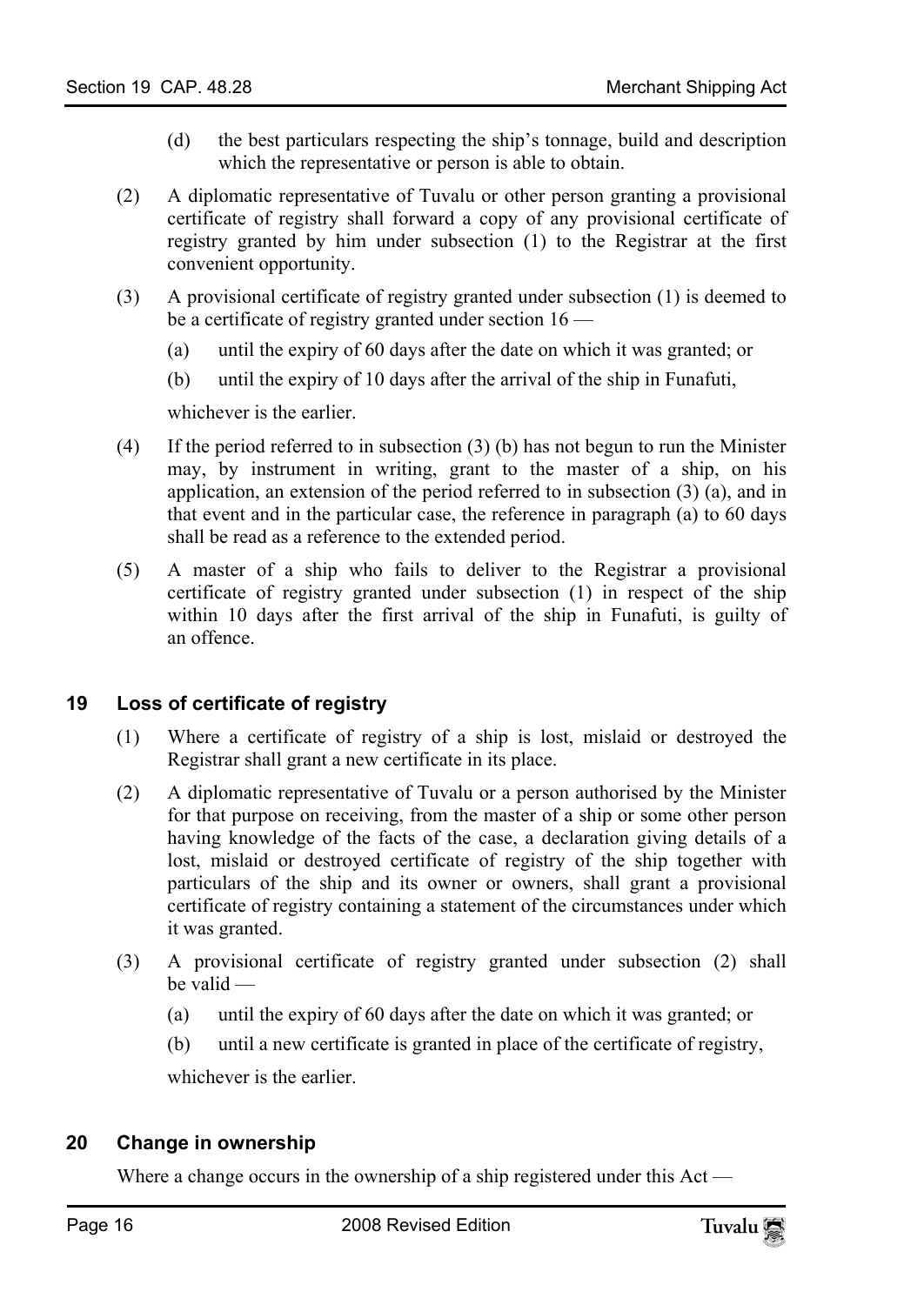(d) the best particulars respecting the ship's tonnage, build and description which the representative or person is able to obtain.

(2) A diplomatic representative of Tuvalu or other person granting a provisional certificate of registry shall forward a copy of any provisional certificate of registry granted by him under subsection (1) to the Registrar at the first convenient opportunity.

(3) A provisional certificate of registry granted under subsection (1) is deemed to be a certificate of registry granted under section 16 —

(a) until the expiry of 60 days after the date on which it was granted; or

(b) until the expiry of 10 days after the arrival of the ship in Funafuti,

whichever is the earlier.

(4) If the period referred to in subsection (3) (b) has not begun to run the Minister may, by instrument in writing, grant to the master of a ship, on his application, an extension of the period referred to in subsection (3) (a), and in that event and in the particular case, the reference in paragraph (a) to 60 days shall be read as a reference to the extended period.

(5) A master of a ship who fails to deliver to the Registrar a provisional certificate of registry granted under subsection (1) in respect of the ship within 10 days after the first arrival of the ship in Funafuti, is guilty of an offence.

## 19 Loss of certificate of registry

(1) Where a certificate of registry of a ship is lost, mislaid or destroyed the Registrar shall grant a new certificate in its place.

(2) A diplomatic representative of Tuvalu or a person authorised by the Minister for that purpose on receiving, from the master of a ship or some other person having knowledge of the facts of the case, a declaration giving details of a lost, mislaid or destroyed certificate of registry of the ship together with particulars of the ship and its owner or owners, shall grant a provisional certificate of registry containing a statement of the circumstances under which it was granted.

(3) A provisional certificate of registry granted under subsection (2) shall be valid —

(a) until the expiry of 60 days after the date on which it was granted; or

(b) until a new certificate is granted in place of the certificate of registry,

whichever is the earlier.

## 20 Change in ownership

Where a change occurs in the ownership of a ship registered under this Act —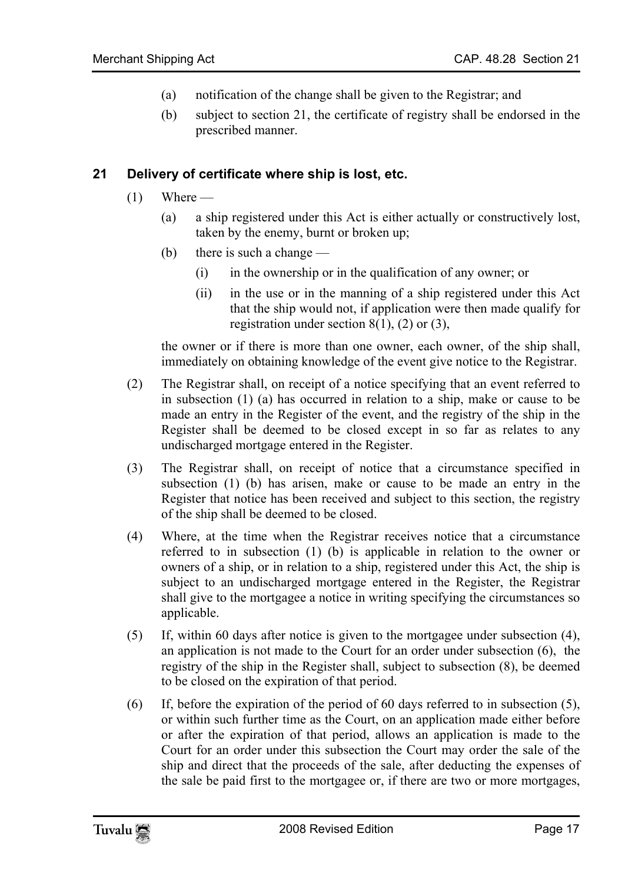(a) notification of the change shall be given to the Registrar; and

(b) subject to section 21, the certificate of registry shall be endorsed in the prescribed manner.

## 21 Delivery of certificate where ship is lost, etc.

(1) Where —

(a) a ship registered under this Act is either actually or constructively lost, taken by the enemy, burnt or broken up;

(b) there is such a change —

(i) in the ownership or in the qualification of any owner; or

(ii) in the use or in the manning of a ship registered under this Act that the ship would not, if application were then made qualify for registration under section 8(1), (2) or (3),

the owner or if there is more than one owner, each owner, of the ship shall, immediately on obtaining knowledge of the event give notice to the Registrar.

(2) The Registrar shall, on receipt of a notice specifying that an event referred to in subsection (1) (a) has occurred in relation to a ship, make or cause to be made an entry in the Register of the event, and the registry of the ship in the Register shall be deemed to be closed except in so far as relates to any undischarged mortgage entered in the Register.

(3) The Registrar shall, on receipt of notice that a circumstance specified in subsection (1) (b) has arisen, make or cause to be made an entry in the Register that notice has been received and subject to this section, the registry of the ship shall be deemed to be closed.

(4) Where, at the time when the Registrar receives notice that a circumstance referred to in subsection (1) (b) is applicable in relation to the owner or owners of a ship, or in relation to a ship, registered under this Act, the ship is subject to an undischarged mortgage entered in the Register, the Registrar shall give to the mortgagee a notice in writing specifying the circumstances so applicable.

(5) If, within 60 days after notice is given to the mortgagee under subsection (4), an application is not made to the Court for an order under subsection (6), the registry of the ship in the Register shall, subject to subsection (8), be deemed to be closed on the expiration of that period.

(6) If, before the expiration of the period of 60 days referred to in subsection (5), or within such further time as the Court, on an application made either before or after the expiration of that period, allows an application is made to the Court for an order under this subsection the Court may order the sale of the ship and direct that the proceeds of the sale, after deducting the expenses of the sale be paid first to the mortgagee or, if there are two or more mortgages,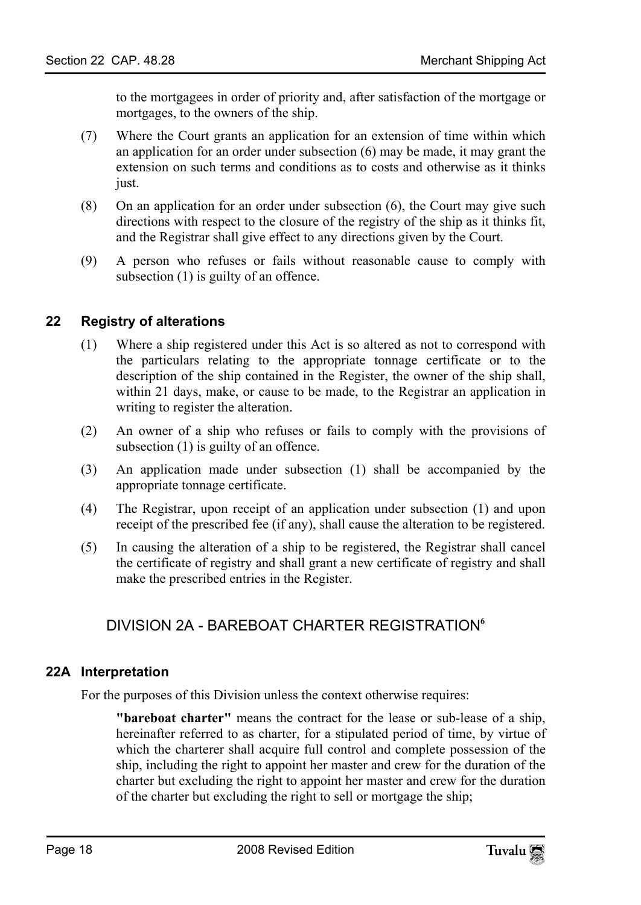to the mortgagees in order of priority and, after satisfaction of the mortgage or mortgages, to the owners of the ship.

(7) Where the Court grants an application for an extension of time within which an application for an order under subsection (6) may be made, it may grant the extension on such terms and conditions as to costs and otherwise as it thinks just.

(8) On an application for an order under subsection (6), the Court may give such directions with respect to the closure of the registry of the ship as it thinks fit, and the Registrar shall give effect to any directions given by the Court.

(9) A person who refuses or fails without reasonable cause to comply with subsection (1) is guilty of an offence.

### 22 Registry of alterations

(1) Where a ship registered under this Act is so altered as not to correspond with the particulars relating to the appropriate tonnage certificate or to the description of the ship contained in the Register, the owner of the ship shall, within 21 days, make, or cause to be made, to the Registrar an application in writing to register the alteration.

(2) An owner of a ship who refuses or fails to comply with the provisions of subsection (1) is guilty of an offence.

(3) An application made under subsection (1) shall be accompanied by the appropriate tonnage certificate.

(4) The Registrar, upon receipt of an application under subsection (1) and upon receipt of the prescribed fee (if any), shall cause the alteration to be registered.

(5) In causing the alteration of a ship to be registered, the Registrar shall cancel the certificate of registry and shall grant a new certificate of registry and shall make the prescribed entries in the Register.

## DIVISION 2A - BAREBOAT CHARTER REGISTRATION[6]

### 22A Interpretation

For the purposes of this Division unless the context otherwise requires:

**"bareboat charter"** means the contract for the lease or sub-lease of a ship, hereinafter referred to as charter, for a stipulated period of time, by virtue of which the charterer shall acquire full control and complete possession of the ship, including the right to appoint her master and crew for the duration of the charter but excluding the right to appoint her master and crew for the duration of the charter but excluding the right to sell or mortgage the ship;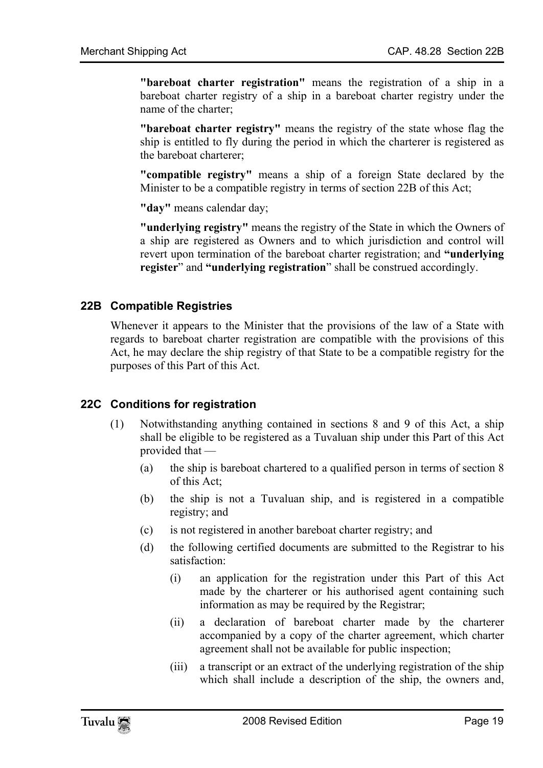**"bareboat charter registration"** means the registration of a ship in a bareboat charter registry of a ship in a bareboat charter registry under the name of the charter;

**"bareboat charter registry"** means the registry of the state whose flag the ship is entitled to fly during the period in which the charterer is registered as the bareboat charterer;

**"compatible registry"** means a ship of a foreign State declared by the Minister to be a compatible registry in terms of section 22B of this Act;

**"day"** means calendar day;

**"underlying registry"** means the registry of the State in which the Owners of a ship are registered as Owners and to which jurisdiction and control will revert upon termination of the bareboat charter registration; and **"underlying register"** and **"underlying registration"** shall be construed accordingly.

### 22B Compatible Registries

Whenever it appears to the Minister that the provisions of the law of a State with regards to bareboat charter registration are compatible with the provisions of this Act, he may declare the ship registry of that State to be a compatible registry for the purposes of this Part of this Act.

### 22C Conditions for registration

(1) Notwithstanding anything contained in sections 8 and 9 of this Act, a ship shall be eligible to be registered as a Tuvaluan ship under this Part of this Act provided that —

- (a) the ship is bareboat chartered to a qualified person in terms of section 8 of this Act;
- (b) the ship is not a Tuvaluan ship, and is registered in a compatible registry; and
- (c) is not registered in another bareboat charter registry; and
- (d) the following certified documents are submitted to the Registrar to his satisfaction:
  - (i) an application for the registration under this Part of this Act made by the charterer or his authorised agent containing such information as may be required by the Registrar;
  - (ii) a declaration of bareboat charter made by the charterer accompanied by a copy of the charter agreement, which charter agreement shall not be available for public inspection;
  - (iii) a transcript or an extract of the underlying registration of the ship which shall include a description of the ship, the owners and,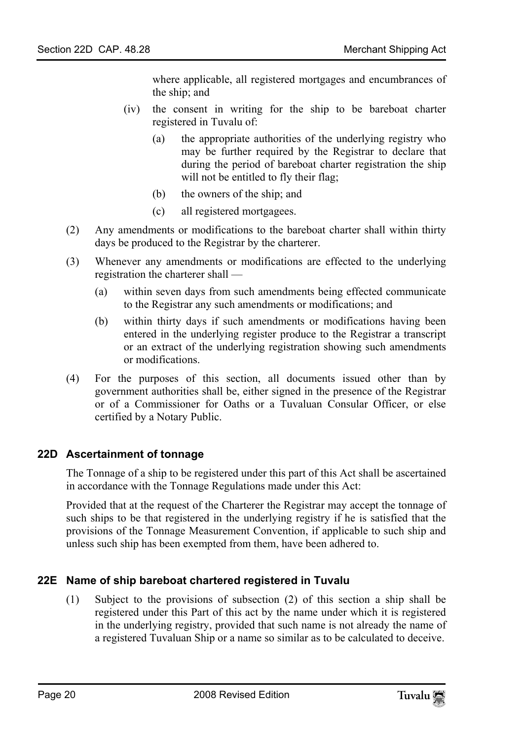where applicable, all registered mortgages and encumbrances of the ship; and

(iv) the consent in writing for the ship to be bareboat charter registered in Tuvalu of:

(a) the appropriate authorities of the underlying registry who may be further required by the Registrar to declare that during the period of bareboat charter registration the ship will not be entitled to fly their flag;

(b) the owners of the ship; and

(c) all registered mortgagees.

(2) Any amendments or modifications to the bareboat charter shall within thirty days be produced to the Registrar by the charterer.

(3) Whenever any amendments or modifications are effected to the underlying registration the charterer shall —

(a) within seven days from such amendments being effected communicate to the Registrar any such amendments or modifications; and

(b) within thirty days if such amendments or modifications having been entered in the underlying register produce to the Registrar a transcript or an extract of the underlying registration showing such amendments or modifications.

(4) For the purposes of this section, all documents issued other than by government authorities shall be, either signed in the presence of the Registrar or of a Commissioner for Oaths or a Tuvaluan Consular Officer, or else certified by a Notary Public.

## 22D Ascertainment of tonnage

The Tonnage of a ship to be registered under this part of this Act shall be ascertained in accordance with the Tonnage Regulations made under this Act:

Provided that at the request of the Charterer the Registrar may accept the tonnage of such ships to be that registered in the underlying registry if he is satisfied that the provisions of the Tonnage Measurement Convention, if applicable to such ship and unless such ship has been exempted from them, have been adhered to.

## 22E Name of ship bareboat chartered registered in Tuvalu

(1) Subject to the provisions of subsection (2) of this section a ship shall be registered under this Part of this act by the name under which it is registered in the underlying registry, provided that such name is not already the name of a registered Tuvaluan Ship or a name so similar as to be calculated to deceive.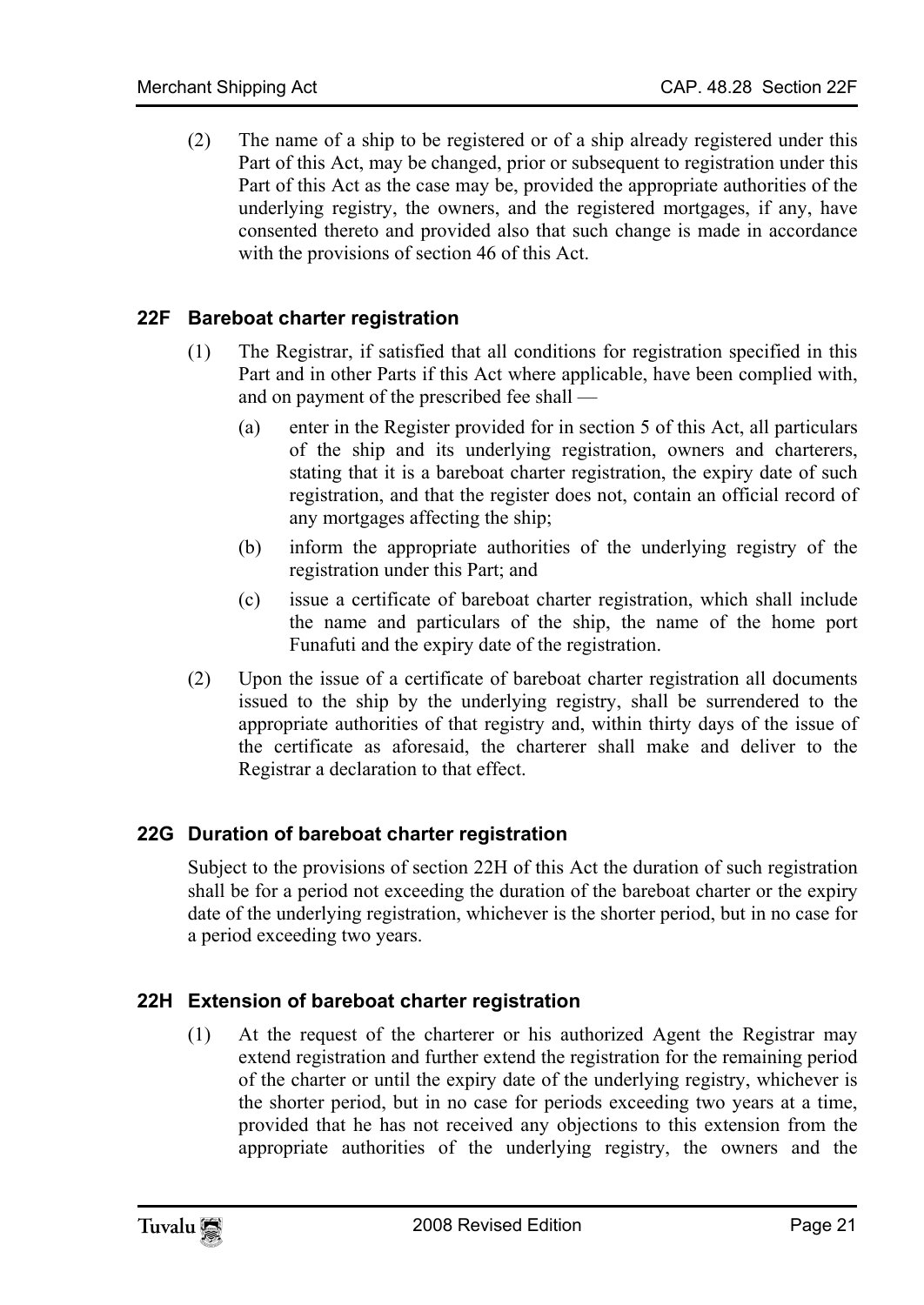(2) The name of a ship to be registered or of a ship already registered under this Part of this Act, may be changed, prior or subsequent to registration under this Part of this Act as the case may be, provided the appropriate authorities of the underlying registry, the owners, and the registered mortgages, if any, have consented thereto and provided also that such change is made in accordance with the provisions of section 46 of this Act.

### 22F Bareboat charter registration

(1) The Registrar, if satisfied that all conditions for registration specified in this Part and in other Parts if this Act where applicable, have been complied with, and on payment of the prescribed fee shall —

(a) enter in the Register provided for in section 5 of this Act, all particulars of the ship and its underlying registration, owners and charterers, stating that it is a bareboat charter registration, the expiry date of such registration, and that the register does not, contain an official record of any mortgages affecting the ship;

(b) inform the appropriate authorities of the underlying registry of the registration under this Part; and

(c) issue a certificate of bareboat charter registration, which shall include the name and particulars of the ship, the name of the home port Funafuti and the expiry date of the registration.

(2) Upon the issue of a certificate of bareboat charter registration all documents issued to the ship by the underlying registry, shall be surrendered to the appropriate authorities of that registry and, within thirty days of the issue of the certificate as aforesaid, the charterer shall make and deliver to the Registrar a declaration to that effect.

### 22G Duration of bareboat charter registration

Subject to the provisions of section 22H of this Act the duration of such registration shall be for a period not exceeding the duration of the bareboat charter or the expiry date of the underlying registration, whichever is the shorter period, but in no case for a period exceeding two years.

### 22H Extension of bareboat charter registration

(1) At the request of the charterer or his authorized Agent the Registrar may extend registration and further extend the registration for the remaining period of the charter or until the expiry date of the underlying registry, whichever is the shorter period, but in no case for periods exceeding two years at a time, provided that he has not received any objections to this extension from the appropriate authorities of the underlying registry, the owners and the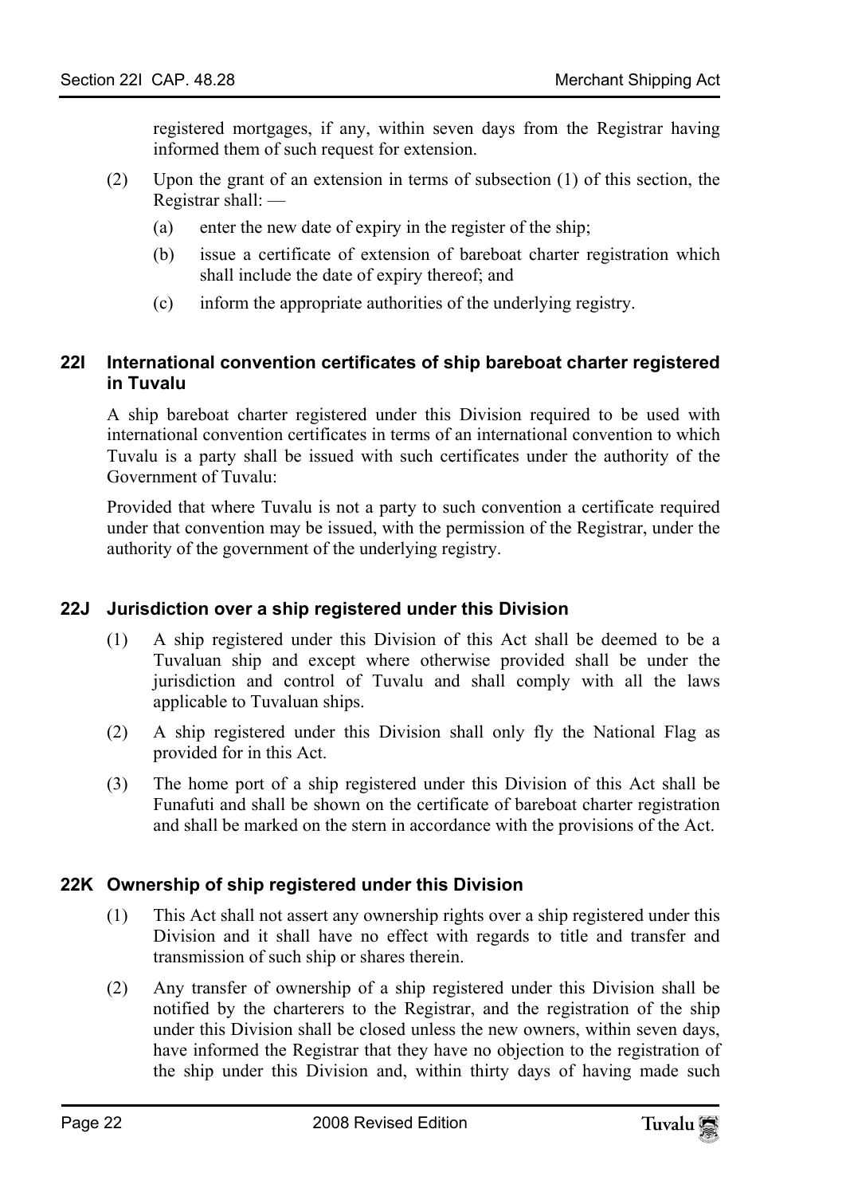registered mortgages, if any, within seven days from the Registrar having informed them of such request for extension.

(2) Upon the grant of an extension in terms of subsection (1) of this section, the Registrar shall: —

   (a) enter the new date of expiry in the register of the ship;

   (b) issue a certificate of extension of bareboat charter registration which shall include the date of expiry thereof; and

   (c) inform the appropriate authorities of the underlying registry.

### 22I International convention certificates of ship bareboat charter registered in Tuvalu

A ship bareboat charter registered under this Division required to be used with international convention certificates in terms of an international convention to which Tuvalu is a party shall be issued with such certificates under the authority of the Government of Tuvalu:

Provided that where Tuvalu is not a party to such convention a certificate required under that convention may be issued, with the permission of the Registrar, under the authority of the government of the underlying registry.

### 22J Jurisdiction over a ship registered under this Division

(1) A ship registered under this Division of this Act shall be deemed to be a Tuvaluan ship and except where otherwise provided shall be under the jurisdiction and control of Tuvalu and shall comply with all the laws applicable to Tuvaluan ships.

(2) A ship registered under this Division shall only fly the National Flag as provided for in this Act.

(3) The home port of a ship registered under this Division of this Act shall be Funafuti and shall be shown on the certificate of bareboat charter registration and shall be marked on the stern in accordance with the provisions of the Act.

### 22K Ownership of ship registered under this Division

(1) This Act shall not assert any ownership rights over a ship registered under this Division and it shall have no effect with regards to title and transfer and transmission of such ship or shares therein.

(2) Any transfer of ownership of a ship registered under this Division shall be notified by the charterers to the Registrar, and the registration of the ship under this Division shall be closed unless the new owners, within seven days, have informed the Registrar that they have no objection to the registration of the ship under this Division and, within thirty days of having made such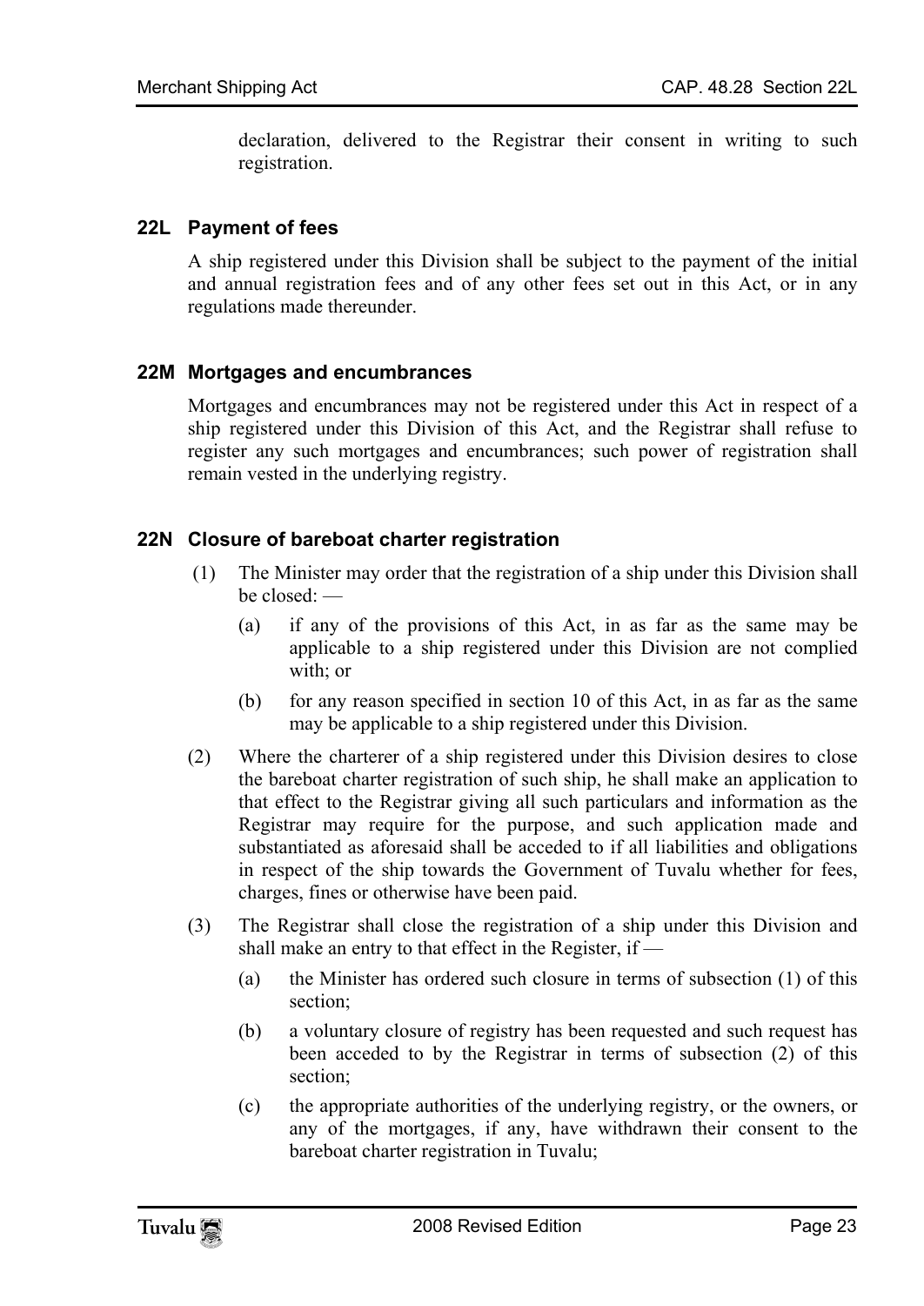declaration, delivered to the Registrar their consent in writing to such registration.

### 22L Payment of fees

A ship registered under this Division shall be subject to the payment of the initial and annual registration fees and of any other fees set out in this Act, or in any regulations made thereunder.

### 22M Mortgages and encumbrances

Mortgages and encumbrances may not be registered under this Act in respect of a ship registered under this Division of this Act, and the Registrar shall refuse to register any such mortgages and encumbrances; such power of registration shall remain vested in the underlying registry.

### 22N Closure of bareboat charter registration

(1) The Minister may order that the registration of a ship under this Division shall be closed: —

(a) if any of the provisions of this Act, in as far as the same may be applicable to a ship registered under this Division are not complied with; or

(b) for any reason specified in section 10 of this Act, in as far as the same may be applicable to a ship registered under this Division.

(2) Where the charterer of a ship registered under this Division desires to close the bareboat charter registration of such ship, he shall make an application to that effect to the Registrar giving all such particulars and information as the Registrar may require for the purpose, and such application made and substantiated as aforesaid shall be acceded to if all liabilities and obligations in respect of the ship towards the Government of Tuvalu whether for fees, charges, fines or otherwise have been paid.

(3) The Registrar shall close the registration of a ship under this Division and shall make an entry to that effect in the Register, if —

(a) the Minister has ordered such closure in terms of subsection (1) of this section;

(b) a voluntary closure of registry has been requested and such request has been acceded to by the Registrar in terms of subsection (2) of this section;

(c) the appropriate authorities of the underlying registry, or the owners, or any of the mortgages, if any, have withdrawn their consent to the bareboat charter registration in Tuvalu;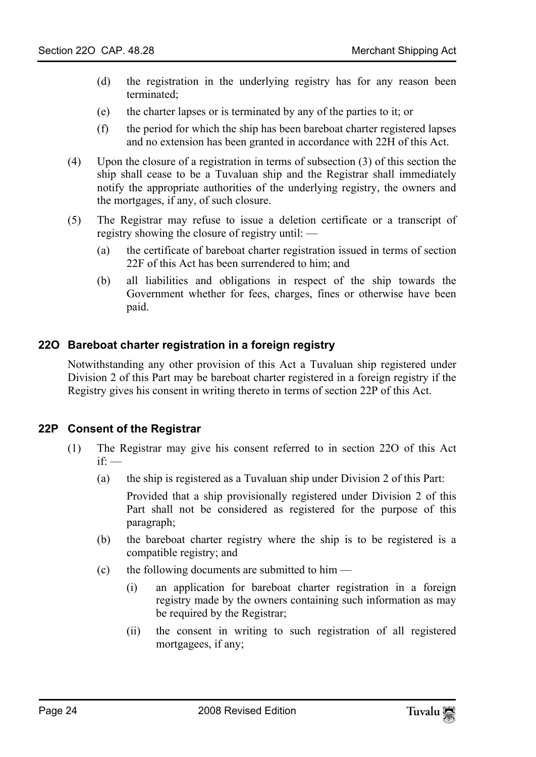(d) the registration in the underlying registry has for any reason been terminated;

(e) the charter lapses or is terminated by any of the parties to it; or

(f) the period for which the ship has been bareboat charter registered lapses and no extension has been granted in accordance with 22H of this Act.

(4) Upon the closure of a registration in terms of subsection (3) of this section the ship shall cease to be a Tuvaluan ship and the Registrar shall immediately notify the appropriate authorities of the underlying registry, the owners and the mortgages, if any, of such closure.

(5) The Registrar may refuse to issue a deletion certificate or a transcript of registry showing the closure of registry until: —

(a) the certificate of bareboat charter registration issued in terms of section 22F of this Act has been surrendered to him; and

(b) all liabilities and obligations in respect of the ship towards the Government whether for fees, charges, fines or otherwise have been paid.

### 22O Bareboat charter registration in a foreign registry

Notwithstanding any other provision of this Act a Tuvaluan ship registered under Division 2 of this Part may be bareboat charter registered in a foreign registry if the Registry gives his consent in writing thereto in terms of section 22P of this Act.

### 22P Consent of the Registrar

(1) The Registrar may give his consent referred to in section 22O of this Act if: —

(a) the ship is registered as a Tuvaluan ship under Division 2 of this Part:

Provided that a ship provisionally registered under Division 2 of this Part shall not be considered as registered for the purpose of this paragraph;

(b) the bareboat charter registry where the ship is to be registered is a compatible registry; and

(c) the following documents are submitted to him —

(i) an application for bareboat charter registration in a foreign registry made by the owners containing such information as may be required by the Registrar;

(ii) the consent in writing to such registration of all registered mortgagees, if any;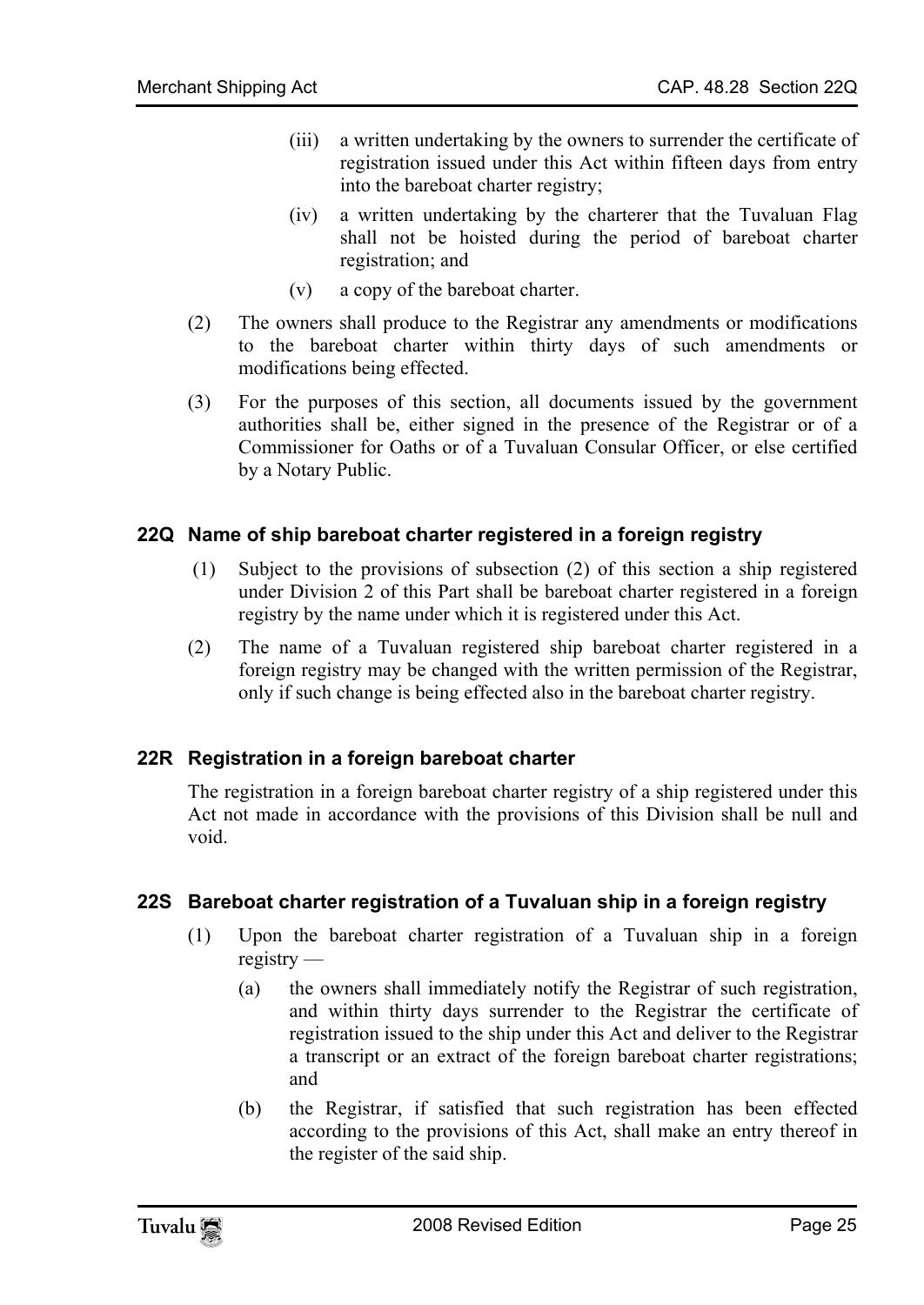(iii) a written undertaking by the owners to surrender the certificate of registration issued under this Act within fifteen days from entry into the bareboat charter registry;

(iv) a written undertaking by the charterer that the Tuvaluan Flag shall not be hoisted during the period of bareboat charter registration; and

(v) a copy of the bareboat charter.

(2) The owners shall produce to the Registrar any amendments or modifications to the bareboat charter within thirty days of such amendments or modifications being effected.

(3) For the purposes of this section, all documents issued by the government authorities shall be, either signed in the presence of the Registrar or of a Commissioner for Oaths or of a Tuvaluan Consular Officer, or else certified by a Notary Public.

### 22Q Name of ship bareboat charter registered in a foreign registry

(1) Subject to the provisions of subsection (2) of this section a ship registered under Division 2 of this Part shall be bareboat charter registered in a foreign registry by the name under which it is registered under this Act.

(2) The name of a Tuvaluan registered ship bareboat charter registered in a foreign registry may be changed with the written permission of the Registrar, only if such change is being effected also in the bareboat charter registry.

### 22R Registration in a foreign bareboat charter

The registration in a foreign bareboat charter registry of a ship registered under this Act not made in accordance with the provisions of this Division shall be null and void.

### 22S Bareboat charter registration of a Tuvaluan ship in a foreign registry

(1) Upon the bareboat charter registration of a Tuvaluan ship in a foreign registry —

(a) the owners shall immediately notify the Registrar of such registration, and within thirty days surrender to the Registrar the certificate of registration issued to the ship under this Act and deliver to the Registrar a transcript or an extract of the foreign bareboat charter registrations; and

(b) the Registrar, if satisfied that such registration has been effected according to the provisions of this Act, shall make an entry thereof in the register of the said ship.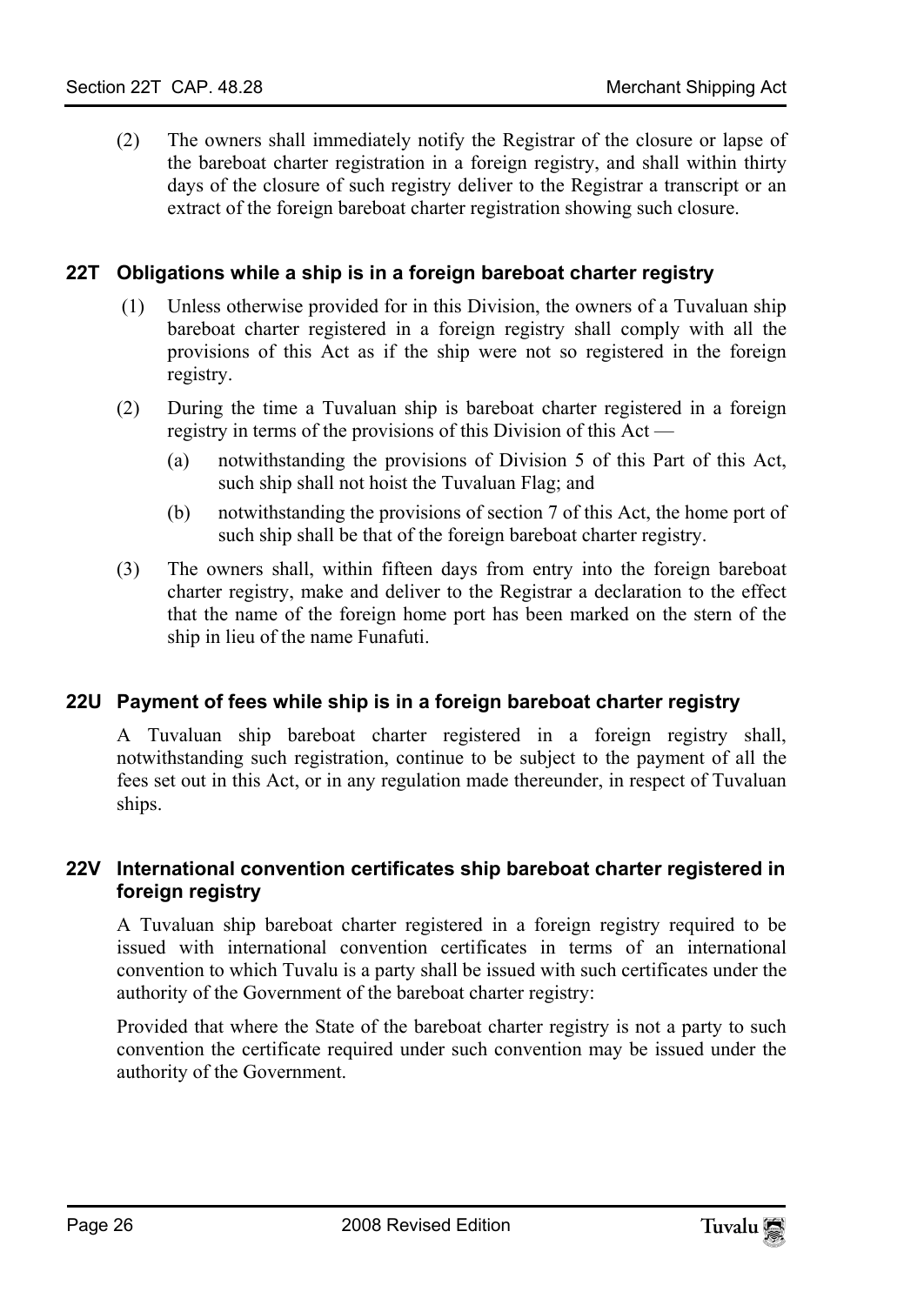(2) The owners shall immediately notify the Registrar of the closure or lapse of the bareboat charter registration in a foreign registry, and shall within thirty days of the closure of such registry deliver to the Registrar a transcript or an extract of the foreign bareboat charter registration showing such closure.

### 22T Obligations while a ship is in a foreign bareboat charter registry

(1) Unless otherwise provided for in this Division, the owners of a Tuvaluan ship bareboat charter registered in a foreign registry shall comply with all the provisions of this Act as if the ship were not so registered in the foreign registry.

(2) During the time a Tuvaluan ship is bareboat charter registered in a foreign registry in terms of the provisions of this Division of this Act —

(a) notwithstanding the provisions of Division 5 of this Part of this Act, such ship shall not hoist the Tuvaluan Flag; and

(b) notwithstanding the provisions of section 7 of this Act, the home port of such ship shall be that of the foreign bareboat charter registry.

(3) The owners shall, within fifteen days from entry into the foreign bareboat charter registry, make and deliver to the Registrar a declaration to the effect that the name of the foreign home port has been marked on the stern of the ship in lieu of the name Funafuti.

### 22U Payment of fees while ship is in a foreign bareboat charter registry

A Tuvaluan ship bareboat charter registered in a foreign registry shall, notwithstanding such registration, continue to be subject to the payment of all the fees set out in this Act, or in any regulation made thereunder, in respect of Tuvaluan ships.

### 22V International convention certificates ship bareboat charter registered in foreign registry

A Tuvaluan ship bareboat charter registered in a foreign registry required to be issued with international convention certificates in terms of an international convention to which Tuvalu is a party shall be issued with such certificates under the authority of the Government of the bareboat charter registry:

Provided that where the State of the bareboat charter registry is not a party to such convention the certificate required under such convention may be issued under the authority of the Government.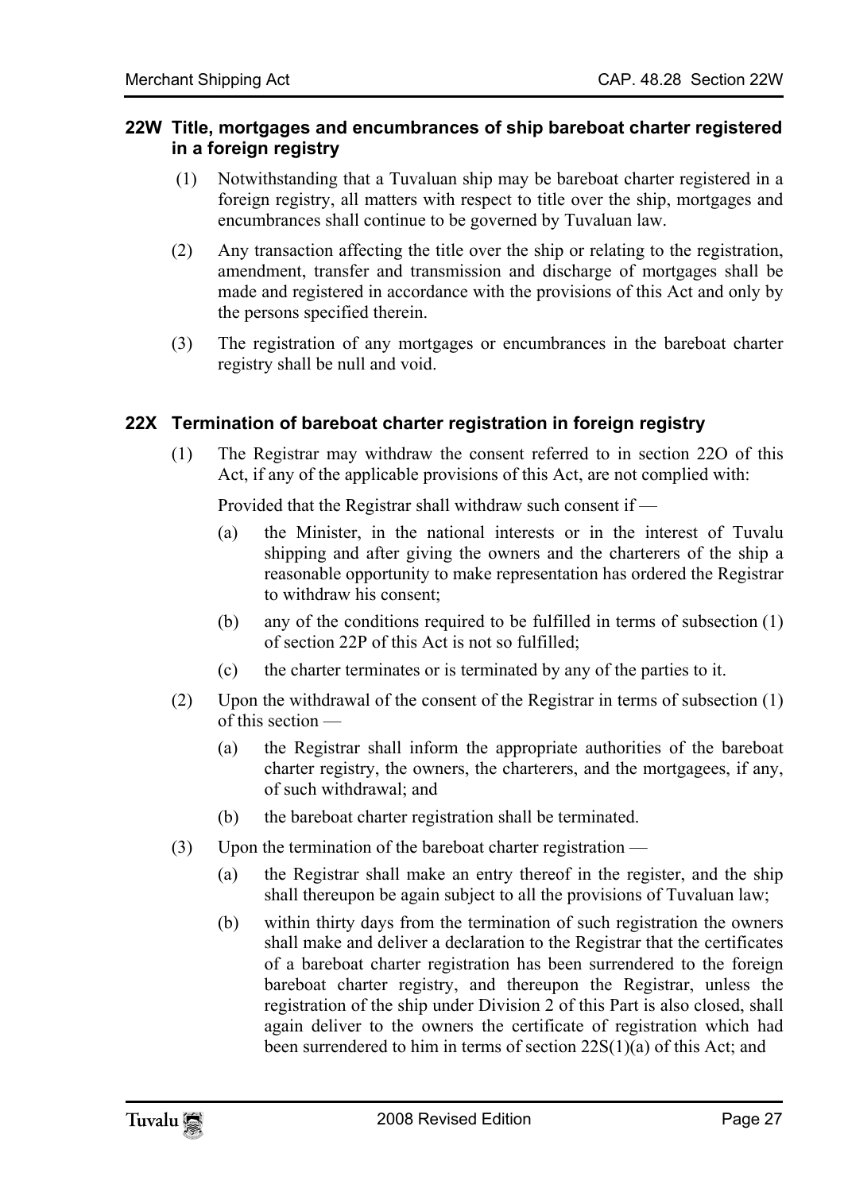## 22W Title, mortgages and encumbrances of ship bareboat charter registered in a foreign registry

(1) Notwithstanding that a Tuvaluan ship may be bareboat charter registered in a foreign registry, all matters with respect to title over the ship, mortgages and encumbrances shall continue to be governed by Tuvaluan law.

(2) Any transaction affecting the title over the ship or relating to the registration, amendment, transfer and transmission and discharge of mortgages shall be made and registered in accordance with the provisions of this Act and only by the persons specified therein.

(3) The registration of any mortgages or encumbrances in the bareboat charter registry shall be null and void.

## 22X Termination of bareboat charter registration in foreign registry

(1) The Registrar may withdraw the consent referred to in section 22O of this Act, if any of the applicable provisions of this Act, are not complied with:

Provided that the Registrar shall withdraw such consent if —

(a) the Minister, in the national interests or in the interest of Tuvalu shipping and after giving the owners and the charterers of the ship a reasonable opportunity to make representation has ordered the Registrar to withdraw his consent;

(b) any of the conditions required to be fulfilled in terms of subsection (1) of section 22P of this Act is not so fulfilled;

(c) the charter terminates or is terminated by any of the parties to it.

(2) Upon the withdrawal of the consent of the Registrar in terms of subsection (1) of this section —

(a) the Registrar shall inform the appropriate authorities of the bareboat charter registry, the owners, the charterers, and the mortgagees, if any, of such withdrawal; and

(b) the bareboat charter registration shall be terminated.

(3) Upon the termination of the bareboat charter registration —

(a) the Registrar shall make an entry thereof in the register, and the ship shall thereupon be again subject to all the provisions of Tuvaluan law;

(b) within thirty days from the termination of such registration the owners shall make and deliver a declaration to the Registrar that the certificates of a bareboat charter registration has been surrendered to the foreign bareboat charter registry, and thereupon the Registrar, unless the registration of the ship under Division 2 of this Part is also closed, shall again deliver to the owners the certificate of registration which had been surrendered to him in terms of section 22S(1)(a) of this Act; and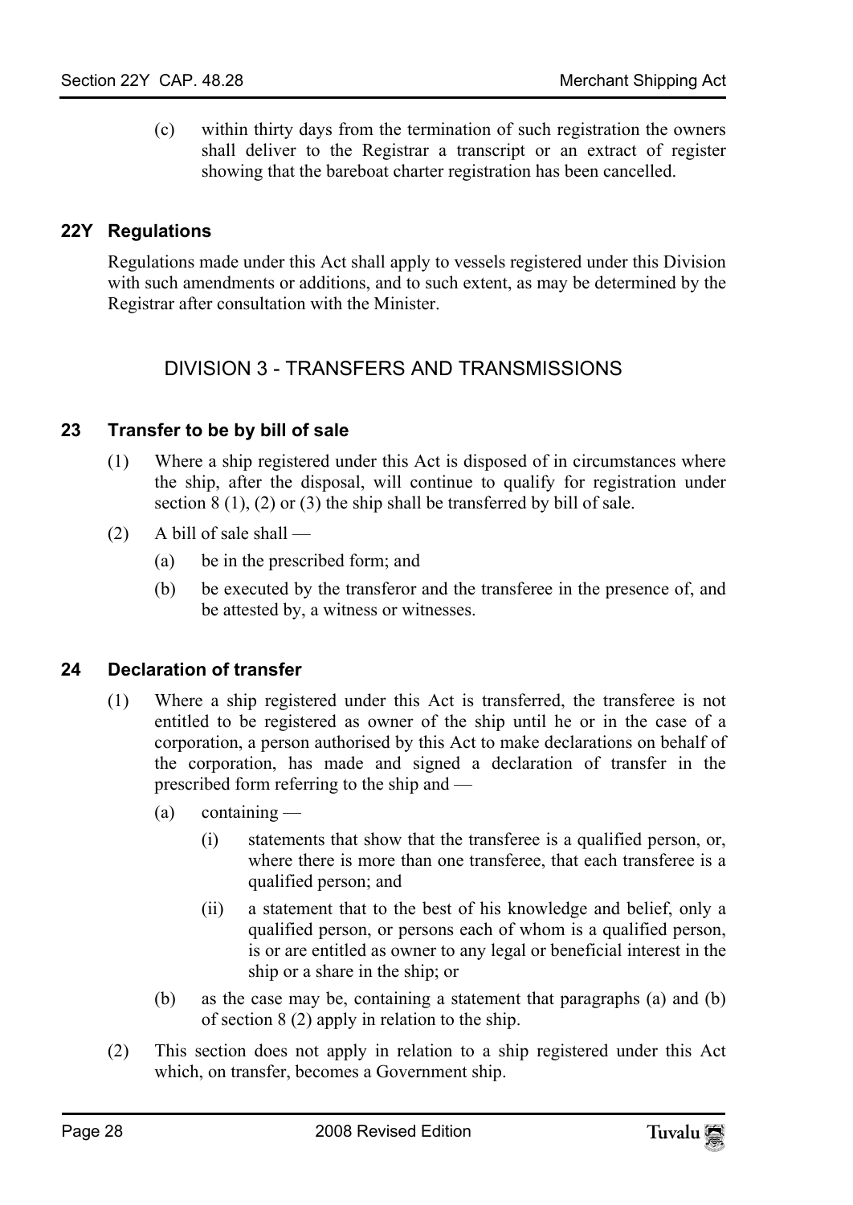(c) within thirty days from the termination of such registration the owners shall deliver to the Registrar a transcript or an extract of register showing that the bareboat charter registration has been cancelled.

### 22Y Regulations

Regulations made under this Act shall apply to vessels registered under this Division with such amendments or additions, and to such extent, as may be determined by the Registrar after consultation with the Minister.

## DIVISION 3 - TRANSFERS AND TRANSMISSIONS

### 23 Transfer to be by bill of sale

(1) Where a ship registered under this Act is disposed of in circumstances where the ship, after the disposal, will continue to qualify for registration under section 8 (1), (2) or (3) the ship shall be transferred by bill of sale.

(2) A bill of sale shall —

- (a) be in the prescribed form; and
- (b) be executed by the transferor and the transferee in the presence of, and be attested by, a witness or witnesses.

### 24 Declaration of transfer

(1) Where a ship registered under this Act is transferred, the transferee is not entitled to be registered as owner of the ship until he or in the case of a corporation, a person authorised by this Act to make declarations on behalf of the corporation, has made and signed a declaration of transfer in the prescribed form referring to the ship and —

- (a) containing —
  - (i) statements that show that the transferee is a qualified person, or, where there is more than one transferee, that each transferee is a qualified person; and
  - (ii) a statement that to the best of his knowledge and belief, only a qualified person, or persons each of whom is a qualified person, is or are entitled as owner to any legal or beneficial interest in the ship or a share in the ship; or
- (b) as the case may be, containing a statement that paragraphs (a) and (b) of section 8 (2) apply in relation to the ship.

(2) This section does not apply in relation to a ship registered under this Act which, on transfer, becomes a Government ship.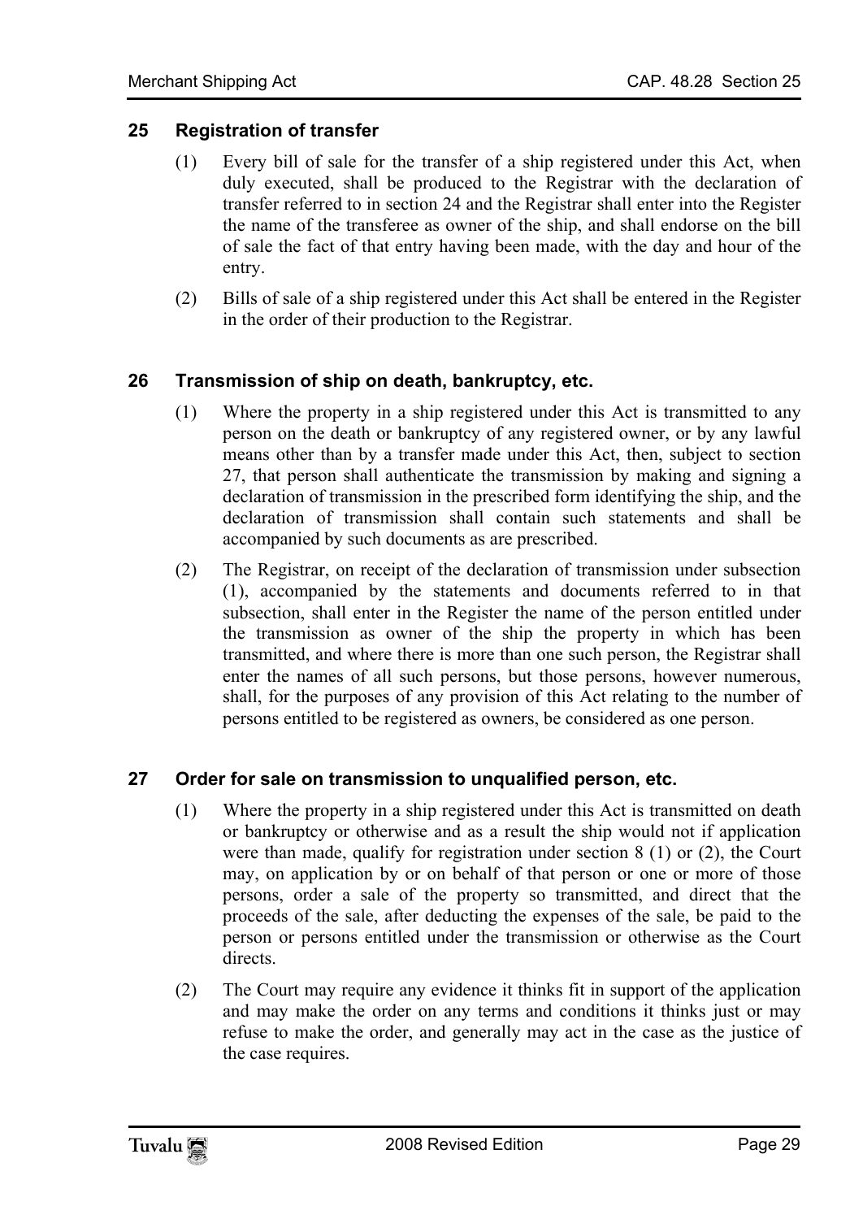## 25 Registration of transfer

(1) Every bill of sale for the transfer of a ship registered under this Act, when duly executed, shall be produced to the Registrar with the declaration of transfer referred to in section 24 and the Registrar shall enter into the Register the name of the transferee as owner of the ship, and shall endorse on the bill of sale the fact of that entry having been made, with the day and hour of the entry.

(2) Bills of sale of a ship registered under this Act shall be entered in the Register in the order of their production to the Registrar.

## 26 Transmission of ship on death, bankruptcy, etc.

(1) Where the property in a ship registered under this Act is transmitted to any person on the death or bankruptcy of any registered owner, or by any lawful means other than by a transfer made under this Act, then, subject to section 27, that person shall authenticate the transmission by making and signing a declaration of transmission in the prescribed form identifying the ship, and the declaration of transmission shall contain such statements and shall be accompanied by such documents as are prescribed.

(2) The Registrar, on receipt of the declaration of transmission under subsection (1), accompanied by the statements and documents referred to in that subsection, shall enter in the Register the name of the person entitled under the transmission as owner of the ship the property in which has been transmitted, and where there is more than one such person, the Registrar shall enter the names of all such persons, but those persons, however numerous, shall, for the purposes of any provision of this Act relating to the number of persons entitled to be registered as owners, be considered as one person.

## 27 Order for sale on transmission to unqualified person, etc.

(1) Where the property in a ship registered under this Act is transmitted on death or bankruptcy or otherwise and as a result the ship would not if application were than made, qualify for registration under section 8 (1) or (2), the Court may, on application by or on behalf of that person or one or more of those persons, order a sale of the property so transmitted, and direct that the proceeds of the sale, after deducting the expenses of the sale, be paid to the person or persons entitled under the transmission or otherwise as the Court directs.

(2) The Court may require any evidence it thinks fit in support of the application and may make the order on any terms and conditions it thinks just or may refuse to make the order, and generally may act in the case as the justice of the case requires.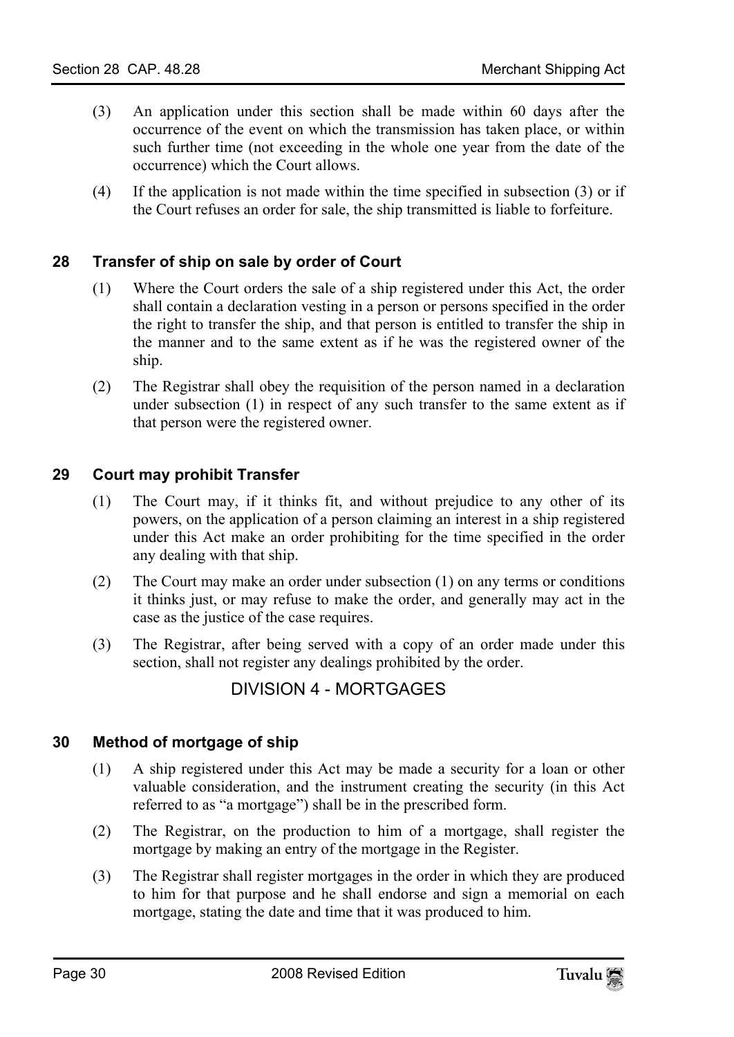(3) An application under this section shall be made within 60 days after the occurrence of the event on which the transmission has taken place, or within such further time (not exceeding in the whole one year from the date of the occurrence) which the Court allows.

(4) If the application is not made within the time specified in subsection (3) or if the Court refuses an order for sale, the ship transmitted is liable to forfeiture.

### 28 Transfer of ship on sale by order of Court

(1) Where the Court orders the sale of a ship registered under this Act, the order shall contain a declaration vesting in a person or persons specified in the order the right to transfer the ship, and that person is entitled to transfer the ship in the manner and to the same extent as if he was the registered owner of the ship.

(2) The Registrar shall obey the requisition of the person named in a declaration under subsection (1) in respect of any such transfer to the same extent as if that person were the registered owner.

### 29 Court may prohibit Transfer

(1) The Court may, if it thinks fit, and without prejudice to any other of its powers, on the application of a person claiming an interest in a ship registered under this Act make an order prohibiting for the time specified in the order any dealing with that ship.

(2) The Court may make an order under subsection (1) on any terms or conditions it thinks just, or may refuse to make the order, and generally may act in the case as the justice of the case requires.

(3) The Registrar, after being served with a copy of an order made under this section, shall not register any dealings prohibited by the order.

## DIVISION 4 - MORTGAGES

### 30 Method of mortgage of ship

(1) A ship registered under this Act may be made a security for a loan or other valuable consideration, and the instrument creating the security (in this Act referred to as "a mortgage") shall be in the prescribed form.

(2) The Registrar, on the production to him of a mortgage, shall register the mortgage by making an entry of the mortgage in the Register.

(3) The Registrar shall register mortgages in the order in which they are produced to him for that purpose and he shall endorse and sign a memorial on each mortgage, stating the date and time that it was produced to him.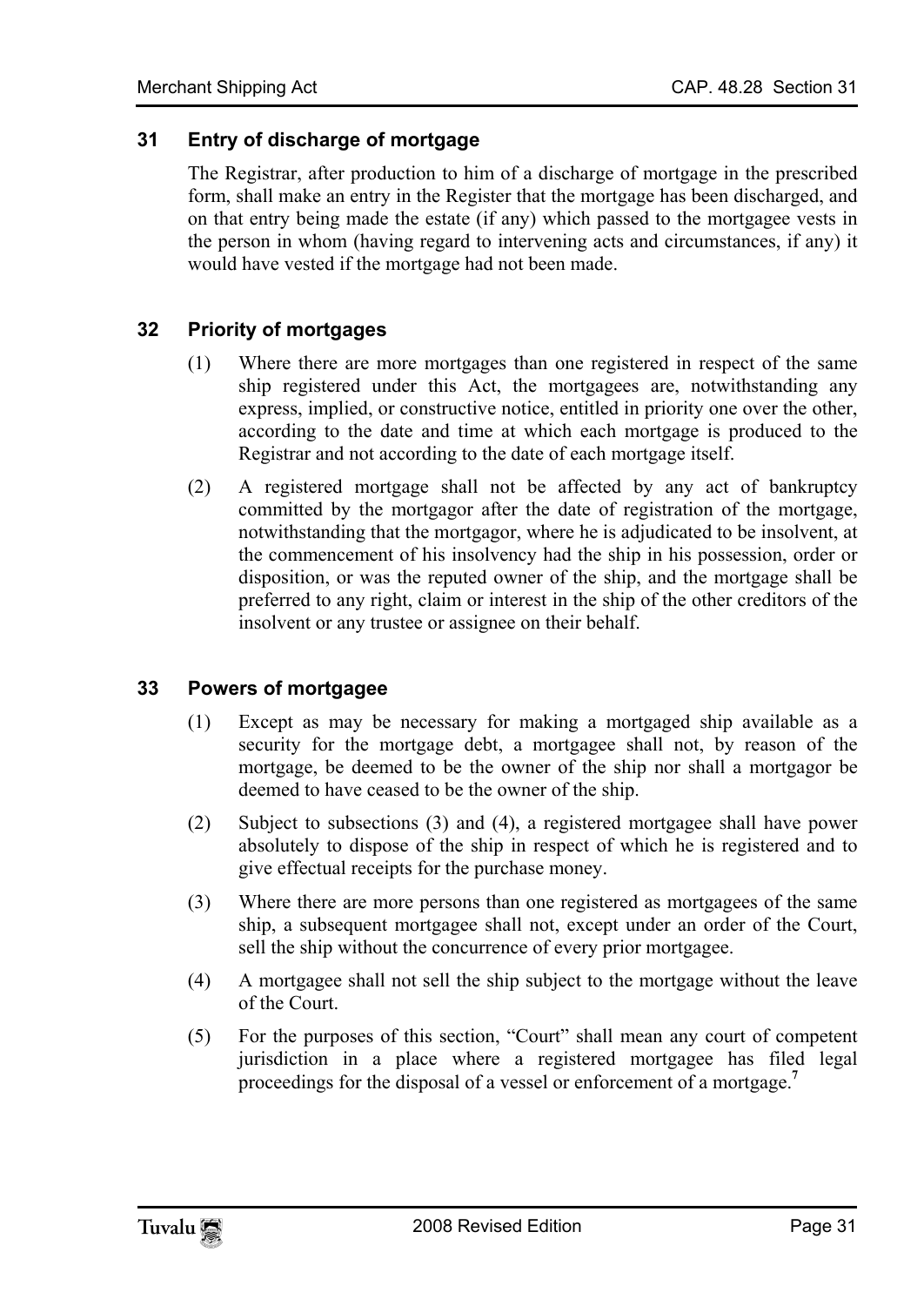## 31 Entry of discharge of mortgage

The Registrar, after production to him of a discharge of mortgage in the prescribed form, shall make an entry in the Register that the mortgage has been discharged, and on that entry being made the estate (if any) which passed to the mortgagee vests in the person in whom (having regard to intervening acts and circumstances, if any) it would have vested if the mortgage had not been made.

## 32 Priority of mortgages

(1) Where there are more mortgages than one registered in respect of the same ship registered under this Act, the mortgagees are, notwithstanding any express, implied, or constructive notice, entitled in priority one over the other, according to the date and time at which each mortgage is produced to the Registrar and not according to the date of each mortgage itself.

(2) A registered mortgage shall not be affected by any act of bankruptcy committed by the mortgagor after the date of registration of the mortgage, notwithstanding that the mortgagor, where he is adjudicated to be insolvent, at the commencement of his insolvency had the ship in his possession, order or disposition, or was the reputed owner of the ship, and the mortgage shall be preferred to any right, claim or interest in the ship of the other creditors of the insolvent or any trustee or assignee on their behalf.

## 33 Powers of mortgagee

(1) Except as may be necessary for making a mortgaged ship available as a security for the mortgage debt, a mortgagee shall not, by reason of the mortgage, be deemed to be the owner of the ship nor shall a mortgagor be deemed to have ceased to be the owner of the ship.

(2) Subject to subsections (3) and (4), a registered mortgagee shall have power absolutely to dispose of the ship in respect of which he is registered and to give effectual receipts for the purchase money.

(3) Where there are more persons than one registered as mortgagees of the same ship, a subsequent mortgagee shall not, except under an order of the Court, sell the ship without the concurrence of every prior mortgagee.

(4) A mortgagee shall not sell the ship subject to the mortgage without the leave of the Court.

(5) For the purposes of this section, "Court" shall mean any court of competent jurisdiction in a place where a registered mortgagee has filed legal proceedings for the disposal of a vessel or enforcement of a mortgage.[7]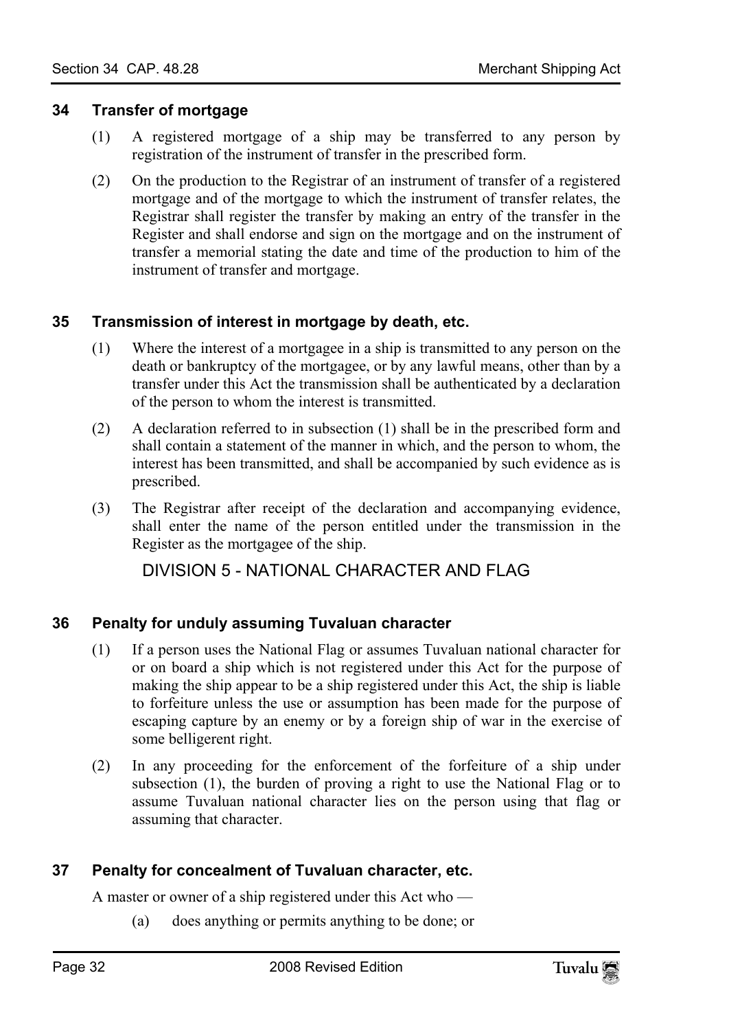### 34 Transfer of mortgage

(1) A registered mortgage of a ship may be transferred to any person by registration of the instrument of transfer in the prescribed form.

(2) On the production to the Registrar of an instrument of transfer of a registered mortgage and of the mortgage to which the instrument of transfer relates, the Registrar shall register the transfer by making an entry of the transfer in the Register and shall endorse and sign on the mortgage and on the instrument of transfer a memorial stating the date and time of the production to him of the instrument of transfer and mortgage.

### 35 Transmission of interest in mortgage by death, etc.

(1) Where the interest of a mortgagee in a ship is transmitted to any person on the death or bankruptcy of the mortgagee, or by any lawful means, other than by a transfer under this Act the transmission shall be authenticated by a declaration of the person to whom the interest is transmitted.

(2) A declaration referred to in subsection (1) shall be in the prescribed form and shall contain a statement of the manner in which, and the person to whom, the interest has been transmitted, and shall be accompanied by such evidence as is prescribed.

(3) The Registrar after receipt of the declaration and accompanying evidence, shall enter the name of the person entitled under the transmission in the Register as the mortgagee of the ship.

## DIVISION 5 - NATIONAL CHARACTER AND FLAG

### 36 Penalty for unduly assuming Tuvaluan character

(1) If a person uses the National Flag or assumes Tuvaluan national character for or on board a ship which is not registered under this Act for the purpose of making the ship appear to be a ship registered under this Act, the ship is liable to forfeiture unless the use or assumption has been made for the purpose of escaping capture by an enemy or by a foreign ship of war in the exercise of some belligerent right.

(2) In any proceeding for the enforcement of the forfeiture of a ship under subsection (1), the burden of proving a right to use the National Flag or to assume Tuvaluan national character lies on the person using that flag or assuming that character.

### 37 Penalty for concealment of Tuvaluan character, etc.

A master or owner of a ship registered under this Act who —

(a) does anything or permits anything to be done; or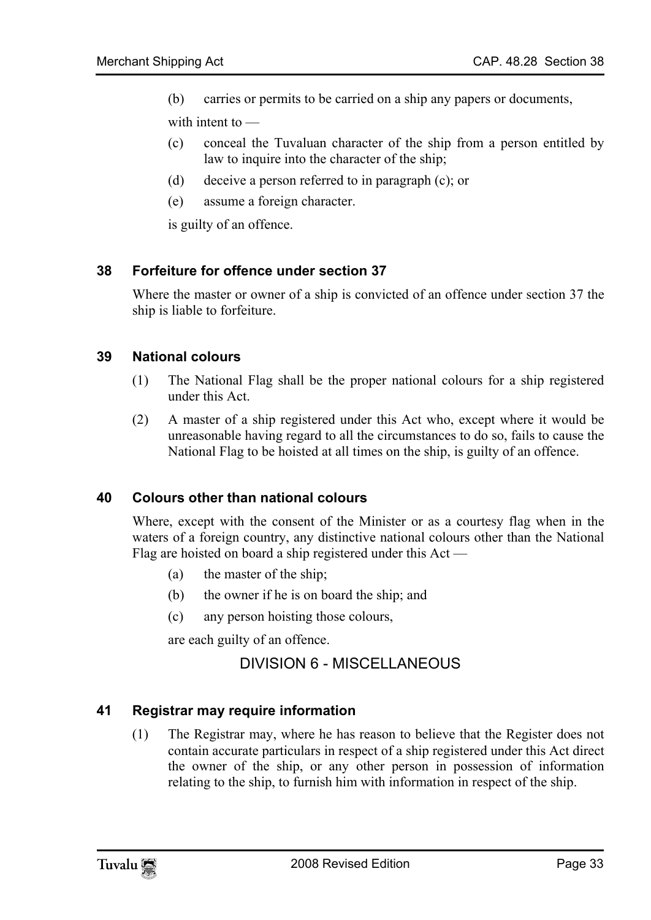(b) carries or permits to be carried on a ship any papers or documents,

with intent to —

(c) conceal the Tuvaluan character of the ship from a person entitled by law to inquire into the character of the ship;

(d) deceive a person referred to in paragraph (c); or

(e) assume a foreign character.

is guilty of an offence.

### 38 Forfeiture for offence under section 37

Where the master or owner of a ship is convicted of an offence under section 37 the ship is liable to forfeiture.

### 39 National colours

(1) The National Flag shall be the proper national colours for a ship registered under this Act.

(2) A master of a ship registered under this Act who, except where it would be unreasonable having regard to all the circumstances to do so, fails to cause the National Flag to be hoisted at all times on the ship, is guilty of an offence.

### 40 Colours other than national colours

Where, except with the consent of the Minister or as a courtesy flag when in the waters of a foreign country, any distinctive national colours other than the National Flag are hoisted on board a ship registered under this Act —

(a) the master of the ship;

(b) the owner if he is on board the ship; and

(c) any person hoisting those colours,

are each guilty of an offence.

## DIVISION 6 - MISCELLANEOUS

### 41 Registrar may require information

(1) The Registrar may, where he has reason to believe that the Register does not contain accurate particulars in respect of a ship registered under this Act direct the owner of the ship, or any other person in possession of information relating to the ship, to furnish him with information in respect of the ship.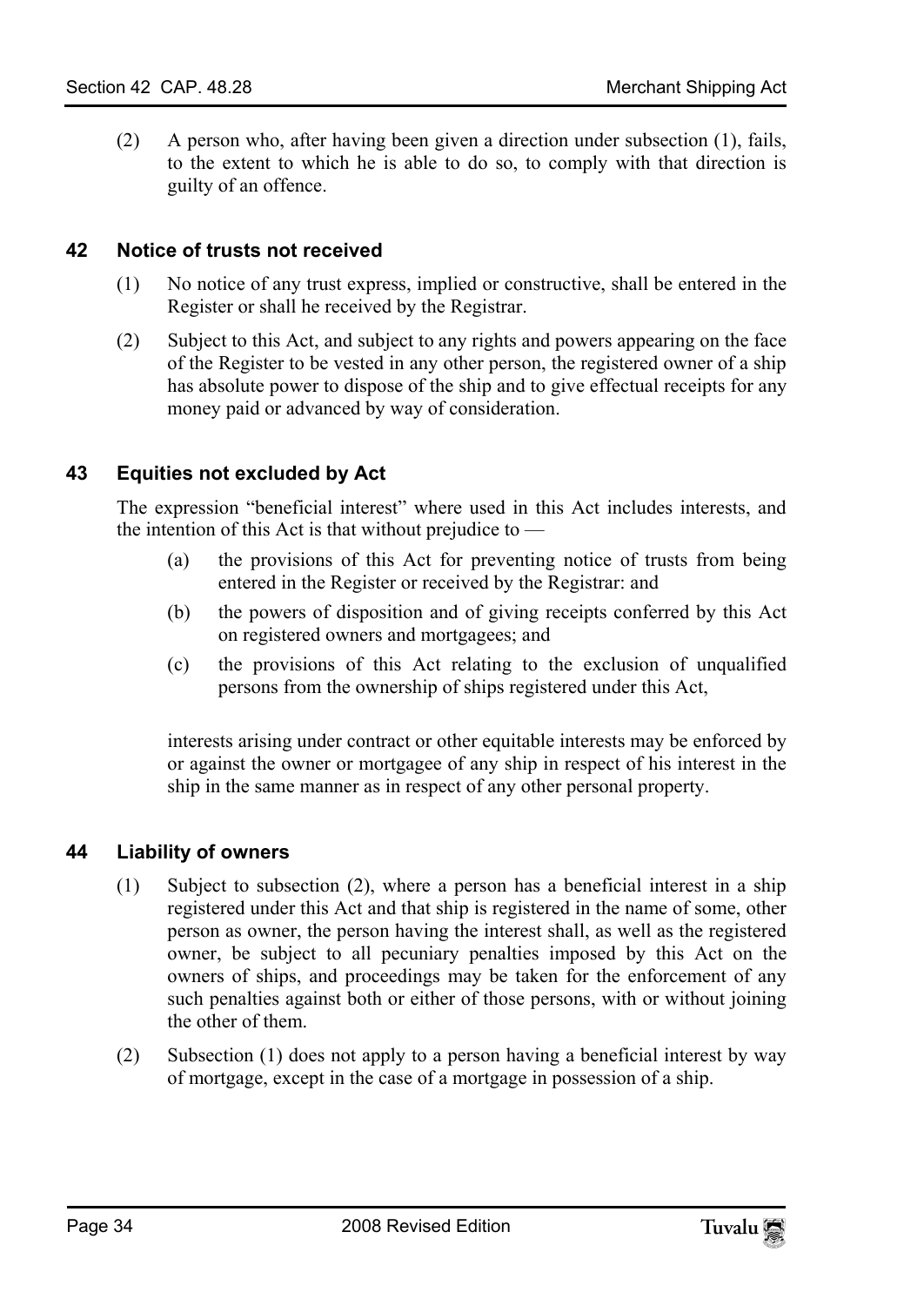(2) A person who, after having been given a direction under subsection (1), fails, to the extent to which he is able to do so, to comply with that direction is guilty of an offence.

### 42 Notice of trusts not received

(1) No notice of any trust express, implied or constructive, shall be entered in the Register or shall he received by the Registrar.

(2) Subject to this Act, and subject to any rights and powers appearing on the face of the Register to be vested in any other person, the registered owner of a ship has absolute power to dispose of the ship and to give effectual receipts for any money paid or advanced by way of consideration.

### 43 Equities not excluded by Act

The expression "beneficial interest" where used in this Act includes interests, and the intention of this Act is that without prejudice to —

(a) the provisions of this Act for preventing notice of trusts from being entered in the Register or received by the Registrar: and

(b) the powers of disposition and of giving receipts conferred by this Act on registered owners and mortgagees; and

(c) the provisions of this Act relating to the exclusion of unqualified persons from the ownership of ships registered under this Act,

interests arising under contract or other equitable interests may be enforced by or against the owner or mortgagee of any ship in respect of his interest in the ship in the same manner as in respect of any other personal property.

### 44 Liability of owners

(1) Subject to subsection (2), where a person has a beneficial interest in a ship registered under this Act and that ship is registered in the name of some, other person as owner, the person having the interest shall, as well as the registered owner, be subject to all pecuniary penalties imposed by this Act on the owners of ships, and proceedings may be taken for the enforcement of any such penalties against both or either of those persons, with or without joining the other of them.

(2) Subsection (1) does not apply to a person having a beneficial interest by way of mortgage, except in the case of a mortgage in possession of a ship.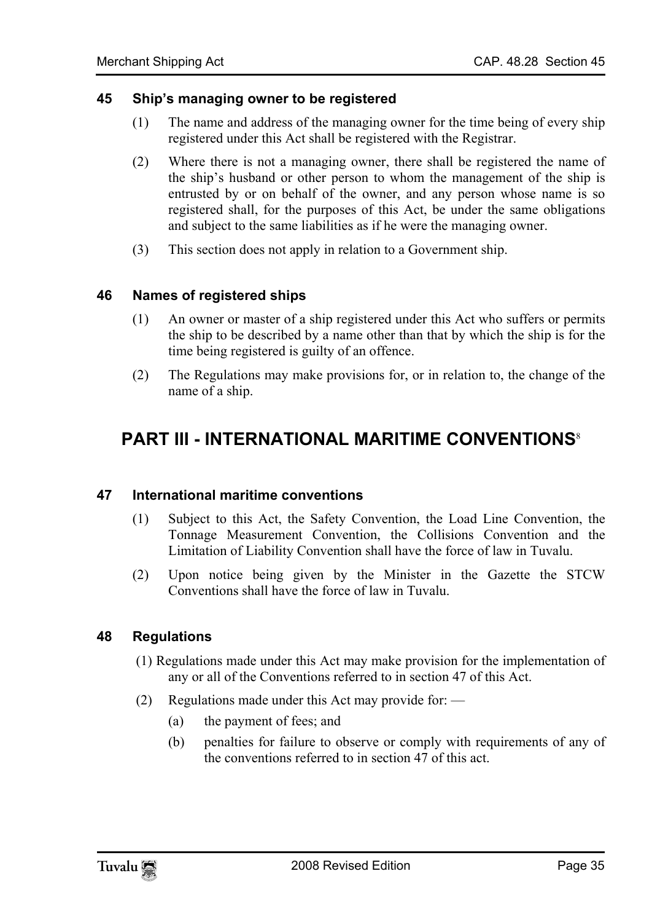### 45 Ship's managing owner to be registered

(1) The name and address of the managing owner for the time being of every ship registered under this Act shall be registered with the Registrar.

(2) Where there is not a managing owner, there shall be registered the name of the ship's husband or other person to whom the management of the ship is entrusted by or on behalf of the owner, and any person whose name is so registered shall, for the purposes of this Act, be under the same obligations and subject to the same liabilities as if he were the managing owner.

(3) This section does not apply in relation to a Government ship.

### 46 Names of registered ships

(1) An owner or master of a ship registered under this Act who suffers or permits the ship to be described by a name other than that by which the ship is for the time being registered is guilty of an offence.

(2) The Regulations may make provisions for, or in relation to, the change of the name of a ship.

## PART III - INTERNATIONAL MARITIME CONVENTIONS[8]

### 47 International maritime conventions

(1) Subject to this Act, the Safety Convention, the Load Line Convention, the Tonnage Measurement Convention, the Collisions Convention and the Limitation of Liability Convention shall have the force of law in Tuvalu.

(2) Upon notice being given by the Minister in the Gazette the STCW Conventions shall have the force of law in Tuvalu.

### 48 Regulations

(1) Regulations made under this Act may make provision for the implementation of any or all of the Conventions referred to in section 47 of this Act.

(2) Regulations made under this Act may provide for: —

(a) the payment of fees; and

(b) penalties for failure to observe or comply with requirements of any of the conventions referred to in section 47 of this act.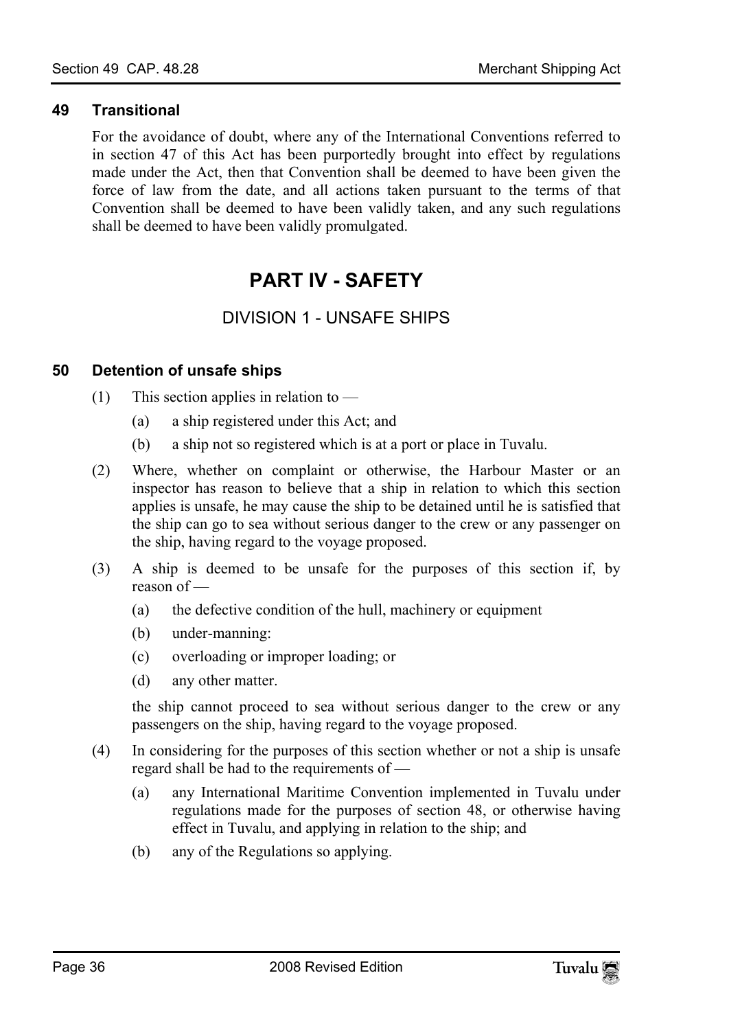### 49 Transitional

For the avoidance of doubt, where any of the International Conventions referred to in section 47 of this Act has been purportedly brought into effect by regulations made under the Act, then that Convention shall be deemed to have been given the force of law from the date, and all actions taken pursuant to the terms of that Convention shall be deemed to have been validly taken, and any such regulations shall be deemed to have been validly promulgated.

# PART IV - SAFETY

## DIVISION 1 - UNSAFE SHIPS

### 50 Detention of unsafe ships

(1) This section applies in relation to —

(a) a ship registered under this Act; and

(b) a ship not so registered which is at a port or place in Tuvalu.

(2) Where, whether on complaint or otherwise, the Harbour Master or an inspector has reason to believe that a ship in relation to which this section applies is unsafe, he may cause the ship to be detained until he is satisfied that the ship can go to sea without serious danger to the crew or any passenger on the ship, having regard to the voyage proposed.

(3) A ship is deemed to be unsafe for the purposes of this section if, by reason of —

(a) the defective condition of the hull, machinery or equipment

(b) under-manning:

(c) overloading or improper loading; or

(d) any other matter.

the ship cannot proceed to sea without serious danger to the crew or any passengers on the ship, having regard to the voyage proposed.

(4) In considering for the purposes of this section whether or not a ship is unsafe regard shall be had to the requirements of —

(a) any International Maritime Convention implemented in Tuvalu under regulations made for the purposes of section 48, or otherwise having effect in Tuvalu, and applying in relation to the ship; and

(b) any of the Regulations so applying.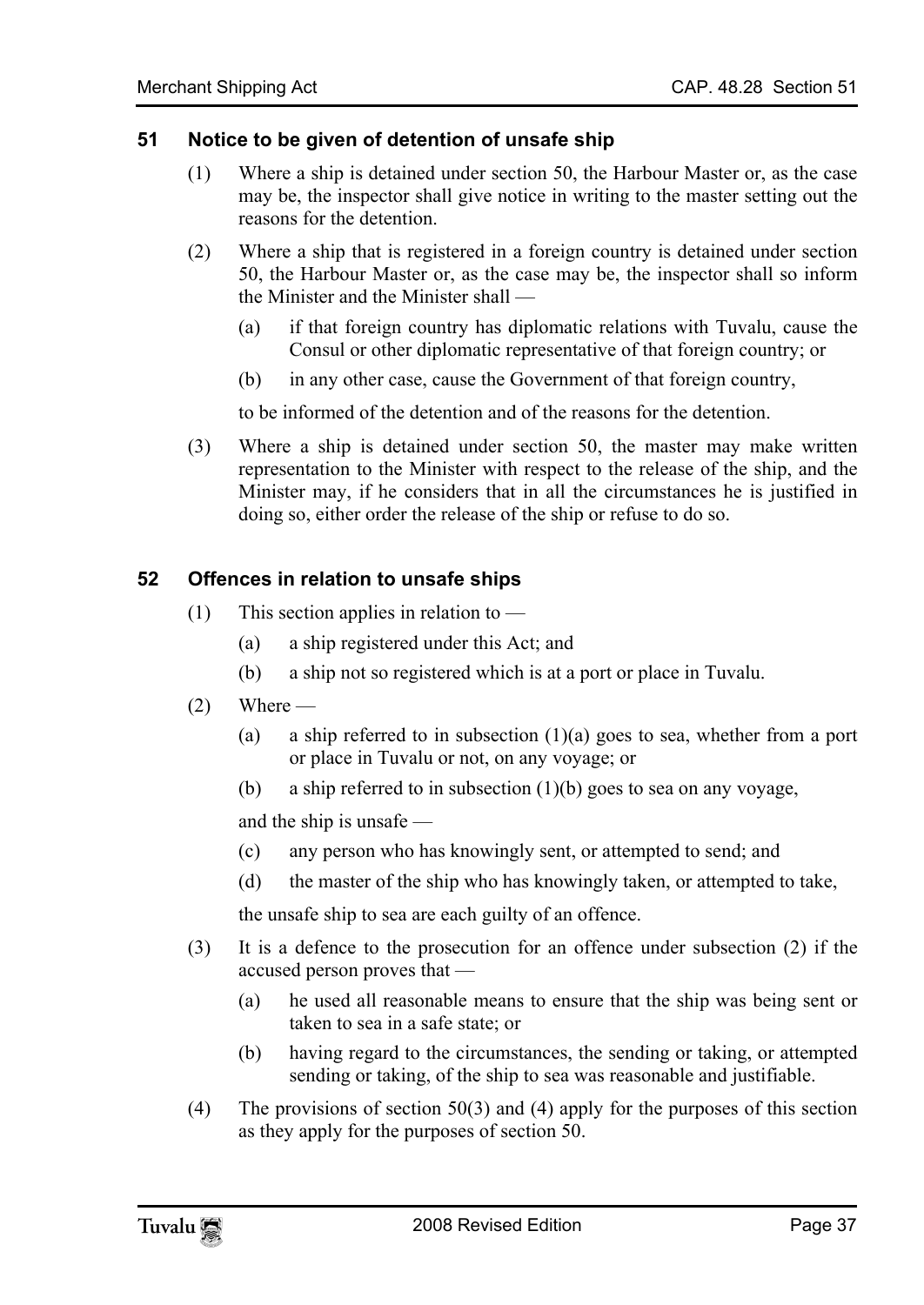## 51 Notice to be given of detention of unsafe ship

(1) Where a ship is detained under section 50, the Harbour Master or, as the case may be, the inspector shall give notice in writing to the master setting out the reasons for the detention.

(2) Where a ship that is registered in a foreign country is detained under section 50, the Harbour Master or, as the case may be, the inspector shall so inform the Minister and the Minister shall —

(a) if that foreign country has diplomatic relations with Tuvalu, cause the Consul or other diplomatic representative of that foreign country; or

(b) in any other case, cause the Government of that foreign country,

to be informed of the detention and of the reasons for the detention.

(3) Where a ship is detained under section 50, the master may make written representation to the Minister with respect to the release of the ship, and the Minister may, if he considers that in all the circumstances he is justified in doing so, either order the release of the ship or refuse to do so.

## 52 Offences in relation to unsafe ships

(1) This section applies in relation to —

(a) a ship registered under this Act; and

(b) a ship not so registered which is at a port or place in Tuvalu.

(2) Where —

(a) a ship referred to in subsection (1)(a) goes to sea, whether from a port or place in Tuvalu or not, on any voyage; or

(b) a ship referred to in subsection (1)(b) goes to sea on any voyage,

and the ship is unsafe —

(c) any person who has knowingly sent, or attempted to send; and

(d) the master of the ship who has knowingly taken, or attempted to take,

the unsafe ship to sea are each guilty of an offence.

(3) It is a defence to the prosecution for an offence under subsection (2) if the accused person proves that —

(a) he used all reasonable means to ensure that the ship was being sent or taken to sea in a safe state; or

(b) having regard to the circumstances, the sending or taking, or attempted sending or taking, of the ship to sea was reasonable and justifiable.

(4) The provisions of section 50(3) and (4) apply for the purposes of this section as they apply for the purposes of section 50.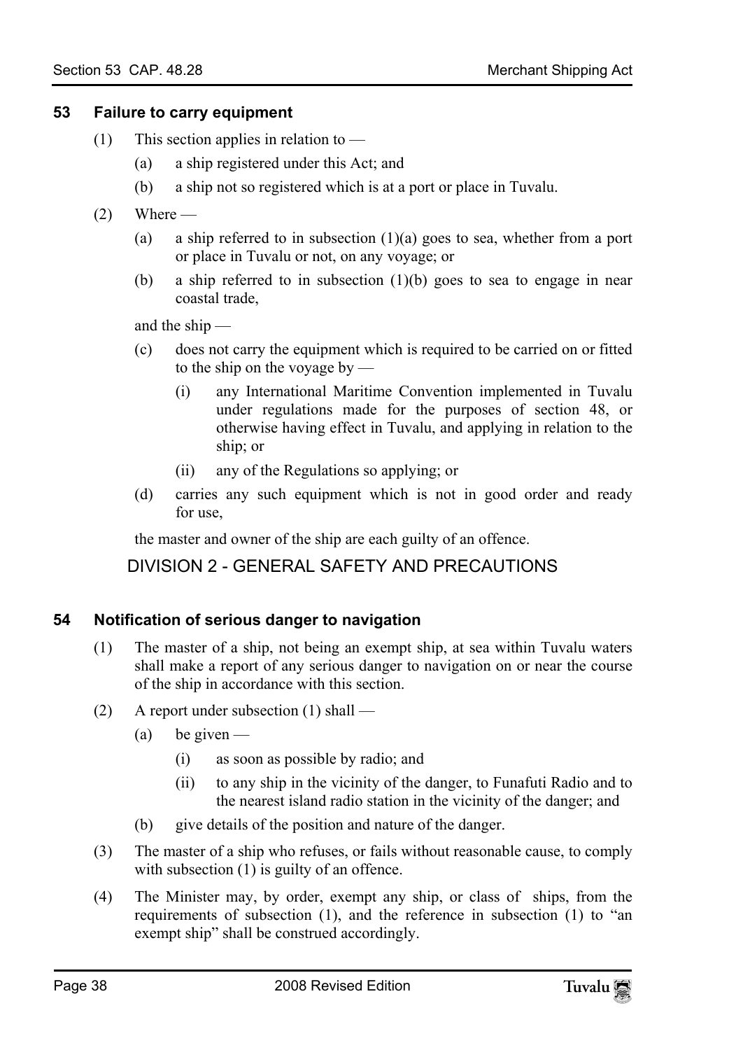### 53 Failure to carry equipment

(1) This section applies in relation to —

(a) a ship registered under this Act; and

(b) a ship not so registered which is at a port or place in Tuvalu.

(2) Where —

(a) a ship referred to in subsection (1)(a) goes to sea, whether from a port or place in Tuvalu or not, on any voyage; or

(b) a ship referred to in subsection (1)(b) goes to sea to engage in near coastal trade,

and the ship —

(c) does not carry the equipment which is required to be carried on or fitted to the ship on the voyage by —

(i) any International Maritime Convention implemented in Tuvalu under regulations made for the purposes of section 48, or otherwise having effect in Tuvalu, and applying in relation to the ship; or

(ii) any of the Regulations so applying; or

(d) carries any such equipment which is not in good order and ready for use,

the master and owner of the ship are each guilty of an offence.

## DIVISION 2 - GENERAL SAFETY AND PRECAUTIONS

### 54 Notification of serious danger to navigation

(1) The master of a ship, not being an exempt ship, at sea within Tuvalu waters shall make a report of any serious danger to navigation on or near the course of the ship in accordance with this section.

(2) A report under subsection (1) shall —

(a) be given —

(i) as soon as possible by radio; and

(ii) to any ship in the vicinity of the danger, to Funafuti Radio and to the nearest island radio station in the vicinity of the danger; and

(b) give details of the position and nature of the danger.

(3) The master of a ship who refuses, or fails without reasonable cause, to comply with subsection (1) is guilty of an offence.

(4) The Minister may, by order, exempt any ship, or class of ships, from the requirements of subsection (1), and the reference in subsection (1) to "an exempt ship" shall be construed accordingly.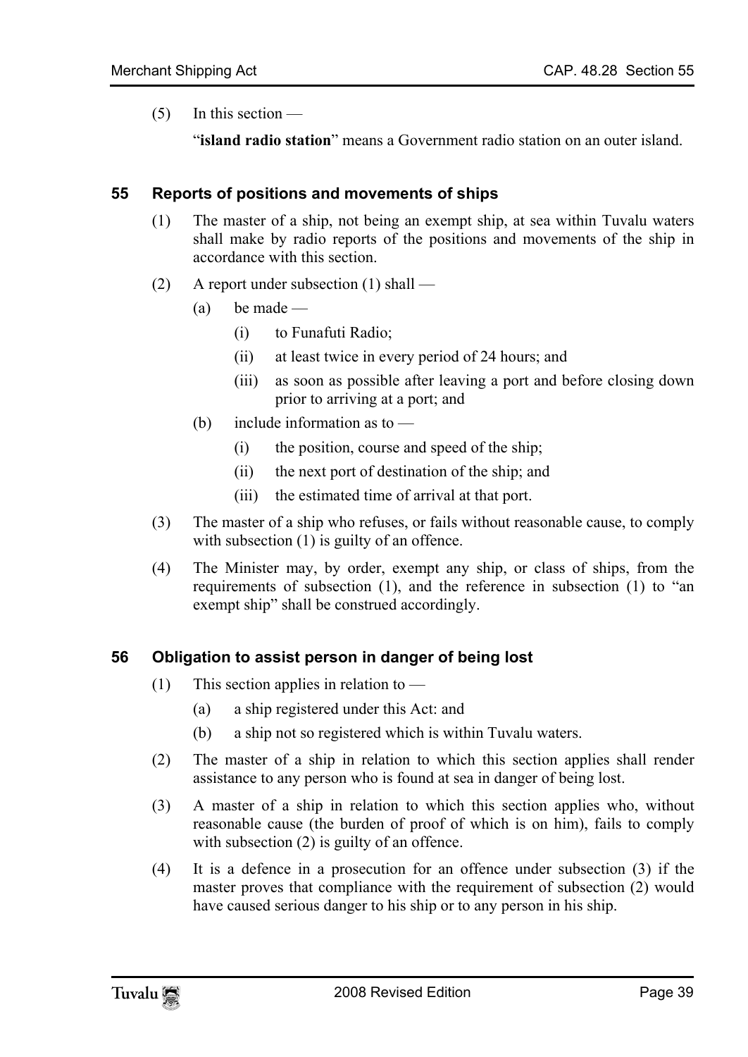(5) In this section —

"**island radio station**" means a Government radio station on an outer island.

### 55 Reports of positions and movements of ships

(1) The master of a ship, not being an exempt ship, at sea within Tuvalu waters shall make by radio reports of the positions and movements of the ship in accordance with this section.

(2) A report under subsection (1) shall —

- (a) be made —
  - (i) to Funafuti Radio;
  - (ii) at least twice in every period of 24 hours; and
  - (iii) as soon as possible after leaving a port and before closing down prior to arriving at a port; and
- (b) include information as to —
  - (i) the position, course and speed of the ship;
  - (ii) the next port of destination of the ship; and
  - (iii) the estimated time of arrival at that port.

(3) The master of a ship who refuses, or fails without reasonable cause, to comply with subsection (1) is guilty of an offence.

(4) The Minister may, by order, exempt any ship, or class of ships, from the requirements of subsection (1), and the reference in subsection (1) to "an exempt ship" shall be construed accordingly.

### 56 Obligation to assist person in danger of being lost

(1) This section applies in relation to —

- (a) a ship registered under this Act: and
- (b) a ship not so registered which is within Tuvalu waters.

(2) The master of a ship in relation to which this section applies shall render assistance to any person who is found at sea in danger of being lost.

(3) A master of a ship in relation to which this section applies who, without reasonable cause (the burden of proof of which is on him), fails to comply with subsection (2) is guilty of an offence.

(4) It is a defence in a prosecution for an offence under subsection (3) if the master proves that compliance with the requirement of subsection (2) would have caused serious danger to his ship or to any person in his ship.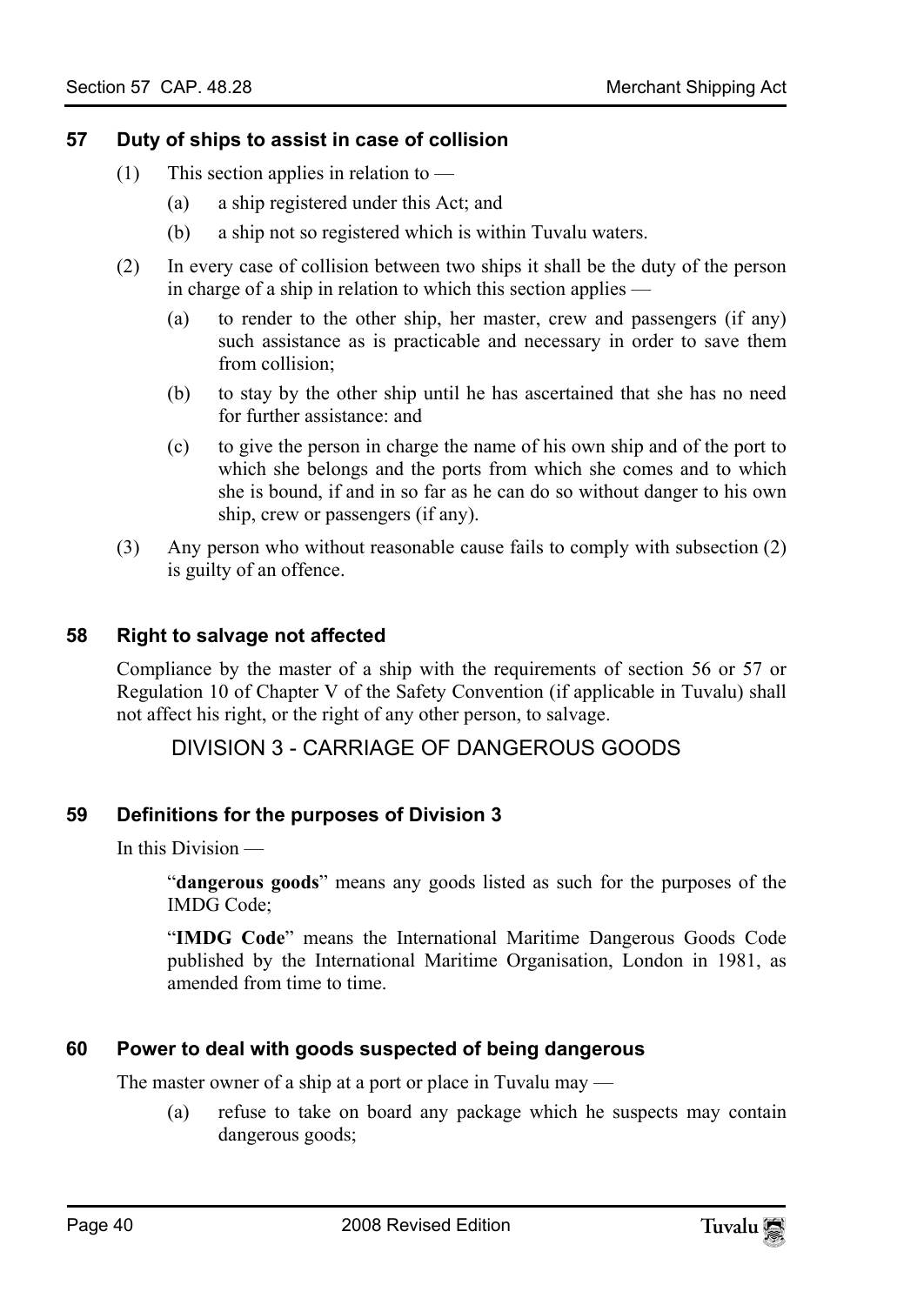## 57 Duty of ships to assist in case of collision

(1) This section applies in relation to —

(a) a ship registered under this Act; and

(b) a ship not so registered which is within Tuvalu waters.

(2) In every case of collision between two ships it shall be the duty of the person in charge of a ship in relation to which this section applies —

(a) to render to the other ship, her master, crew and passengers (if any) such assistance as is practicable and necessary in order to save them from collision;

(b) to stay by the other ship until he has ascertained that she has no need for further assistance: and

(c) to give the person in charge the name of his own ship and of the port to which she belongs and the ports from which she comes and to which she is bound, if and in so far as he can do so without danger to his own ship, crew or passengers (if any).

(3) Any person who without reasonable cause fails to comply with subsection (2) is guilty of an offence.

## 58 Right to salvage not affected

Compliance by the master of a ship with the requirements of section 56 or 57 or Regulation 10 of Chapter V of the Safety Convention (if applicable in Tuvalu) shall not affect his right, or the right of any other person, to salvage.

# DIVISION 3 - CARRIAGE OF DANGEROUS GOODS

## 59 Definitions for the purposes of Division 3

In this Division —

"**dangerous goods**" means any goods listed as such for the purposes of the IMDG Code;

"**IMDG Code**" means the International Maritime Dangerous Goods Code published by the International Maritime Organisation, London in 1981, as amended from time to time.

## 60 Power to deal with goods suspected of being dangerous

The master owner of a ship at a port or place in Tuvalu may —

(a) refuse to take on board any package which he suspects may contain dangerous goods;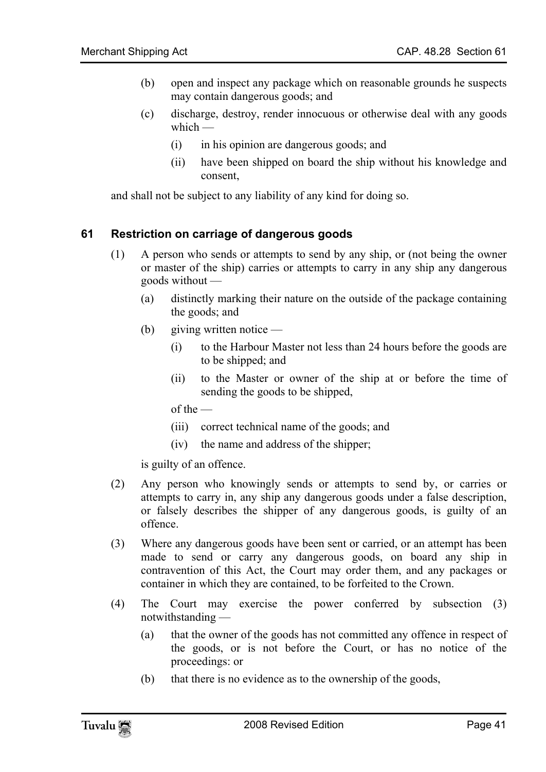(b) open and inspect any package which on reasonable grounds he suspects may contain dangerous goods; and

(c) discharge, destroy, render innocuous or otherwise deal with any goods which —

  (i) in his opinion are dangerous goods; and

  (ii) have been shipped on board the ship without his knowledge and consent,

and shall not be subject to any liability of any kind for doing so.

### 61 Restriction on carriage of dangerous goods

(1) A person who sends or attempts to send by any ship, or (not being the owner or master of the ship) carries or attempts to carry in any ship any dangerous goods without —

  (a) distinctly marking their nature on the outside of the package containing the goods; and

  (b) giving written notice —

    (i) to the Harbour Master not less than 24 hours before the goods are to be shipped; and

    (ii) to the Master or owner of the ship at or before the time of sending the goods to be shipped,

  of the —

    (iii) correct technical name of the goods; and

    (iv) the name and address of the shipper;

  is guilty of an offence.

(2) Any person who knowingly sends or attempts to send by, or carries or attempts to carry in, any ship any dangerous goods under a false description, or falsely describes the shipper of any dangerous goods, is guilty of an offence.

(3) Where any dangerous goods have been sent or carried, or an attempt has been made to send or carry any dangerous goods, on board any ship in contravention of this Act, the Court may order them, and any packages or container in which they are contained, to be forfeited to the Crown.

(4) The Court may exercise the power conferred by subsection (3) notwithstanding —

  (a) that the owner of the goods has not committed any offence in respect of the goods, or is not before the Court, or has no notice of the proceedings: or

  (b) that there is no evidence as to the ownership of the goods,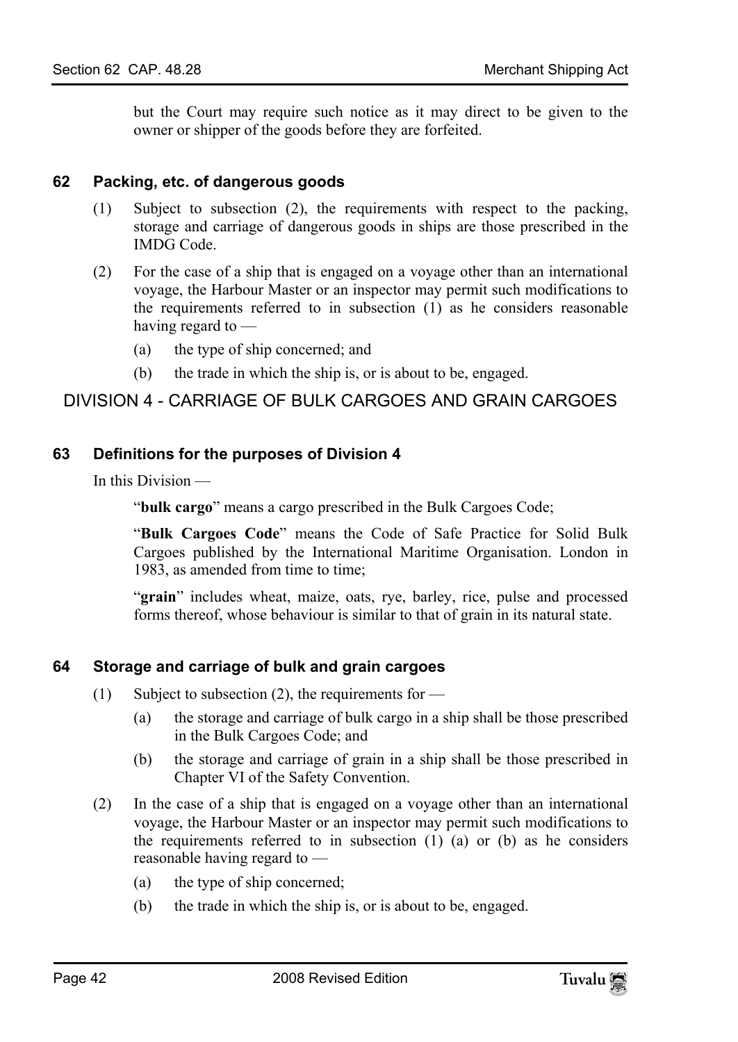but the Court may require such notice as it may direct to be given to the owner or shipper of the goods before they are forfeited.

### 62 Packing, etc. of dangerous goods

(1) Subject to subsection (2), the requirements with respect to the packing, storage and carriage of dangerous goods in ships are those prescribed in the IMDG Code.

(2) For the case of a ship that is engaged on a voyage other than an international voyage, the Harbour Master or an inspector may permit such modifications to the requirements referred to in subsection (1) as he considers reasonable having regard to —

(a) the type of ship concerned; and

(b) the trade in which the ship is, or is about to be, engaged.

## DIVISION 4 - CARRIAGE OF BULK CARGOES AND GRAIN CARGOES

### 63 Definitions for the purposes of Division 4

In this Division —

"**bulk cargo**" means a cargo prescribed in the Bulk Cargoes Code;

"**Bulk Cargoes Code**" means the Code of Safe Practice for Solid Bulk Cargoes published by the International Maritime Organisation. London in 1983, as amended from time to time;

"**grain**" includes wheat, maize, oats, rye, barley, rice, pulse and processed forms thereof, whose behaviour is similar to that of grain in its natural state.

### 64 Storage and carriage of bulk and grain cargoes

(1) Subject to subsection (2), the requirements for —

(a) the storage and carriage of bulk cargo in a ship shall be those prescribed in the Bulk Cargoes Code; and

(b) the storage and carriage of grain in a ship shall be those prescribed in Chapter VI of the Safety Convention.

(2) In the case of a ship that is engaged on a voyage other than an international voyage, the Harbour Master or an inspector may permit such modifications to the requirements referred to in subsection (1) (a) or (b) as he considers reasonable having regard to —

(a) the type of ship concerned;

(b) the trade in which the ship is, or is about to be, engaged.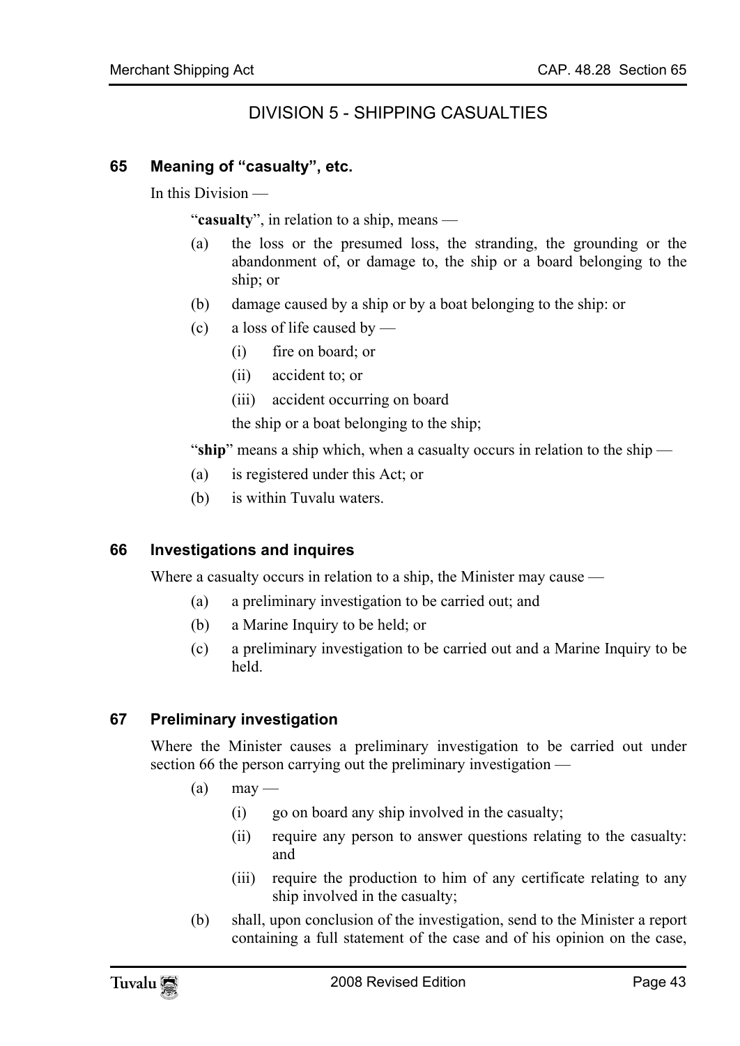## DIVISION 5 - SHIPPING CASUALTIES

### 65 Meaning of "casualty", etc.

In this Division —

"**casualty**", in relation to a ship, means —

(a) the loss or the presumed loss, the stranding, the grounding or the abandonment of, or damage to, the ship or a board belonging to the ship; or

(b) damage caused by a ship or by a boat belonging to the ship: or

(c) a loss of life caused by —

(i) fire on board; or

(ii) accident to; or

(iii) accident occurring on board

the ship or a boat belonging to the ship;

"**ship**" means a ship which, when a casualty occurs in relation to the ship —

(a) is registered under this Act; or

(b) is within Tuvalu waters.

### 66 Investigations and inquires

Where a casualty occurs in relation to a ship, the Minister may cause —

(a) a preliminary investigation to be carried out; and

(b) a Marine Inquiry to be held; or

(c) a preliminary investigation to be carried out and a Marine Inquiry to be held.

### 67 Preliminary investigation

Where the Minister causes a preliminary investigation to be carried out under section 66 the person carrying out the preliminary investigation —

(a) may —

(i) go on board any ship involved in the casualty;

(ii) require any person to answer questions relating to the casualty: and

(iii) require the production to him of any certificate relating to any ship involved in the casualty;

(b) shall, upon conclusion of the investigation, send to the Minister a report containing a full statement of the case and of his opinion on the case,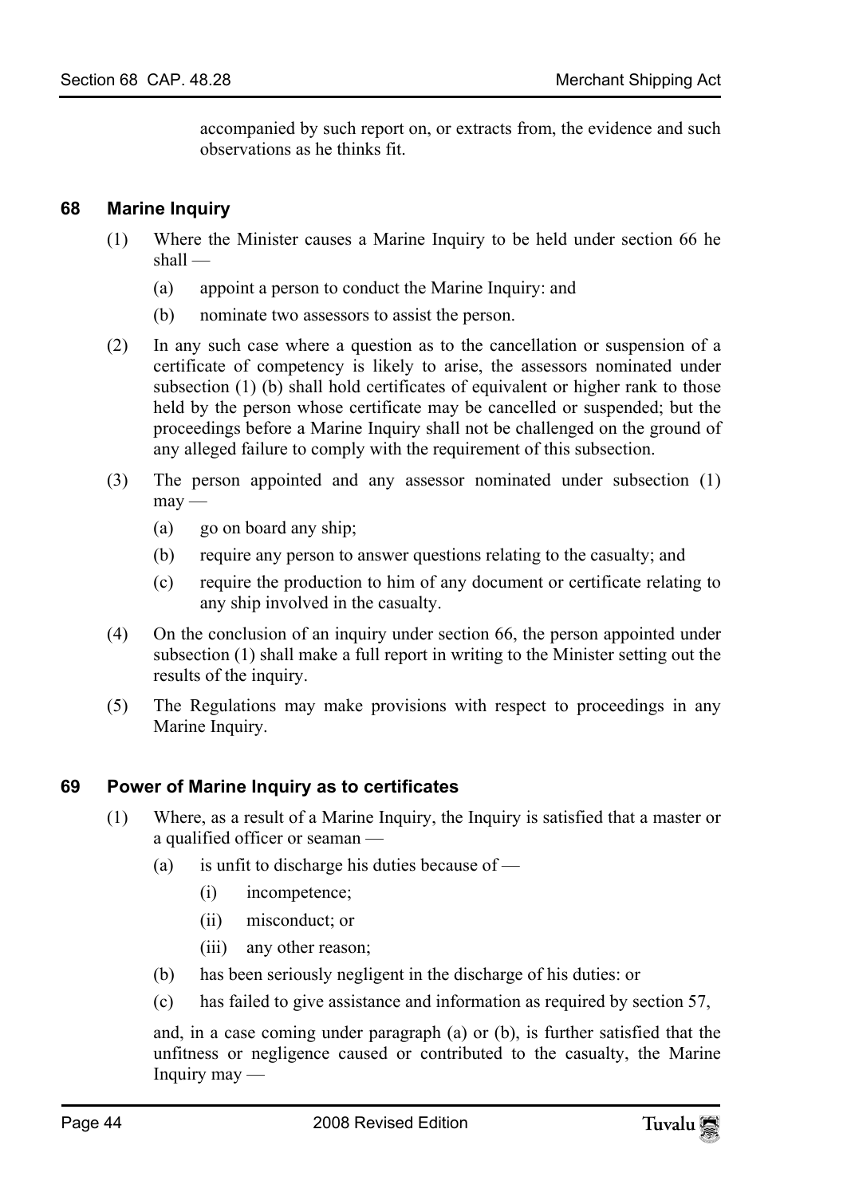accompanied by such report on, or extracts from, the evidence and such observations as he thinks fit.

## 68 Marine Inquiry

(1) Where the Minister causes a Marine Inquiry to be held under section 66 he shall —

- (a) appoint a person to conduct the Marine Inquiry: and
- (b) nominate two assessors to assist the person.

(2) In any such case where a question as to the cancellation or suspension of a certificate of competency is likely to arise, the assessors nominated under subsection (1) (b) shall hold certificates of equivalent or higher rank to those held by the person whose certificate may be cancelled or suspended; but the proceedings before a Marine Inquiry shall not be challenged on the ground of any alleged failure to comply with the requirement of this subsection.

(3) The person appointed and any assessor nominated under subsection (1) may —

- (a) go on board any ship;
- (b) require any person to answer questions relating to the casualty; and
- (c) require the production to him of any document or certificate relating to any ship involved in the casualty.

(4) On the conclusion of an inquiry under section 66, the person appointed under subsection (1) shall make a full report in writing to the Minister setting out the results of the inquiry.

(5) The Regulations may make provisions with respect to proceedings in any Marine Inquiry.

## 69 Power of Marine Inquiry as to certificates

(1) Where, as a result of a Marine Inquiry, the Inquiry is satisfied that a master or a qualified officer or seaman —

- (a) is unfit to discharge his duties because of —
  - (i) incompetence;
  - (ii) misconduct; or
  - (iii) any other reason;
- (b) has been seriously negligent in the discharge of his duties: or
- (c) has failed to give assistance and information as required by section 57,

and, in a case coming under paragraph (a) or (b), is further satisfied that the unfitness or negligence caused or contributed to the casualty, the Marine Inquiry may —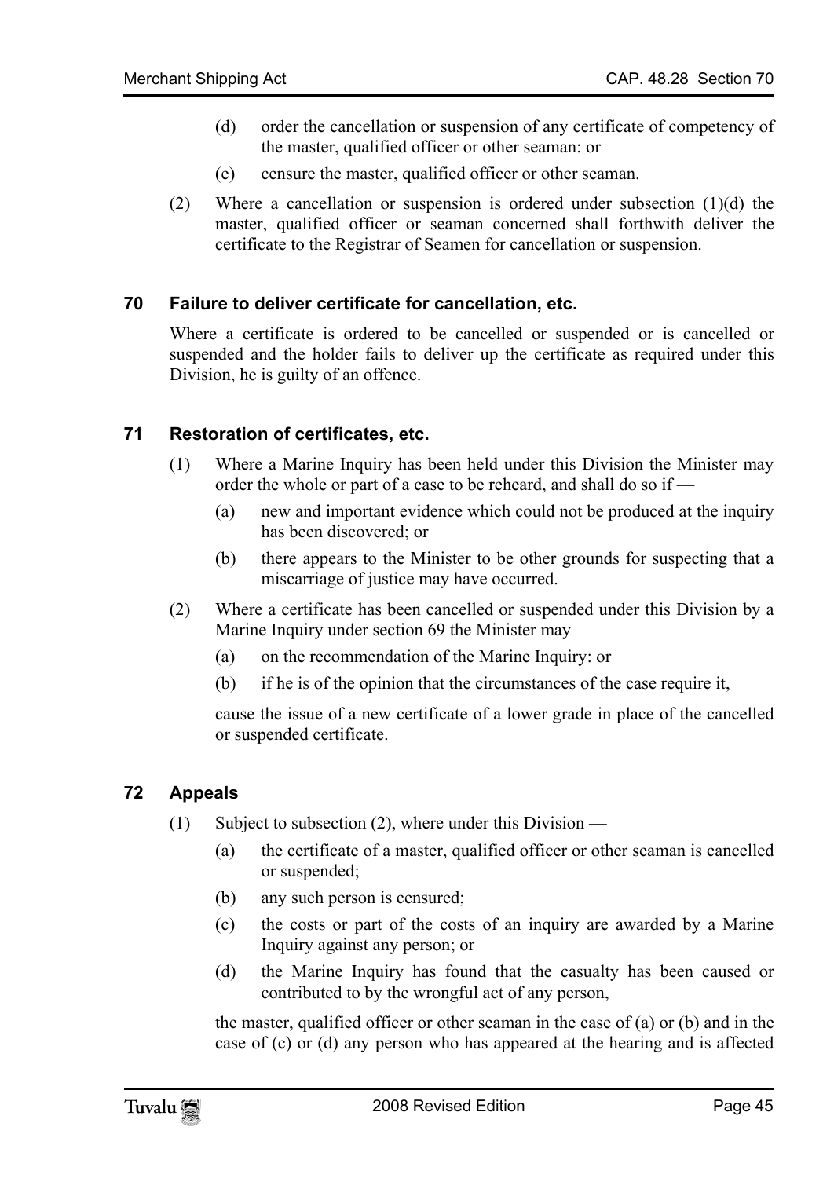(d) order the cancellation or suspension of any certificate of competency of the master, qualified officer or other seaman: or

(e) censure the master, qualified officer or other seaman.

(2) Where a cancellation or suspension is ordered under subsection (1)(d) the master, qualified officer or seaman concerned shall forthwith deliver the certificate to the Registrar of Seamen for cancellation or suspension.

### 70 Failure to deliver certificate for cancellation, etc.

Where a certificate is ordered to be cancelled or suspended or is cancelled or suspended and the holder fails to deliver up the certificate as required under this Division, he is guilty of an offence.

### 71 Restoration of certificates, etc.

(1) Where a Marine Inquiry has been held under this Division the Minister may order the whole or part of a case to be reheard, and shall do so if —

(a) new and important evidence which could not be produced at the inquiry has been discovered; or

(b) there appears to the Minister to be other grounds for suspecting that a miscarriage of justice may have occurred.

(2) Where a certificate has been cancelled or suspended under this Division by a Marine Inquiry under section 69 the Minister may —

(a) on the recommendation of the Marine Inquiry: or

(b) if he is of the opinion that the circumstances of the case require it,

cause the issue of a new certificate of a lower grade in place of the cancelled or suspended certificate.

### 72 Appeals

(1) Subject to subsection (2), where under this Division —

(a) the certificate of a master, qualified officer or other seaman is cancelled or suspended;

(b) any such person is censured;

(c) the costs or part of the costs of an inquiry are awarded by a Marine Inquiry against any person; or

(d) the Marine Inquiry has found that the casualty has been caused or contributed to by the wrongful act of any person,

the master, qualified officer or other seaman in the case of (a) or (b) and in the case of (c) or (d) any person who has appeared at the hearing and is affected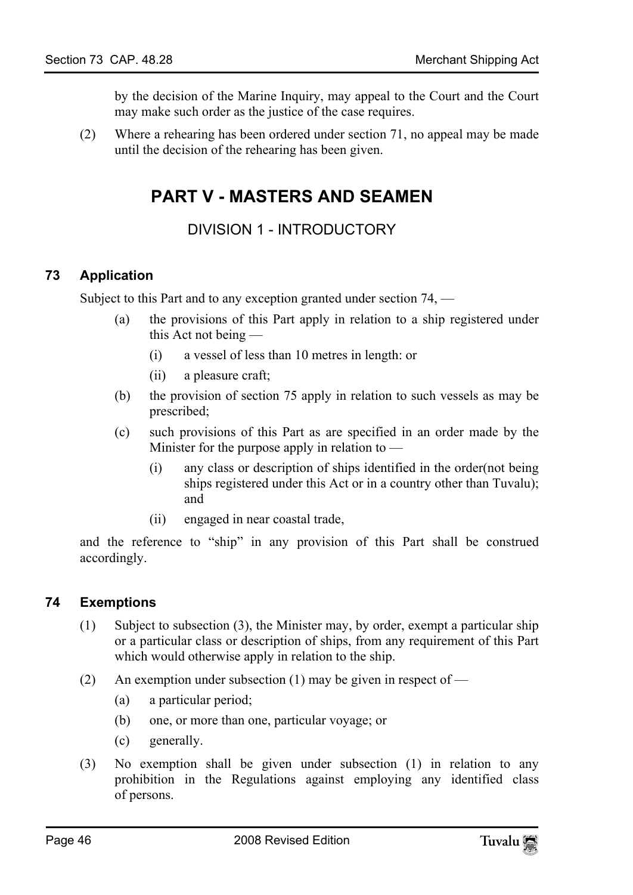by the decision of the Marine Inquiry, may appeal to the Court and the Court may make such order as the justice of the case requires.

(2) Where a rehearing has been ordered under section 71, no appeal may be made until the decision of the rehearing has been given.

# PART V - MASTERS AND SEAMEN

## DIVISION 1 - INTRODUCTORY

### 73 Application

Subject to this Part and to any exception granted under section 74, —

- (a) the provisions of this Part apply in relation to a ship registered under this Act not being —
  - (i) a vessel of less than 10 metres in length: or
  - (ii) a pleasure craft;
- (b) the provision of section 75 apply in relation to such vessels as may be prescribed;
- (c) such provisions of this Part as are specified in an order made by the Minister for the purpose apply in relation to —
  - (i) any class or description of ships identified in the order(not being ships registered under this Act or in a country other than Tuvalu); and
  - (ii) engaged in near coastal trade,

and the reference to "ship" in any provision of this Part shall be construed accordingly.

### 74 Exemptions

(1) Subject to subsection (3), the Minister may, by order, exempt a particular ship or a particular class or description of ships, from any requirement of this Part which would otherwise apply in relation to the ship.

(2) An exemption under subsection (1) may be given in respect of —

- (a) a particular period;
- (b) one, or more than one, particular voyage; or
- (c) generally.

(3) No exemption shall be given under subsection (1) in relation to any prohibition in the Regulations against employing any identified class of persons.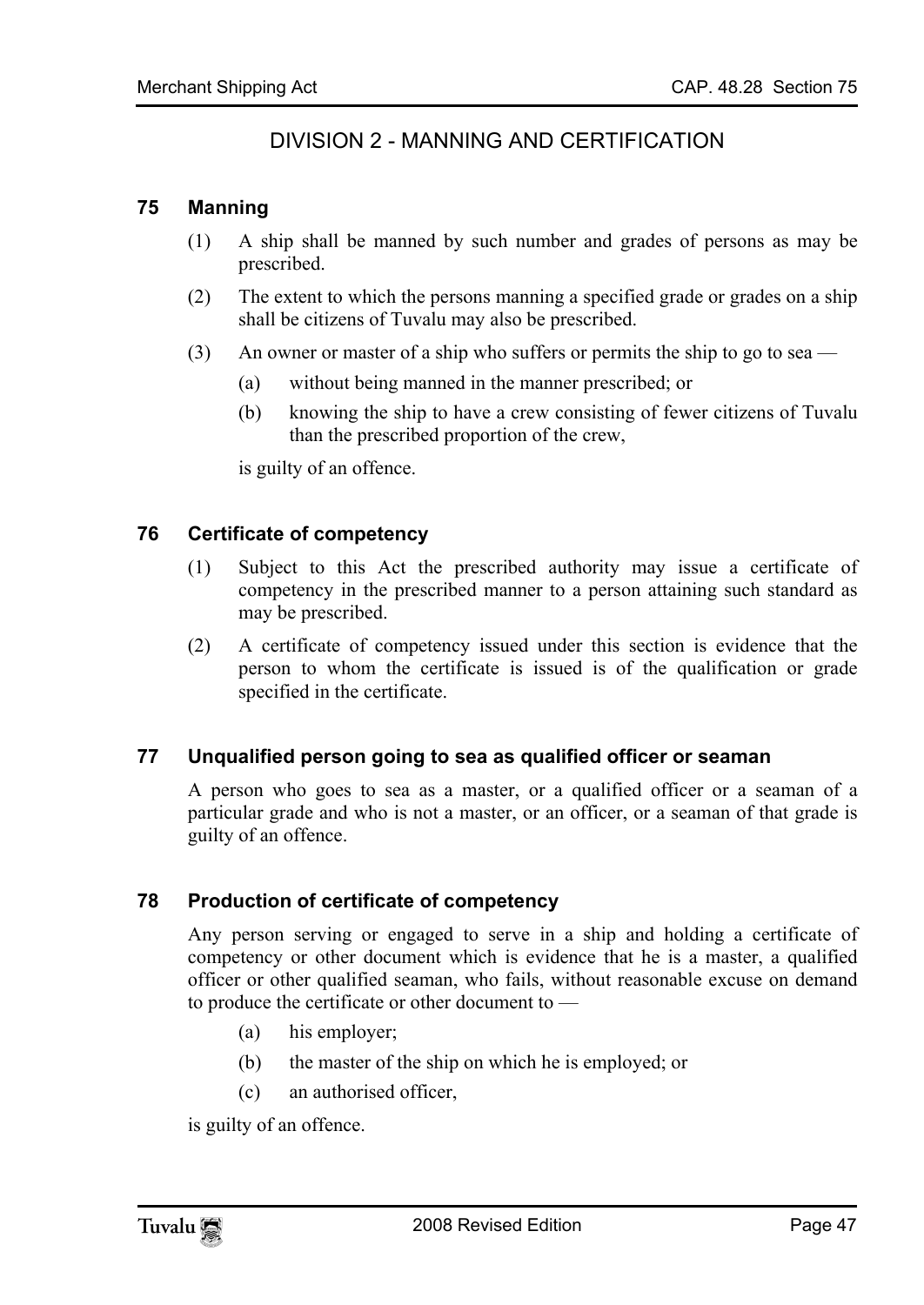## DIVISION 2 - MANNING AND CERTIFICATION

### 75 Manning

(1) A ship shall be manned by such number and grades of persons as may be prescribed.

(2) The extent to which the persons manning a specified grade or grades on a ship shall be citizens of Tuvalu may also be prescribed.

(3) An owner or master of a ship who suffers or permits the ship to go to sea —

(a) without being manned in the manner prescribed; or

(b) knowing the ship to have a crew consisting of fewer citizens of Tuvalu than the prescribed proportion of the crew,

is guilty of an offence.

### 76 Certificate of competency

(1) Subject to this Act the prescribed authority may issue a certificate of competency in the prescribed manner to a person attaining such standard as may be prescribed.

(2) A certificate of competency issued under this section is evidence that the person to whom the certificate is issued is of the qualification or grade specified in the certificate.

### 77 Unqualified person going to sea as qualified officer or seaman

A person who goes to sea as a master, or a qualified officer or a seaman of a particular grade and who is not a master, or an officer, or a seaman of that grade is guilty of an offence.

### 78 Production of certificate of competency

Any person serving or engaged to serve in a ship and holding a certificate of competency or other document which is evidence that he is a master, a qualified officer or other qualified seaman, who fails, without reasonable excuse on demand to produce the certificate or other document to —

(a) his employer;

(b) the master of the ship on which he is employed; or

(c) an authorised officer,

is guilty of an offence.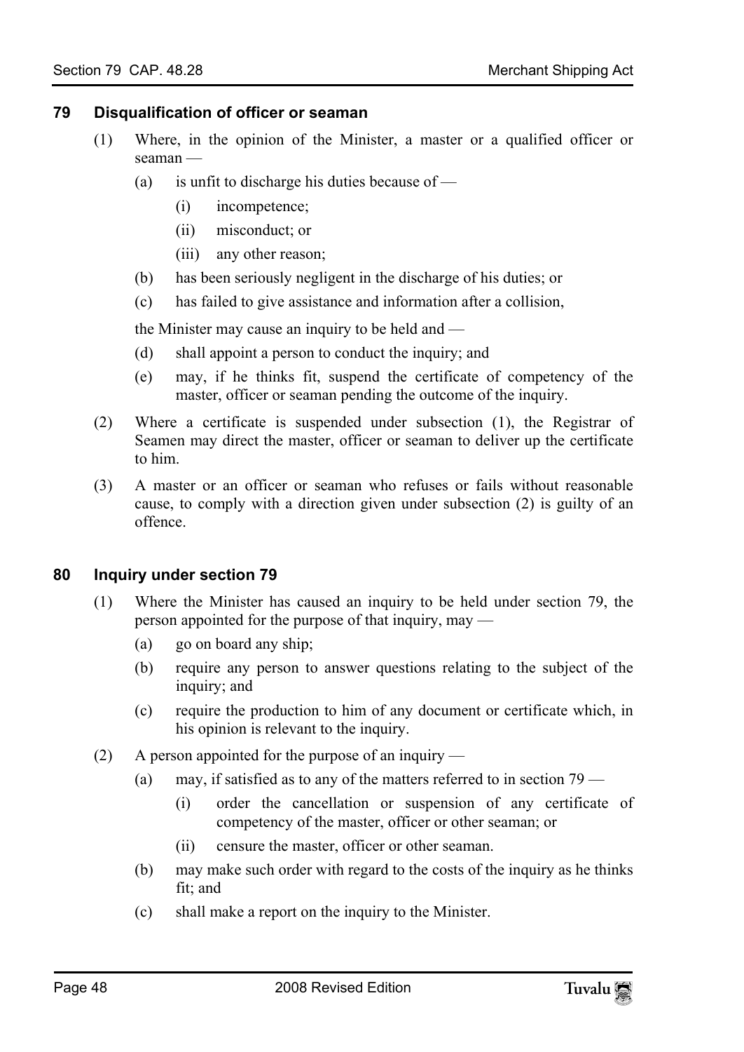### 79 Disqualification of officer or seaman

(1) Where, in the opinion of the Minister, a master or a qualified officer or seaman —

  (a) is unfit to discharge his duties because of —

    (i) incompetence;

    (ii) misconduct; or

    (iii) any other reason;

  (b) has been seriously negligent in the discharge of his duties; or

  (c) has failed to give assistance and information after a collision,

  the Minister may cause an inquiry to be held and —

  (d) shall appoint a person to conduct the inquiry; and

  (e) may, if he thinks fit, suspend the certificate of competency of the master, officer or seaman pending the outcome of the inquiry.

(2) Where a certificate is suspended under subsection (1), the Registrar of Seamen may direct the master, officer or seaman to deliver up the certificate to him.

(3) A master or an officer or seaman who refuses or fails without reasonable cause, to comply with a direction given under subsection (2) is guilty of an offence.

### 80 Inquiry under section 79

(1) Where the Minister has caused an inquiry to be held under section 79, the person appointed for the purpose of that inquiry, may —

  (a) go on board any ship;

  (b) require any person to answer questions relating to the subject of the inquiry; and

  (c) require the production to him of any document or certificate which, in his opinion is relevant to the inquiry.

(2) A person appointed for the purpose of an inquiry —

  (a) may, if satisfied as to any of the matters referred to in section 79 —

    (i) order the cancellation or suspension of any certificate of competency of the master, officer or other seaman; or

    (ii) censure the master, officer or other seaman.

  (b) may make such order with regard to the costs of the inquiry as he thinks fit; and

  (c) shall make a report on the inquiry to the Minister.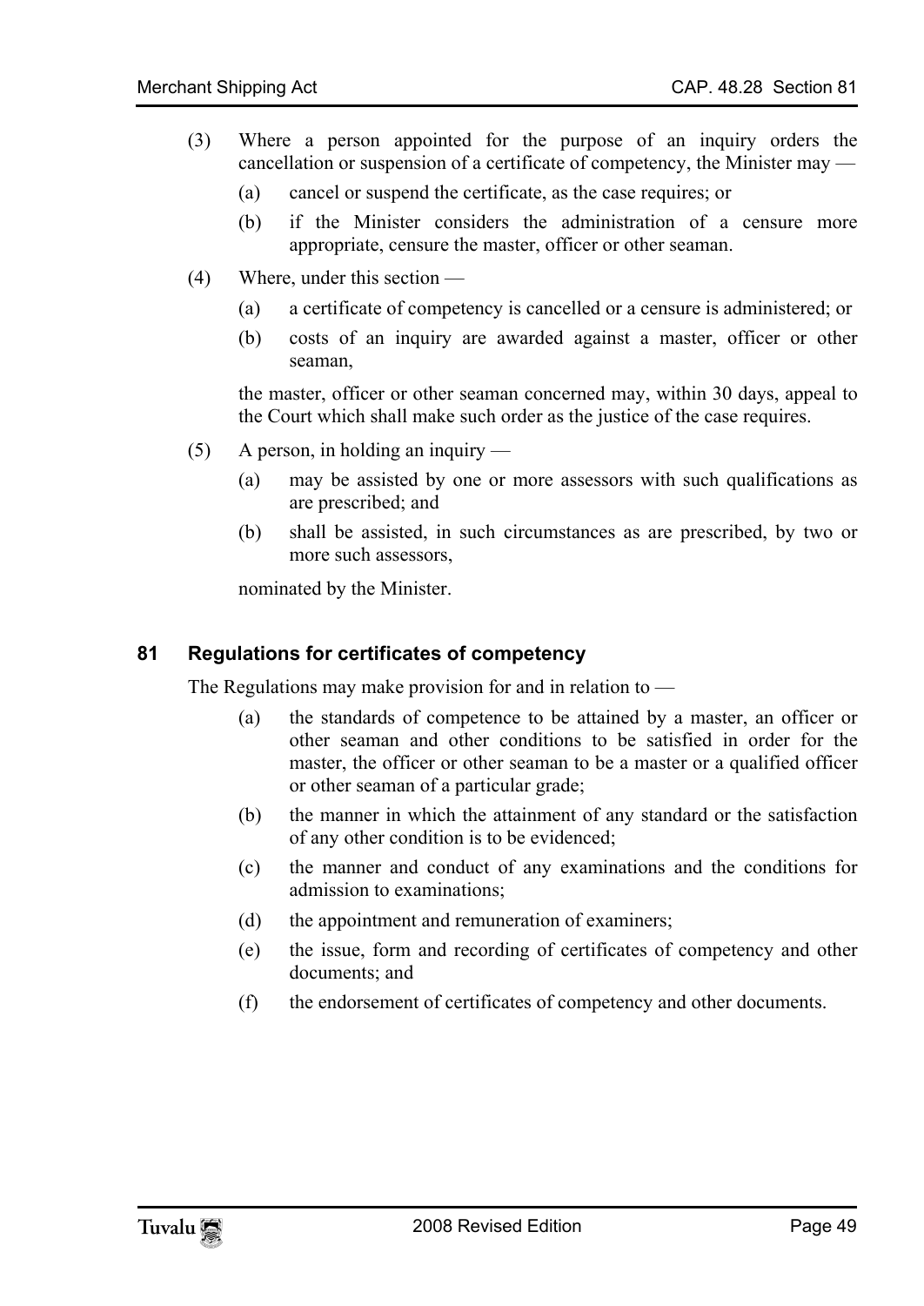(3) Where a person appointed for the purpose of an inquiry orders the cancellation or suspension of a certificate of competency, the Minister may —

 (a) cancel or suspend the certificate, as the case requires; or

 (b) if the Minister considers the administration of a censure more appropriate, censure the master, officer or other seaman.

(4) Where, under this section —

 (a) a certificate of competency is cancelled or a censure is administered; or

 (b) costs of an inquiry are awarded against a master, officer or other seaman,

 the master, officer or other seaman concerned may, within 30 days, appeal to the Court which shall make such order as the justice of the case requires.

(5) A person, in holding an inquiry —

 (a) may be assisted by one or more assessors with such qualifications as are prescribed; and

 (b) shall be assisted, in such circumstances as are prescribed, by two or more such assessors,

 nominated by the Minister.

## 81 Regulations for certificates of competency

The Regulations may make provision for and in relation to —

 (a) the standards of competence to be attained by a master, an officer or other seaman and other conditions to be satisfied in order for the master, the officer or other seaman to be a master or a qualified officer or other seaman of a particular grade;

 (b) the manner in which the attainment of any standard or the satisfaction of any other condition is to be evidenced;

 (c) the manner and conduct of any examinations and the conditions for admission to examinations;

 (d) the appointment and remuneration of examiners;

 (e) the issue, form and recording of certificates of competency and other documents; and

 (f) the endorsement of certificates of competency and other documents.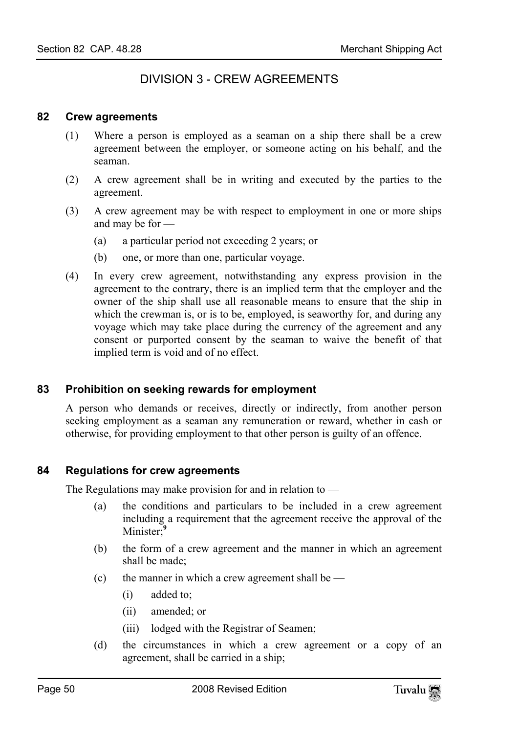## DIVISION 3 - CREW AGREEMENTS

### 82 Crew agreements

(1) Where a person is employed as a seaman on a ship there shall be a crew agreement between the employer, or someone acting on his behalf, and the seaman.

(2) A crew agreement shall be in writing and executed by the parties to the agreement.

(3) A crew agreement may be with respect to employment in one or more ships and may be for —

(a) a particular period not exceeding 2 years; or

(b) one, or more than one, particular voyage.

(4) In every crew agreement, notwithstanding any express provision in the agreement to the contrary, there is an implied term that the employer and the owner of the ship shall use all reasonable means to ensure that the ship in which the crewman is, or is to be, employed, is seaworthy for, and during any voyage which may take place during the currency of the agreement and any consent or purported consent by the seaman to waive the benefit of that implied term is void and of no effect.

### 83 Prohibition on seeking rewards for employment

A person who demands or receives, directly or indirectly, from another person seeking employment as a seaman any remuneration or reward, whether in cash or otherwise, for providing employment to that other person is guilty of an offence.

### 84 Regulations for crew agreements

The Regulations may make provision for and in relation to —

(a) the conditions and particulars to be included in a crew agreement including a requirement that the agreement receive the approval of the Minister;[9]

(b) the form of a crew agreement and the manner in which an agreement shall be made;

(c) the manner in which a crew agreement shall be —

(i) added to;

(ii) amended; or

(iii) lodged with the Registrar of Seamen;

(d) the circumstances in which a crew agreement or a copy of an agreement, shall be carried in a ship;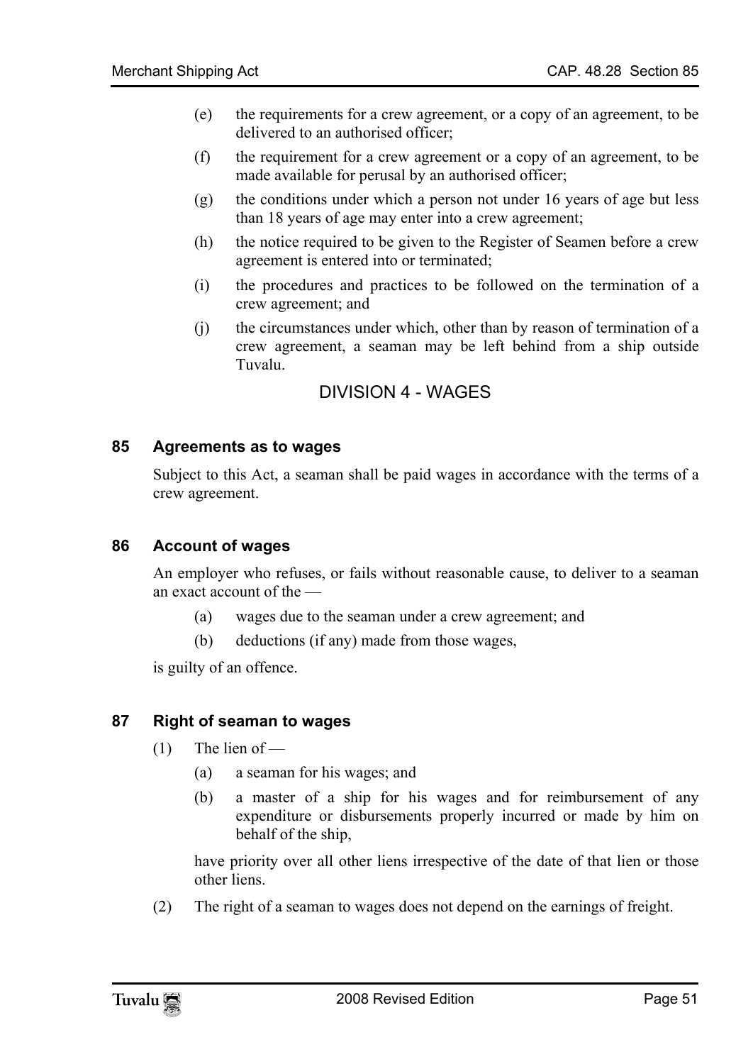(e) the requirements for a crew agreement, or a copy of an agreement, to be delivered to an authorised officer;

(f) the requirement for a crew agreement or a copy of an agreement, to be made available for perusal by an authorised officer;

(g) the conditions under which a person not under 16 years of age but less than 18 years of age may enter into a crew agreement;

(h) the notice required to be given to the Register of Seamen before a crew agreement is entered into or terminated;

(i) the procedures and practices to be followed on the termination of a crew agreement; and

(j) the circumstances under which, other than by reason of termination of a crew agreement, a seaman may be left behind from a ship outside Tuvalu.

## DIVISION 4 - WAGES

### 85 Agreements as to wages

Subject to this Act, a seaman shall be paid wages in accordance with the terms of a crew agreement.

### 86 Account of wages

An employer who refuses, or fails without reasonable cause, to deliver to a seaman an exact account of the —

(a) wages due to the seaman under a crew agreement; and

(b) deductions (if any) made from those wages,

is guilty of an offence.

### 87 Right of seaman to wages

(1) The lien of —

(a) a seaman for his wages; and

(b) a master of a ship for his wages and for reimbursement of any expenditure or disbursements properly incurred or made by him on behalf of the ship,

have priority over all other liens irrespective of the date of that lien or those other liens.

(2) The right of a seaman to wages does not depend on the earnings of freight.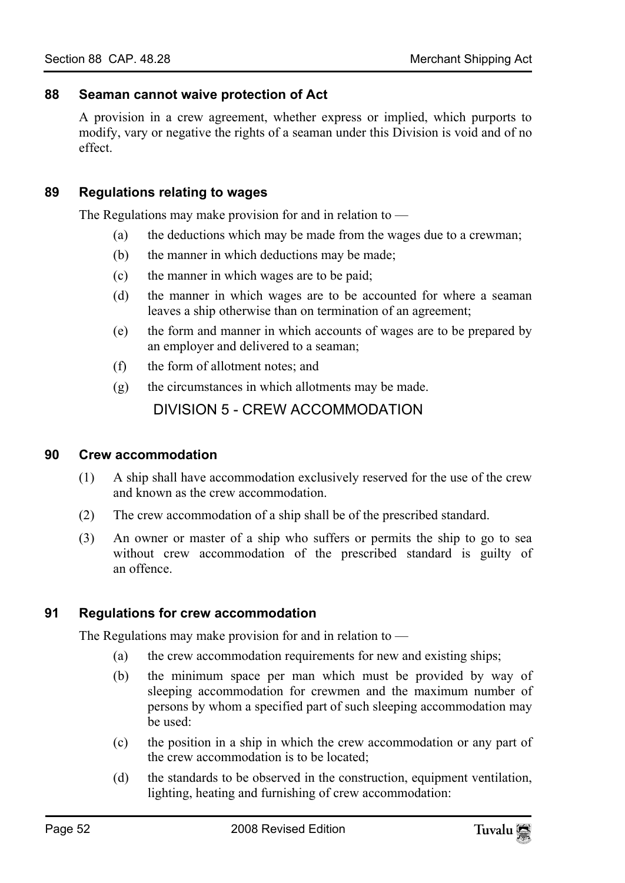### 88 Seaman cannot waive protection of Act

A provision in a crew agreement, whether express or implied, which purports to modify, vary or negative the rights of a seaman under this Division is void and of no effect.

### 89 Regulations relating to wages

The Regulations may make provision for and in relation to —

- (a) the deductions which may be made from the wages due to a crewman;
- (b) the manner in which deductions may be made;
- (c) the manner in which wages are to be paid;
- (d) the manner in which wages are to be accounted for where a seaman leaves a ship otherwise than on termination of an agreement;
- (e) the form and manner in which accounts of wages are to be prepared by an employer and delivered to a seaman;
- (f) the form of allotment notes; and
- (g) the circumstances in which allotments may be made.

## DIVISION 5 - CREW ACCOMMODATION

### 90 Crew accommodation

(1) A ship shall have accommodation exclusively reserved for the use of the crew and known as the crew accommodation.

(2) The crew accommodation of a ship shall be of the prescribed standard.

(3) An owner or master of a ship who suffers or permits the ship to go to sea without crew accommodation of the prescribed standard is guilty of an offence.

### 91 Regulations for crew accommodation

The Regulations may make provision for and in relation to —

- (a) the crew accommodation requirements for new and existing ships;
- (b) the minimum space per man which must be provided by way of sleeping accommodation for crewmen and the maximum number of persons by whom a specified part of such sleeping accommodation may be used:
- (c) the position in a ship in which the crew accommodation or any part of the crew accommodation is to be located;
- (d) the standards to be observed in the construction, equipment ventilation, lighting, heating and furnishing of crew accommodation: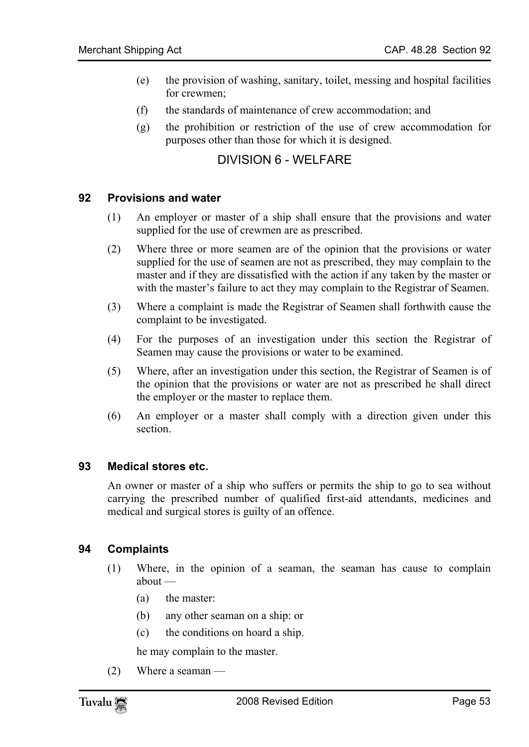(e) the provision of washing, sanitary, toilet, messing and hospital facilities for crewmen;

(f) the standards of maintenance of crew accommodation; and

(g) the prohibition or restriction of the use of crew accommodation for purposes other than those for which it is designed.

## DIVISION 6 - WELFARE

### 92 Provisions and water

(1) An employer or master of a ship shall ensure that the provisions and water supplied for the use of crewmen are as prescribed.

(2) Where three or more seamen are of the opinion that the provisions or water supplied for the use of seamen are not as prescribed, they may complain to the master and if they are dissatisfied with the action if any taken by the master or with the master's failure to act they may complain to the Registrar of Seamen.

(3) Where a complaint is made the Registrar of Seamen shall forthwith cause the complaint to be investigated.

(4) For the purposes of an investigation under this section the Registrar of Seamen may cause the provisions or water to be examined.

(5) Where, after an investigation under this section, the Registrar of Seamen is of the opinion that the provisions or water are not as prescribed he shall direct the employer or the master to replace them.

(6) An employer or a master shall comply with a direction given under this section.

### 93 Medical stores etc.

An owner or master of a ship who suffers or permits the ship to go to sea without carrying the prescribed number of qualified first-aid attendants, medicines and medical and surgical stores is guilty of an offence.

### 94 Complaints

(1) Where, in the opinion of a seaman, the seaman has cause to complain about —

(a) the master:

(b) any other seaman on a ship: or

(c) the conditions on hoard a ship.

he may complain to the master.

(2) Where a seaman —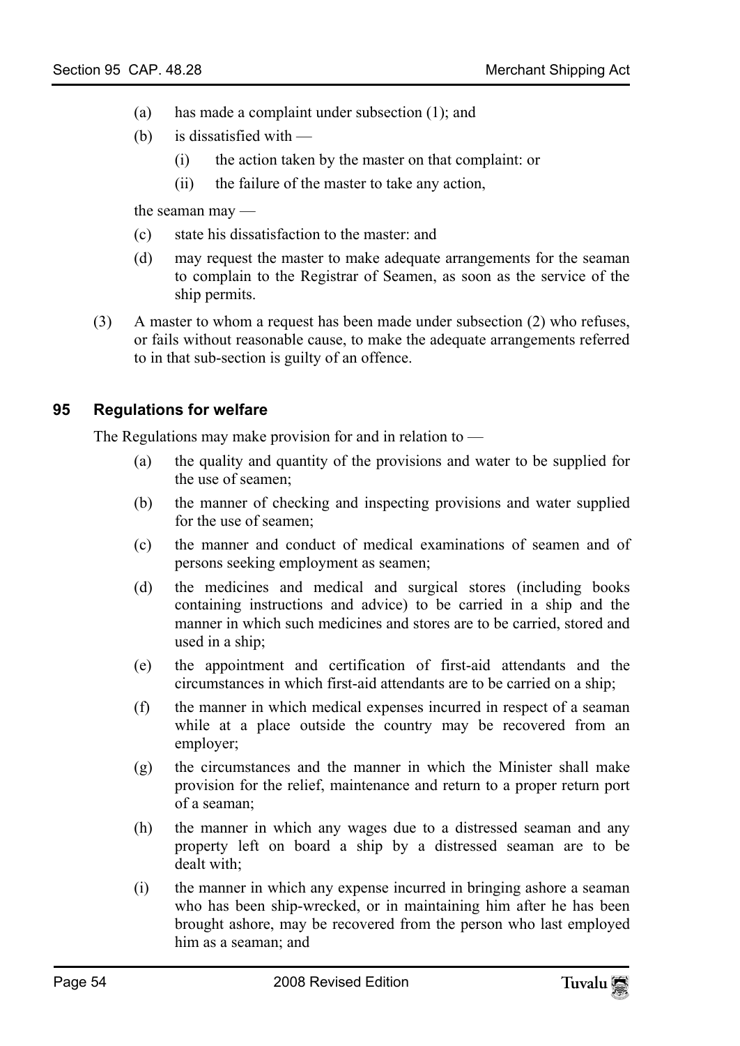(a) has made a complaint under subsection (1); and

(b) is dissatisfied with —

  (i) the action taken by the master on that complaint: or

  (ii) the failure of the master to take any action,

the seaman may —

(c) state his dissatisfaction to the master: and

(d) may request the master to make adequate arrangements for the seaman to complain to the Registrar of Seamen, as soon as the service of the ship permits.

(3) A master to whom a request has been made under subsection (2) who refuses, or fails without reasonable cause, to make the adequate arrangements referred to in that sub-section is guilty of an offence.

## 95 Regulations for welfare

The Regulations may make provision for and in relation to —

(a) the quality and quantity of the provisions and water to be supplied for the use of seamen;

(b) the manner of checking and inspecting provisions and water supplied for the use of seamen;

(c) the manner and conduct of medical examinations of seamen and of persons seeking employment as seamen;

(d) the medicines and medical and surgical stores (including books containing instructions and advice) to be carried in a ship and the manner in which such medicines and stores are to be carried, stored and used in a ship;

(e) the appointment and certification of first-aid attendants and the circumstances in which first-aid attendants are to be carried on a ship;

(f) the manner in which medical expenses incurred in respect of a seaman while at a place outside the country may be recovered from an employer;

(g) the circumstances and the manner in which the Minister shall make provision for the relief, maintenance and return to a proper return port of a seaman;

(h) the manner in which any wages due to a distressed seaman and any property left on board a ship by a distressed seaman are to be dealt with;

(i) the manner in which any expense incurred in bringing ashore a seaman who has been ship-wrecked, or in maintaining him after he has been brought ashore, may be recovered from the person who last employed him as a seaman; and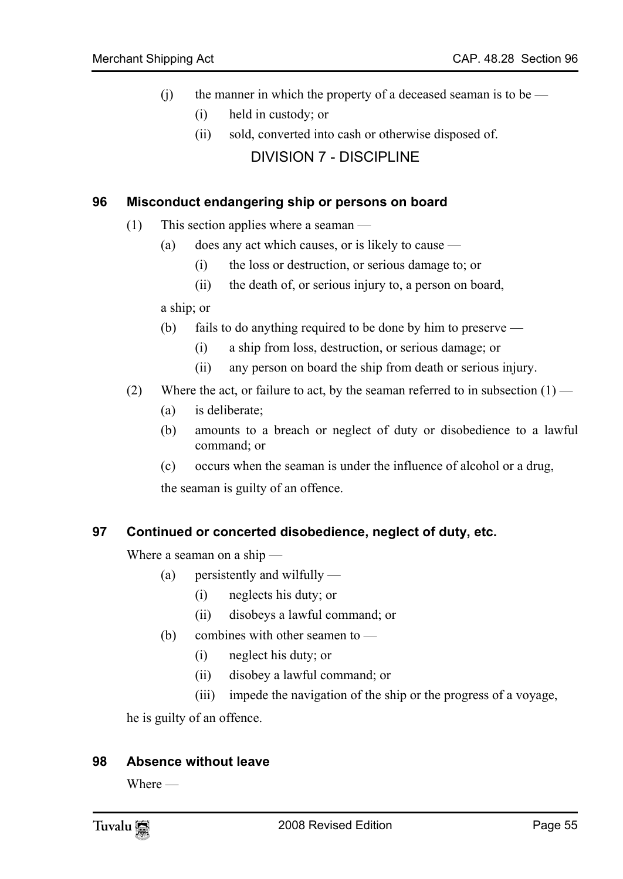(j) the manner in which the property of a deceased seaman is to be —

  (i) held in custody; or

  (ii) sold, converted into cash or otherwise disposed of.

## DIVISION 7 - DISCIPLINE

### 96 Misconduct endangering ship or persons on board

(1) This section applies where a seaman —

  (a) does any act which causes, or is likely to cause —

    (i) the loss or destruction, or serious damage to; or

    (ii) the death of, or serious injury to, a person on board,

  a ship; or

  (b) fails to do anything required to be done by him to preserve —

    (i) a ship from loss, destruction, or serious damage; or

    (ii) any person on board the ship from death or serious injury.

(2) Where the act, or failure to act, by the seaman referred to in subsection (1) —

  (a) is deliberate;

  (b) amounts to a breach or neglect of duty or disobedience to a lawful command; or

  (c) occurs when the seaman is under the influence of alcohol or a drug,

  the seaman is guilty of an offence.

### 97 Continued or concerted disobedience, neglect of duty, etc.

Where a seaman on a ship —

  (a) persistently and wilfully —

    (i) neglects his duty; or

    (ii) disobeys a lawful command; or

  (b) combines with other seamen to —

    (i) neglect his duty; or

    (ii) disobey a lawful command; or

    (iii) impede the navigation of the ship or the progress of a voyage,

he is guilty of an offence.

### 98 Absence without leave

Where —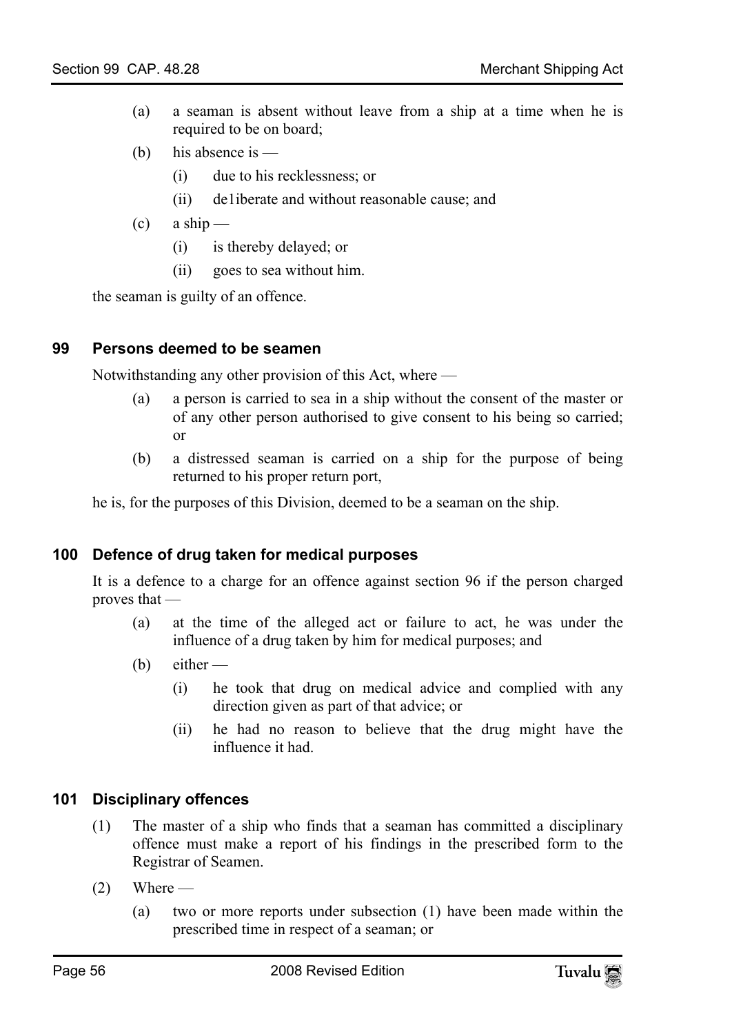(a) a seaman is absent without leave from a ship at a time when he is required to be on board;

(b) his absence is —

(i) due to his recklessness; or

(ii) de1iberate and without reasonable cause; and

(c) a ship —

(i) is thereby delayed; or

(ii) goes to sea without him.

the seaman is guilty of an offence.

### 99 Persons deemed to be seamen

Notwithstanding any other provision of this Act, where —

(a) a person is carried to sea in a ship without the consent of the master or of any other person authorised to give consent to his being so carried; or

(b) a distressed seaman is carried on a ship for the purpose of being returned to his proper return port,

he is, for the purposes of this Division, deemed to be a seaman on the ship.

### 100 Defence of drug taken for medical purposes

It is a defence to a charge for an offence against section 96 if the person charged proves that —

(a) at the time of the alleged act or failure to act, he was under the influence of a drug taken by him for medical purposes; and

(b) either —

(i) he took that drug on medical advice and complied with any direction given as part of that advice; or

(ii) he had no reason to believe that the drug might have the influence it had.

### 101 Disciplinary offences

(1) The master of a ship who finds that a seaman has committed a disciplinary offence must make a report of his findings in the prescribed form to the Registrar of Seamen.

(2) Where —

(a) two or more reports under subsection (1) have been made within the prescribed time in respect of a seaman; or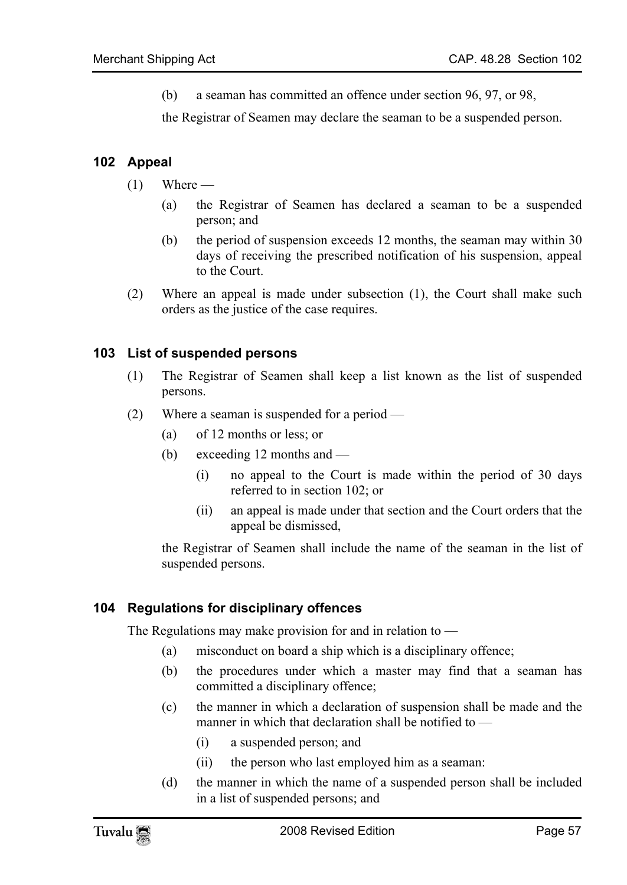(b) a seaman has committed an offence under section 96, 97, or 98,

the Registrar of Seamen may declare the seaman to be a suspended person.

### 102 Appeal

(1) Where —

(a) the Registrar of Seamen has declared a seaman to be a suspended person; and

(b) the period of suspension exceeds 12 months, the seaman may within 30 days of receiving the prescribed notification of his suspension, appeal to the Court.

(2) Where an appeal is made under subsection (1), the Court shall make such orders as the justice of the case requires.

### 103 List of suspended persons

(1) The Registrar of Seamen shall keep a list known as the list of suspended persons.

(2) Where a seaman is suspended for a period —

(a) of 12 months or less; or

(b) exceeding 12 months and —

(i) no appeal to the Court is made within the period of 30 days referred to in section 102; or

(ii) an appeal is made under that section and the Court orders that the appeal be dismissed,

the Registrar of Seamen shall include the name of the seaman in the list of suspended persons.

### 104 Regulations for disciplinary offences

The Regulations may make provision for and in relation to —

(a) misconduct on board a ship which is a disciplinary offence;

(b) the procedures under which a master may find that a seaman has committed a disciplinary offence;

(c) the manner in which a declaration of suspension shall be made and the manner in which that declaration shall be notified to —

(i) a suspended person; and

(ii) the person who last employed him as a seaman:

(d) the manner in which the name of a suspended person shall be included in a list of suspended persons; and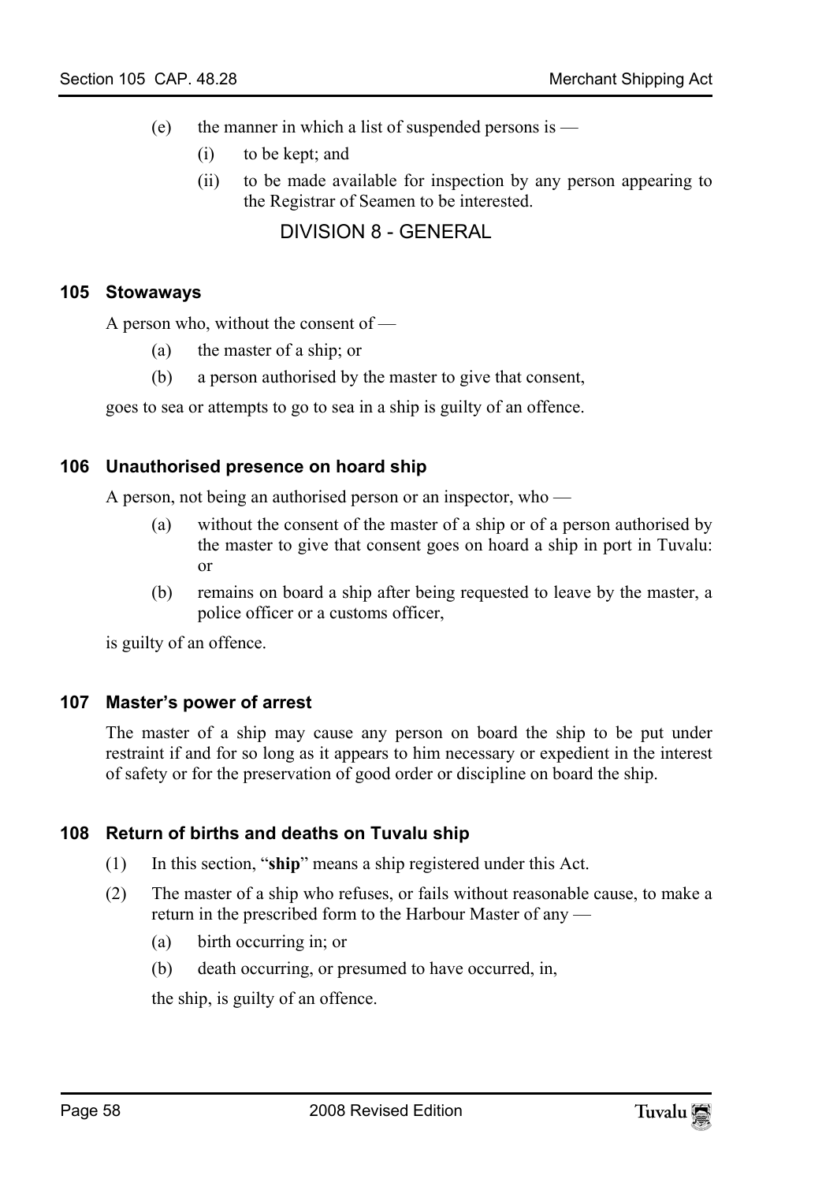(e) the manner in which a list of suspended persons is —

  (i) to be kept; and

  (ii) to be made available for inspection by any person appearing to the Registrar of Seamen to be interested.

## DIVISION 8 - GENERAL

### 105 Stowaways

A person who, without the consent of —

(a) the master of a ship; or

(b) a person authorised by the master to give that consent,

goes to sea or attempts to go to sea in a ship is guilty of an offence.

### 106 Unauthorised presence on hoard ship

A person, not being an authorised person or an inspector, who —

(a) without the consent of the master of a ship or of a person authorised by the master to give that consent goes on hoard a ship in port in Tuvalu: or

(b) remains on board a ship after being requested to leave by the master, a police officer or a customs officer,

is guilty of an offence.

### 107 Master's power of arrest

The master of a ship may cause any person on board the ship to be put under restraint if and for so long as it appears to him necessary or expedient in the interest of safety or for the preservation of good order or discipline on board the ship.

### 108 Return of births and deaths on Tuvalu ship

(1) In this section, "**ship**" means a ship registered under this Act.

(2) The master of a ship who refuses, or fails without reasonable cause, to make a return in the prescribed form to the Harbour Master of any —

  (a) birth occurring in; or

  (b) death occurring, or presumed to have occurred, in,

  the ship, is guilty of an offence.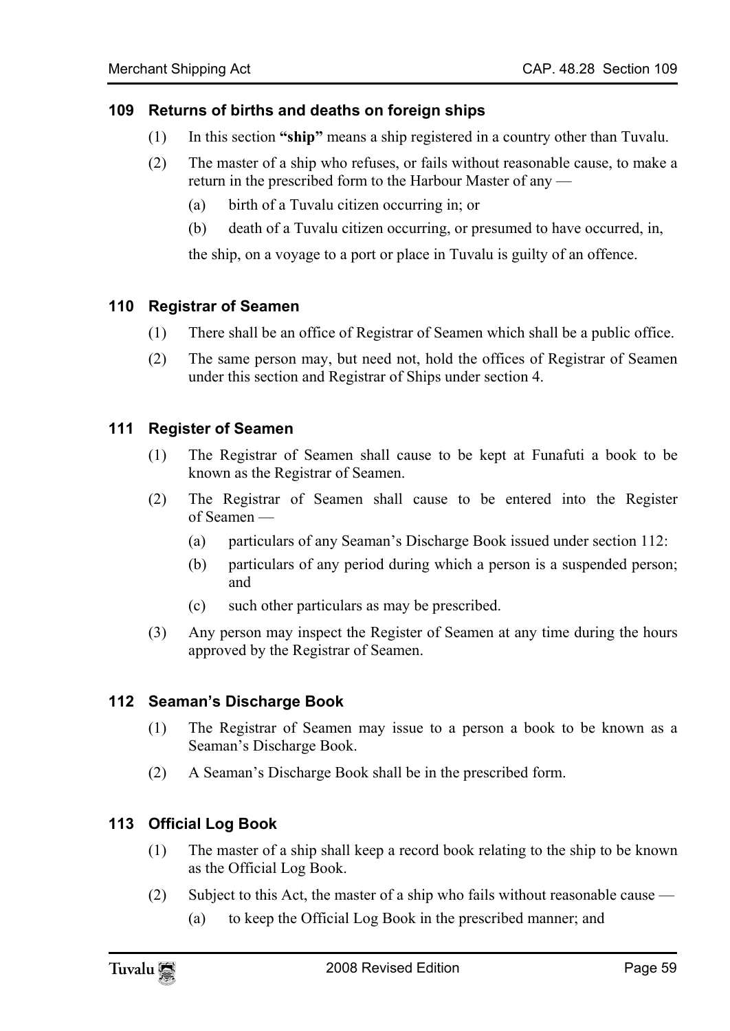## 109 Returns of births and deaths on foreign ships

(1) In this section **"ship"** means a ship registered in a country other than Tuvalu.

(2) The master of a ship who refuses, or fails without reasonable cause, to make a return in the prescribed form to the Harbour Master of any —

(a) birth of a Tuvalu citizen occurring in; or

(b) death of a Tuvalu citizen occurring, or presumed to have occurred, in,

the ship, on a voyage to a port or place in Tuvalu is guilty of an offence.

## 110 Registrar of Seamen

(1) There shall be an office of Registrar of Seamen which shall be a public office.

(2) The same person may, but need not, hold the offices of Registrar of Seamen under this section and Registrar of Ships under section 4.

## 111 Register of Seamen

(1) The Registrar of Seamen shall cause to be kept at Funafuti a book to be known as the Registrar of Seamen.

(2) The Registrar of Seamen shall cause to be entered into the Register of Seamen —

(a) particulars of any Seaman's Discharge Book issued under section 112:

(b) particulars of any period during which a person is a suspended person; and

(c) such other particulars as may be prescribed.

(3) Any person may inspect the Register of Seamen at any time during the hours approved by the Registrar of Seamen.

## 112 Seaman's Discharge Book

(1) The Registrar of Seamen may issue to a person a book to be known as a Seaman's Discharge Book.

(2) A Seaman's Discharge Book shall be in the prescribed form.

## 113 Official Log Book

(1) The master of a ship shall keep a record book relating to the ship to be known as the Official Log Book.

(2) Subject to this Act, the master of a ship who fails without reasonable cause —

(a) to keep the Official Log Book in the prescribed manner; and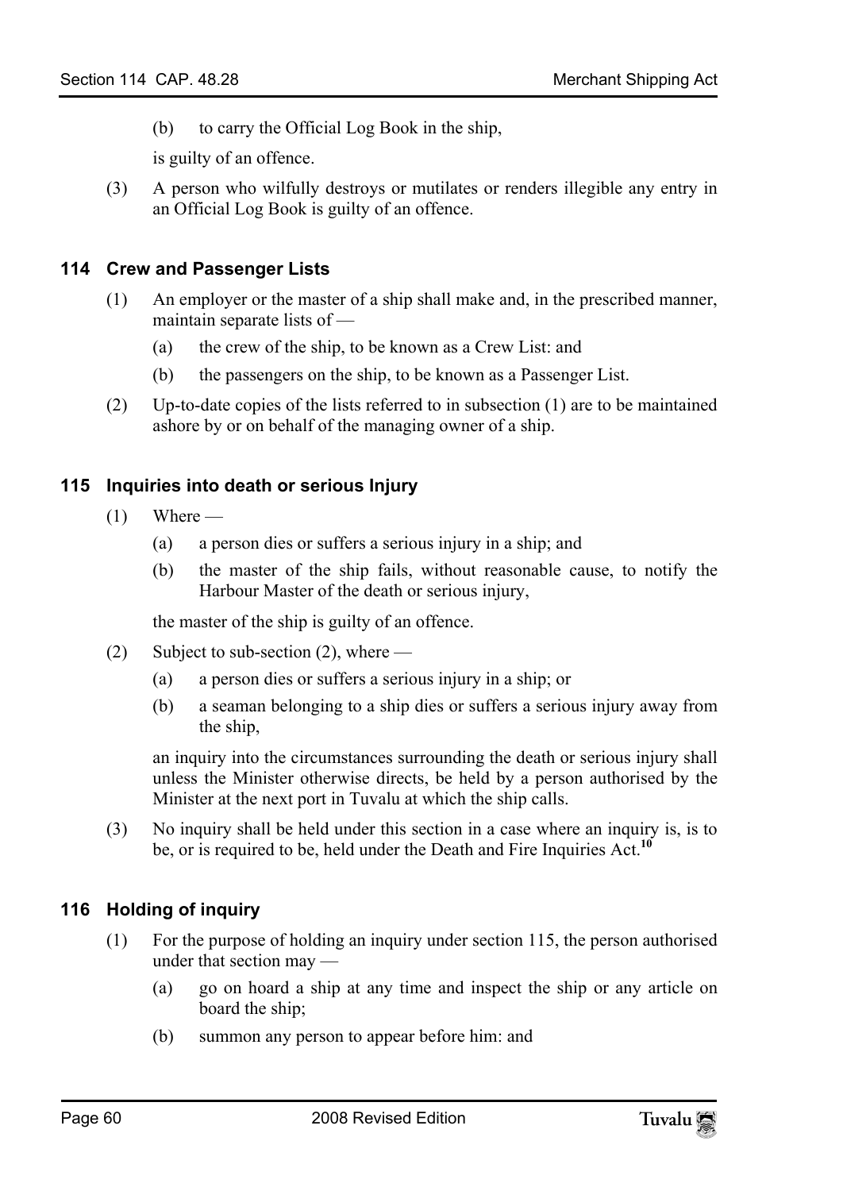(b) to carry the Official Log Book in the ship,

is guilty of an offence.

(3) A person who wilfully destroys or mutilates or renders illegible any entry in an Official Log Book is guilty of an offence.

### 114 Crew and Passenger Lists

(1) An employer or the master of a ship shall make and, in the prescribed manner, maintain separate lists of —

(a) the crew of the ship, to be known as a Crew List: and

(b) the passengers on the ship, to be known as a Passenger List.

(2) Up-to-date copies of the lists referred to in subsection (1) are to be maintained ashore by or on behalf of the managing owner of a ship.

### 115 Inquiries into death or serious Injury

(1) Where —

(a) a person dies or suffers a serious injury in a ship; and

(b) the master of the ship fails, without reasonable cause, to notify the Harbour Master of the death or serious injury,

the master of the ship is guilty of an offence.

(2) Subject to sub-section (2), where —

(a) a person dies or suffers a serious injury in a ship; or

(b) a seaman belonging to a ship dies or suffers a serious injury away from the ship,

an inquiry into the circumstances surrounding the death or serious injury shall unless the Minister otherwise directs, be held by a person authorised by the Minister at the next port in Tuvalu at which the ship calls.

(3) No inquiry shall be held under this section in a case where an inquiry is, is to be, or is required to be, held under the Death and Fire Inquiries Act.[10]

### 116 Holding of inquiry

(1) For the purpose of holding an inquiry under section 115, the person authorised under that section may —

(a) go on hoard a ship at any time and inspect the ship or any article on board the ship;

(b) summon any person to appear before him: and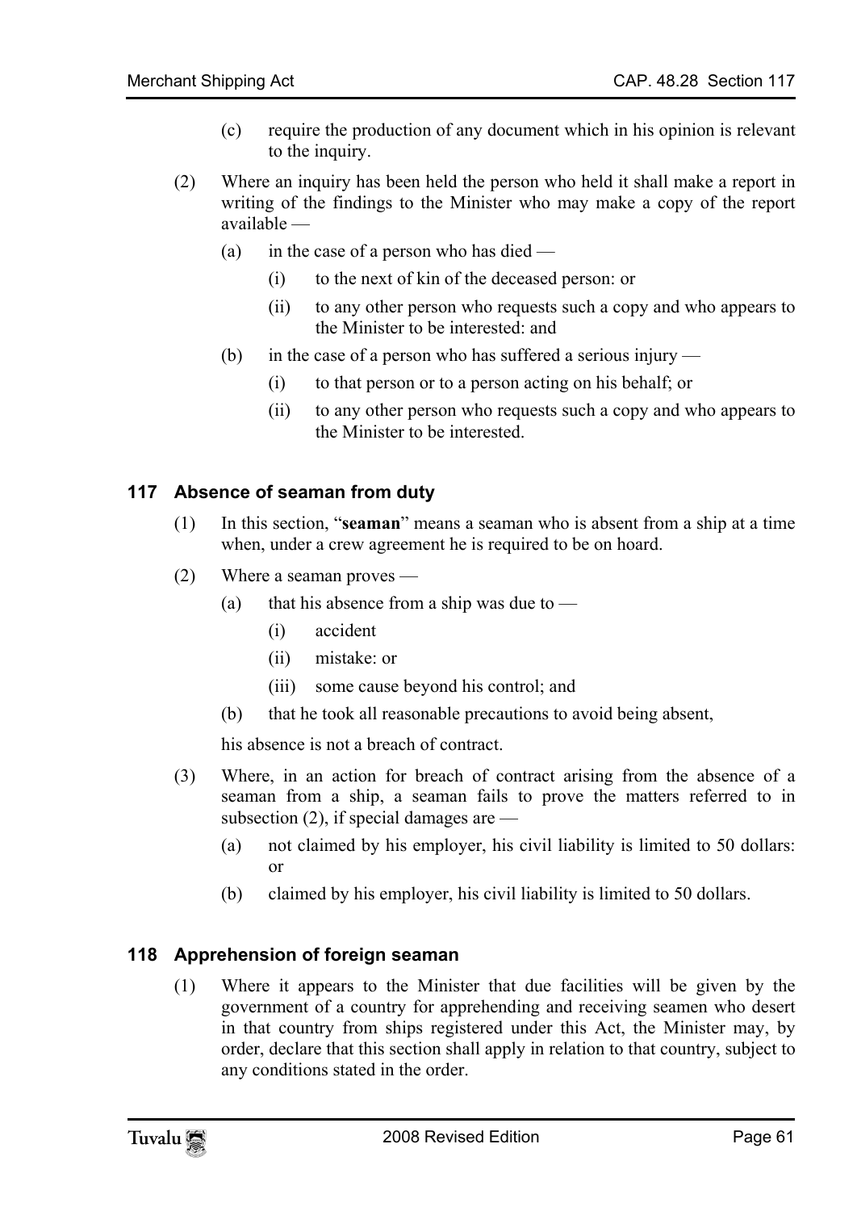(c) require the production of any document which in his opinion is relevant to the inquiry.

(2) Where an inquiry has been held the person who held it shall make a report in writing of the findings to the Minister who may make a copy of the report available —

(a) in the case of a person who has died —

(i) to the next of kin of the deceased person: or

(ii) to any other person who requests such a copy and who appears to the Minister to be interested: and

(b) in the case of a person who has suffered a serious injury —

(i) to that person or to a person acting on his behalf; or

(ii) to any other person who requests such a copy and who appears to the Minister to be interested.

### 117 Absence of seaman from duty

(1) In this section, "**seaman**" means a seaman who is absent from a ship at a time when, under a crew agreement he is required to be on hoard.

(2) Where a seaman proves —

(a) that his absence from a ship was due to —

(i) accident

(ii) mistake: or

(iii) some cause beyond his control; and

(b) that he took all reasonable precautions to avoid being absent,

his absence is not a breach of contract.

(3) Where, in an action for breach of contract arising from the absence of a seaman from a ship, a seaman fails to prove the matters referred to in subsection (2), if special damages are —

(a) not claimed by his employer, his civil liability is limited to 50 dollars: or

(b) claimed by his employer, his civil liability is limited to 50 dollars.

### 118 Apprehension of foreign seaman

(1) Where it appears to the Minister that due facilities will be given by the government of a country for apprehending and receiving seamen who desert in that country from ships registered under this Act, the Minister may, by order, declare that this section shall apply in relation to that country, subject to any conditions stated in the order.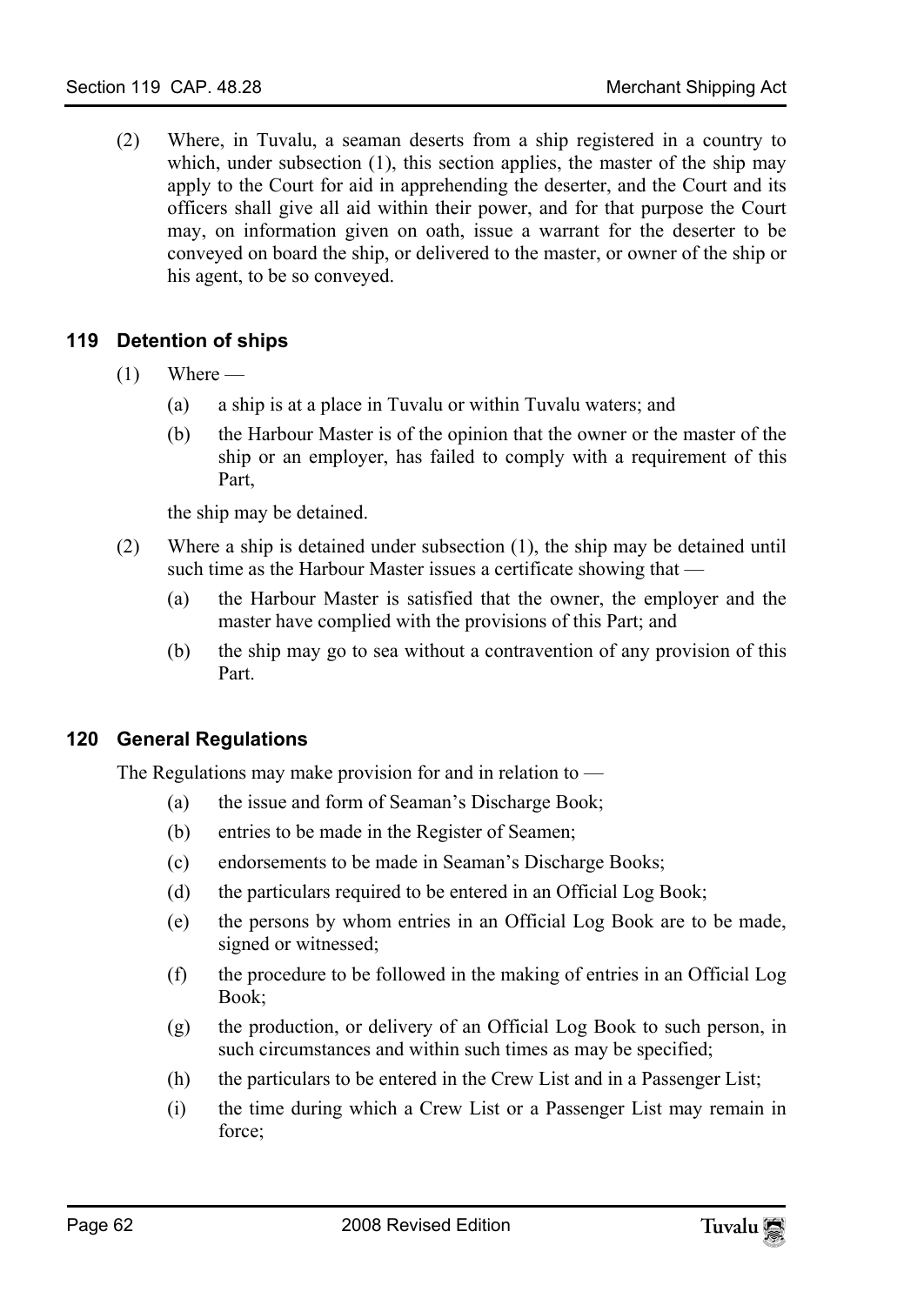(2) Where, in Tuvalu, a seaman deserts from a ship registered in a country to which, under subsection (1), this section applies, the master of the ship may apply to the Court for aid in apprehending the deserter, and the Court and its officers shall give all aid within their power, and for that purpose the Court may, on information given on oath, issue a warrant for the deserter to be conveyed on board the ship, or delivered to the master, or owner of the ship or his agent, to be so conveyed.

### 119 Detention of ships

(1) Where —

 (a) a ship is at a place in Tuvalu or within Tuvalu waters; and

 (b) the Harbour Master is of the opinion that the owner or the master of the ship or an employer, has failed to comply with a requirement of this Part,

 the ship may be detained.

(2) Where a ship is detained under subsection (1), the ship may be detained until such time as the Harbour Master issues a certificate showing that —

 (a) the Harbour Master is satisfied that the owner, the employer and the master have complied with the provisions of this Part; and

 (b) the ship may go to sea without a contravention of any provision of this Part.

### 120 General Regulations

The Regulations may make provision for and in relation to —

 (a) the issue and form of Seaman's Discharge Book;

 (b) entries to be made in the Register of Seamen;

 (c) endorsements to be made in Seaman's Discharge Books;

 (d) the particulars required to be entered in an Official Log Book;

 (e) the persons by whom entries in an Official Log Book are to be made, signed or witnessed;

 (f) the procedure to be followed in the making of entries in an Official Log Book;

 (g) the production, or delivery of an Official Log Book to such person, in such circumstances and within such times as may be specified;

 (h) the particulars to be entered in the Crew List and in a Passenger List;

 (i) the time during which a Crew List or a Passenger List may remain in force;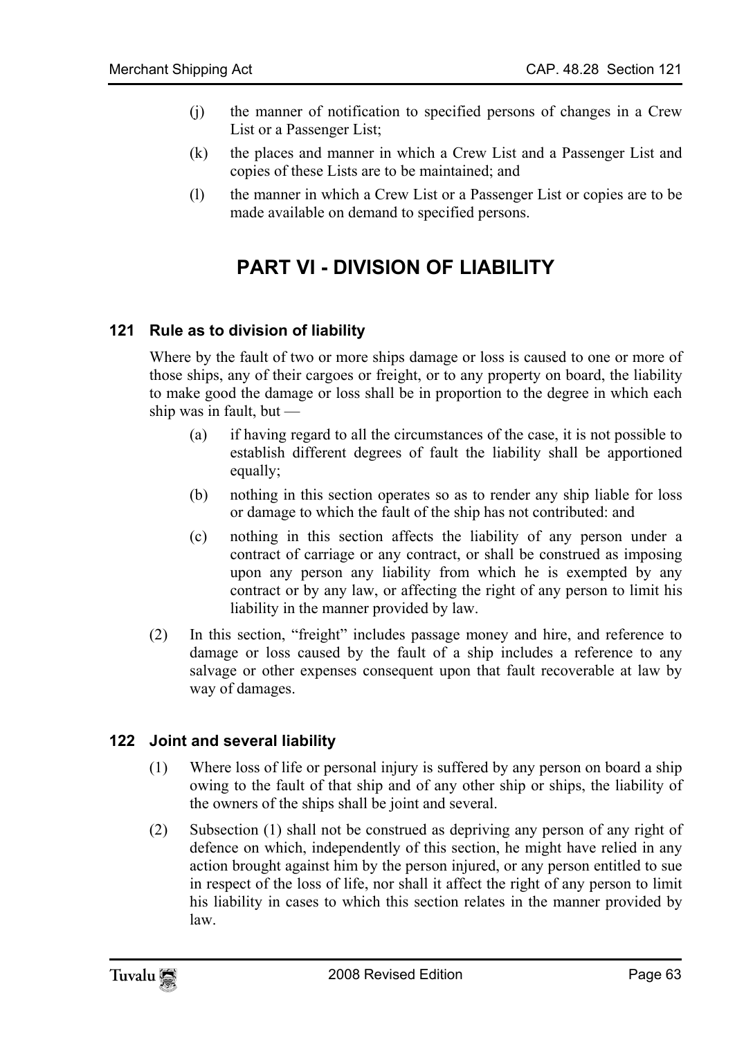(j) the manner of notification to specified persons of changes in a Crew List or a Passenger List;

(k) the places and manner in which a Crew List and a Passenger List and copies of these Lists are to be maintained; and

(l) the manner in which a Crew List or a Passenger List or copies are to be made available on demand to specified persons.

# PART VI - DIVISION OF LIABILITY

### 121 Rule as to division of liability

Where by the fault of two or more ships damage or loss is caused to one or more of those ships, any of their cargoes or freight, or to any property on board, the liability to make good the damage or loss shall be in proportion to the degree in which each ship was in fault, but —

(a) if having regard to all the circumstances of the case, it is not possible to establish different degrees of fault the liability shall be apportioned equally;

(b) nothing in this section operates so as to render any ship liable for loss or damage to which the fault of the ship has not contributed: and

(c) nothing in this section affects the liability of any person under a contract of carriage or any contract, or shall be construed as imposing upon any person any liability from which he is exempted by any contract or by any law, or affecting the right of any person to limit his liability in the manner provided by law.

(2) In this section, "freight" includes passage money and hire, and reference to damage or loss caused by the fault of a ship includes a reference to any salvage or other expenses consequent upon that fault recoverable at law by way of damages.

### 122 Joint and several liability

(1) Where loss of life or personal injury is suffered by any person on board a ship owing to the fault of that ship and of any other ship or ships, the liability of the owners of the ships shall be joint and several.

(2) Subsection (1) shall not be construed as depriving any person of any right of defence on which, independently of this section, he might have relied in any action brought against him by the person injured, or any person entitled to sue in respect of the loss of life, nor shall it affect the right of any person to limit his liability in cases to which this section relates in the manner provided by law.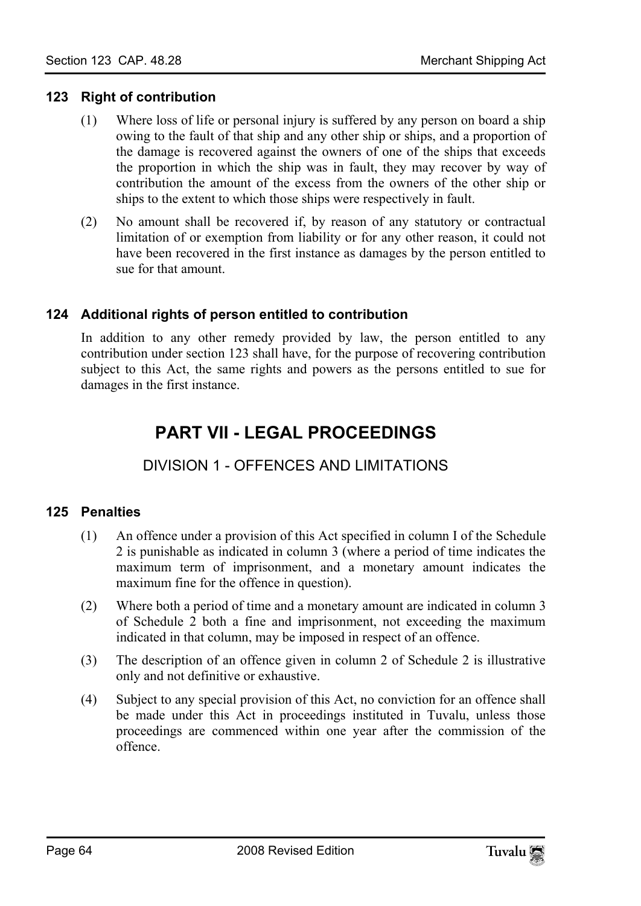### 123 Right of contribution

(1) Where loss of life or personal injury is suffered by any person on board a ship owing to the fault of that ship and any other ship or ships, and a proportion of the damage is recovered against the owners of one of the ships that exceeds the proportion in which the ship was in fault, they may recover by way of contribution the amount of the excess from the owners of the other ship or ships to the extent to which those ships were respectively in fault.

(2) No amount shall be recovered if, by reason of any statutory or contractual limitation of or exemption from liability or for any other reason, it could not have been recovered in the first instance as damages by the person entitled to sue for that amount.

### 124 Additional rights of person entitled to contribution

In addition to any other remedy provided by law, the person entitled to any contribution under section 123 shall have, for the purpose of recovering contribution subject to this Act, the same rights and powers as the persons entitled to sue for damages in the first instance.

# PART VII - LEGAL PROCEEDINGS

## DIVISION 1 - OFFENCES AND LIMITATIONS

### 125 Penalties

(1) An offence under a provision of this Act specified in column I of the Schedule 2 is punishable as indicated in column 3 (where a period of time indicates the maximum term of imprisonment, and a monetary amount indicates the maximum fine for the offence in question).

(2) Where both a period of time and a monetary amount are indicated in column 3 of Schedule 2 both a fine and imprisonment, not exceeding the maximum indicated in that column, may be imposed in respect of an offence.

(3) The description of an offence given in column 2 of Schedule 2 is illustrative only and not definitive or exhaustive.

(4) Subject to any special provision of this Act, no conviction for an offence shall be made under this Act in proceedings instituted in Tuvalu, unless those proceedings are commenced within one year after the commission of the offence.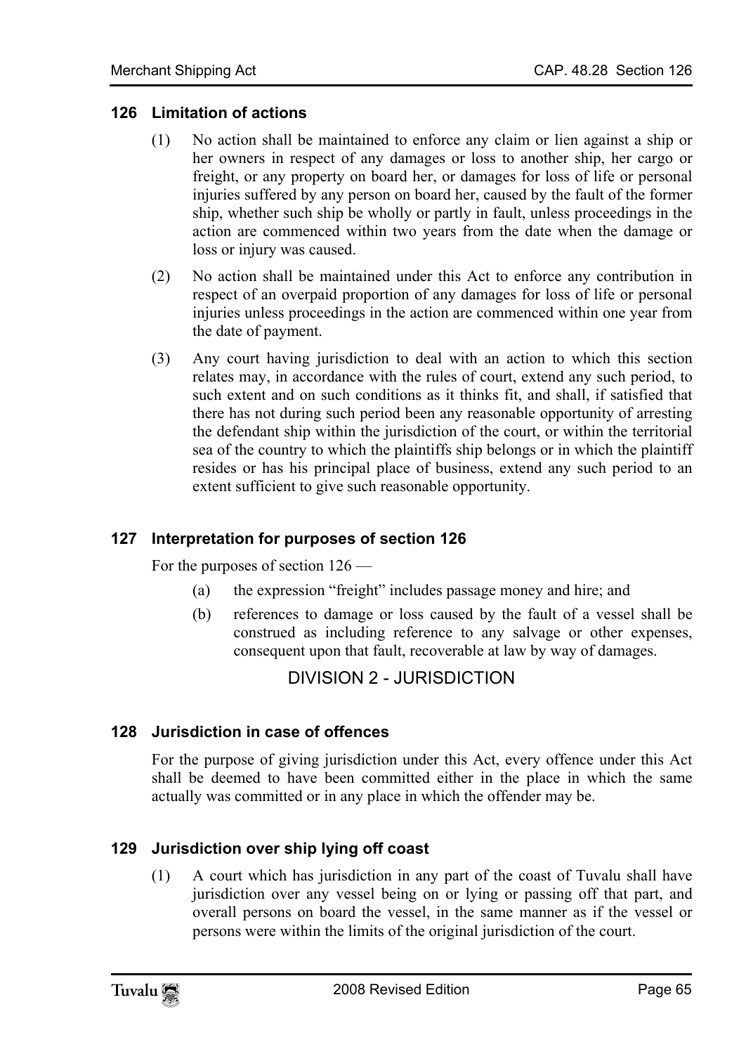### 126 Limitation of actions

(1) No action shall be maintained to enforce any claim or lien against a ship or her owners in respect of any damages or loss to another ship, her cargo or freight, or any property on board her, or damages for loss of life or personal injuries suffered by any person on board her, caused by the fault of the former ship, whether such ship be wholly or partly in fault, unless proceedings in the action are commenced within two years from the date when the damage or loss or injury was caused.

(2) No action shall be maintained under this Act to enforce any contribution in respect of an overpaid proportion of any damages for loss of life or personal injuries unless proceedings in the action are commenced within one year from the date of payment.

(3) Any court having jurisdiction to deal with an action to which this section relates may, in accordance with the rules of court, extend any such period, to such extent and on such conditions as it thinks fit, and shall, if satisfied that there has not during such period been any reasonable opportunity of arresting the defendant ship within the jurisdiction of the court, or within the territorial sea of the country to which the plaintiffs ship belongs or in which the plaintiff resides or has his principal place of business, extend any such period to an extent sufficient to give such reasonable opportunity.

### 127 Interpretation for purposes of section 126

For the purposes of section 126 —

(a) the expression "freight" includes passage money and hire; and

(b) references to damage or loss caused by the fault of a vessel shall be construed as including reference to any salvage or other expenses, consequent upon that fault, recoverable at law by way of damages.

## DIVISION 2 - JURISDICTION

### 128 Jurisdiction in case of offences

For the purpose of giving jurisdiction under this Act, every offence under this Act shall be deemed to have been committed either in the place in which the same actually was committed or in any place in which the offender may be.

### 129 Jurisdiction over ship lying off coast

(1) A court which has jurisdiction in any part of the coast of Tuvalu shall have jurisdiction over any vessel being on or lying or passing off that part, and overall persons on board the vessel, in the same manner as if the vessel or persons were within the limits of the original jurisdiction of the court.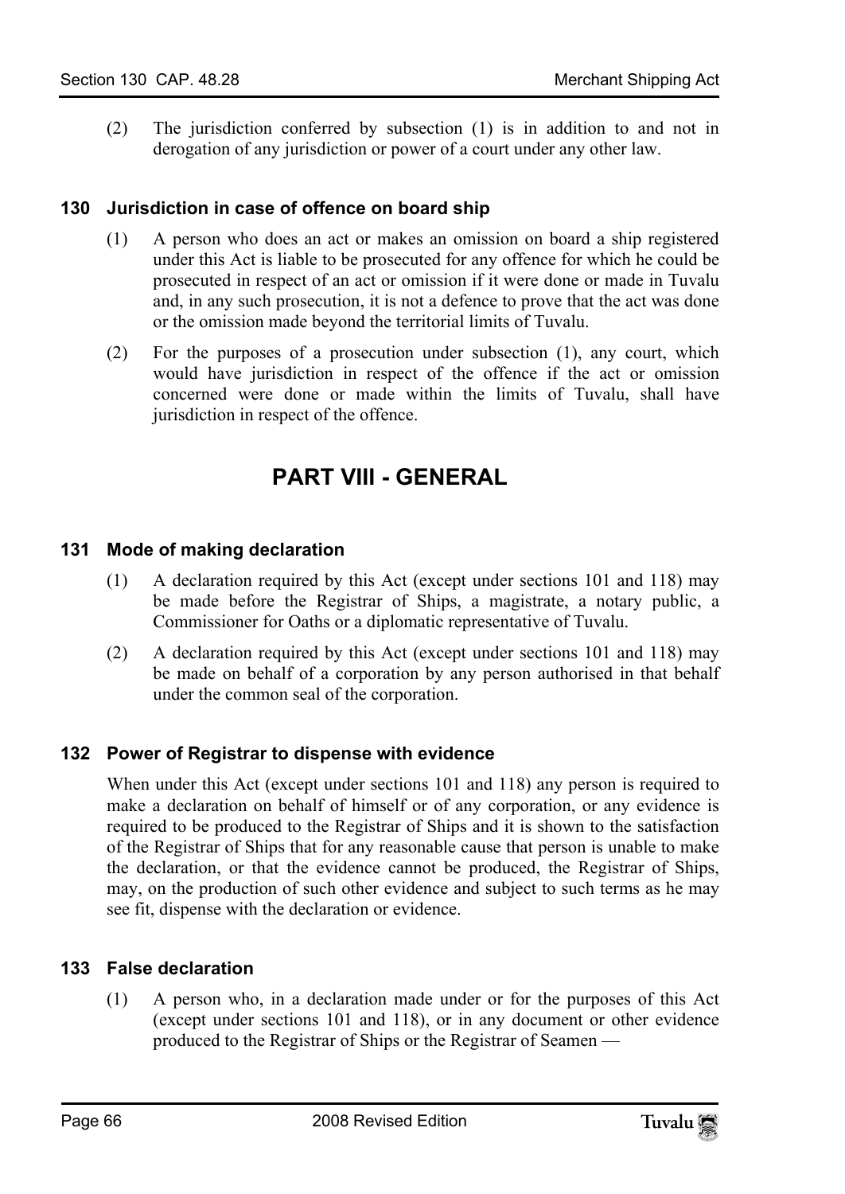(2) The jurisdiction conferred by subsection (1) is in addition to and not in derogation of any jurisdiction or power of a court under any other law.

### 130 Jurisdiction in case of offence on board ship

(1) A person who does an act or makes an omission on board a ship registered under this Act is liable to be prosecuted for any offence for which he could be prosecuted in respect of an act or omission if it were done or made in Tuvalu and, in any such prosecution, it is not a defence to prove that the act was done or the omission made beyond the territorial limits of Tuvalu.

(2) For the purposes of a prosecution under subsection (1), any court, which would have jurisdiction in respect of the offence if the act or omission concerned were done or made within the limits of Tuvalu, shall have jurisdiction in respect of the offence.

## PART VIII - GENERAL

### 131 Mode of making declaration

(1) A declaration required by this Act (except under sections 101 and 118) may be made before the Registrar of Ships, a magistrate, a notary public, a Commissioner for Oaths or a diplomatic representative of Tuvalu.

(2) A declaration required by this Act (except under sections 101 and 118) may be made on behalf of a corporation by any person authorised in that behalf under the common seal of the corporation.

### 132 Power of Registrar to dispense with evidence

When under this Act (except under sections 101 and 118) any person is required to make a declaration on behalf of himself or of any corporation, or any evidence is required to be produced to the Registrar of Ships and it is shown to the satisfaction of the Registrar of Ships that for any reasonable cause that person is unable to make the declaration, or that the evidence cannot be produced, the Registrar of Ships, may, on the production of such other evidence and subject to such terms as he may see fit, dispense with the declaration or evidence.

### 133 False declaration

(1) A person who, in a declaration made under or for the purposes of this Act (except under sections 101 and 118), or in any document or other evidence produced to the Registrar of Ships or the Registrar of Seamen —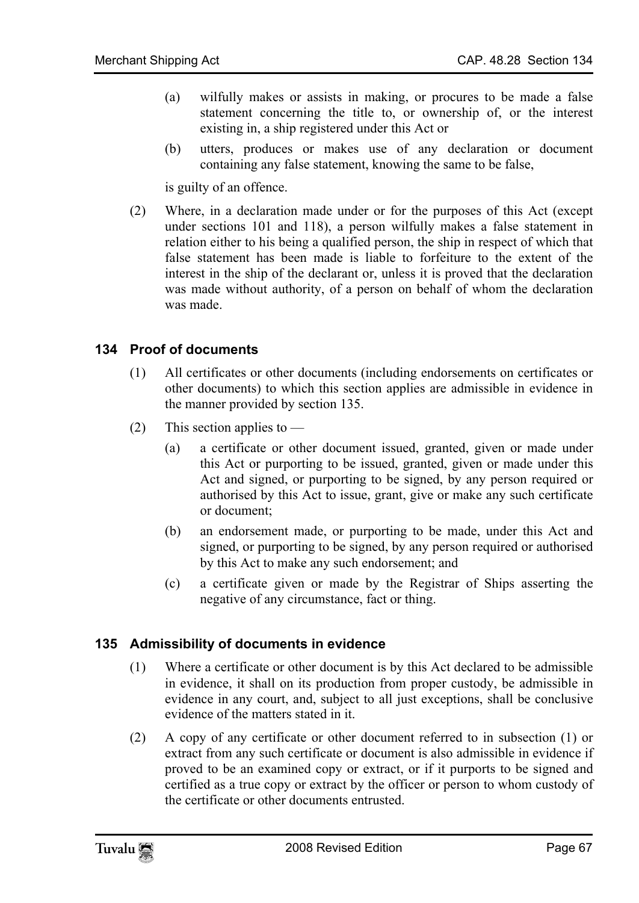(a) wilfully makes or assists in making, or procures to be made a false statement concerning the title to, or ownership of, or the interest existing in, a ship registered under this Act or

(b) utters, produces or makes use of any declaration or document containing any false statement, knowing the same to be false,

is guilty of an offence.

(2) Where, in a declaration made under or for the purposes of this Act (except under sections 101 and 118), a person wilfully makes a false statement in relation either to his being a qualified person, the ship in respect of which that false statement has been made is liable to forfeiture to the extent of the interest in the ship of the declarant or, unless it is proved that the declaration was made without authority, of a person on behalf of whom the declaration was made.

### 134 Proof of documents

(1) All certificates or other documents (including endorsements on certificates or other documents) to which this section applies are admissible in evidence in the manner provided by section 135.

(2) This section applies to —

(a) a certificate or other document issued, granted, given or made under this Act or purporting to be issued, granted, given or made under this Act and signed, or purporting to be signed, by any person required or authorised by this Act to issue, grant, give or make any such certificate or document;

(b) an endorsement made, or purporting to be made, under this Act and signed, or purporting to be signed, by any person required or authorised by this Act to make any such endorsement; and

(c) a certificate given or made by the Registrar of Ships asserting the negative of any circumstance, fact or thing.

### 135 Admissibility of documents in evidence

(1) Where a certificate or other document is by this Act declared to be admissible in evidence, it shall on its production from proper custody, be admissible in evidence in any court, and, subject to all just exceptions, shall be conclusive evidence of the matters stated in it.

(2) A copy of any certificate or other document referred to in subsection (1) or extract from any such certificate or document is also admissible in evidence if proved to be an examined copy or extract, or if it purports to be signed and certified as a true copy or extract by the officer or person to whom custody of the certificate or other documents entrusted.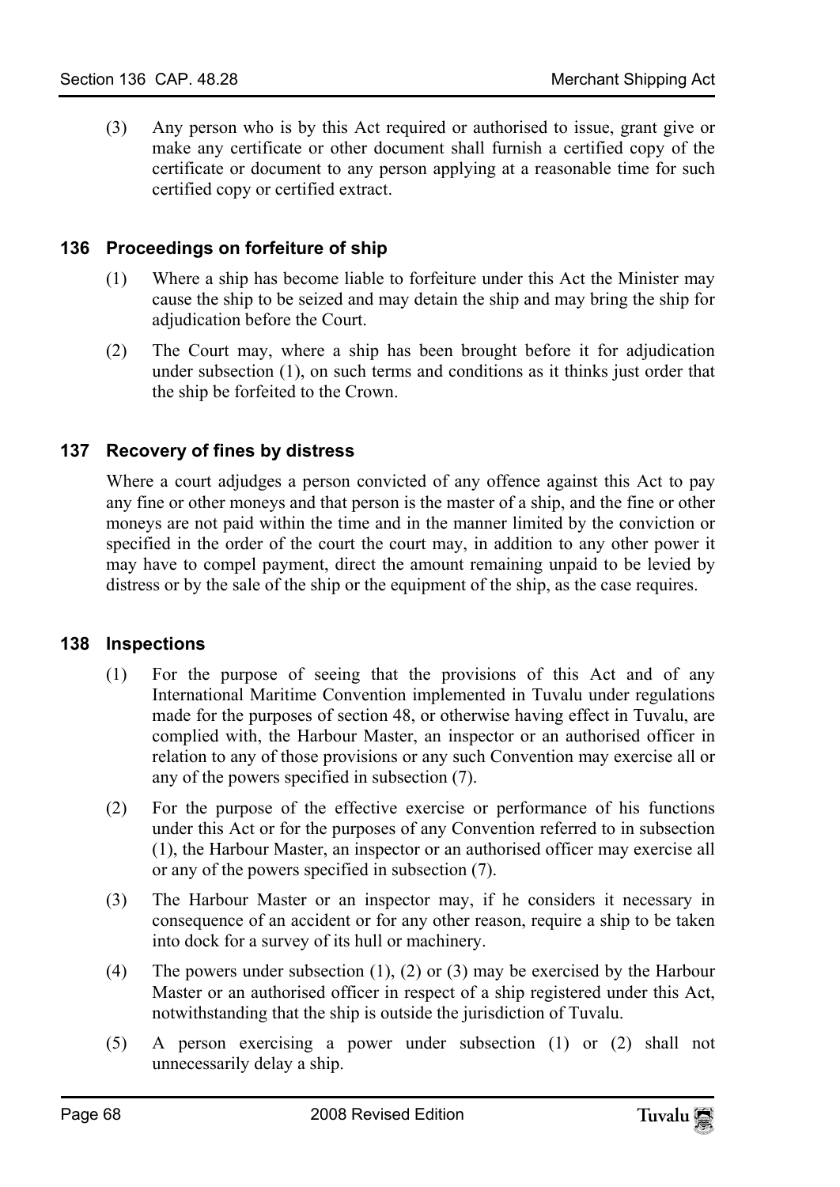(3) Any person who is by this Act required or authorised to issue, grant give or make any certificate or other document shall furnish a certified copy of the certificate or document to any person applying at a reasonable time for such certified copy or certified extract.

### 136 Proceedings on forfeiture of ship

(1) Where a ship has become liable to forfeiture under this Act the Minister may cause the ship to be seized and may detain the ship and may bring the ship for adjudication before the Court.

(2) The Court may, where a ship has been brought before it for adjudication under subsection (1), on such terms and conditions as it thinks just order that the ship be forfeited to the Crown.

### 137 Recovery of fines by distress

Where a court adjudges a person convicted of any offence against this Act to pay any fine or other moneys and that person is the master of a ship, and the fine or other moneys are not paid within the time and in the manner limited by the conviction or specified in the order of the court the court may, in addition to any other power it may have to compel payment, direct the amount remaining unpaid to be levied by distress or by the sale of the ship or the equipment of the ship, as the case requires.

### 138 Inspections

(1) For the purpose of seeing that the provisions of this Act and of any International Maritime Convention implemented in Tuvalu under regulations made for the purposes of section 48, or otherwise having effect in Tuvalu, are complied with, the Harbour Master, an inspector or an authorised officer in relation to any of those provisions or any such Convention may exercise all or any of the powers specified in subsection (7).

(2) For the purpose of the effective exercise or performance of his functions under this Act or for the purposes of any Convention referred to in subsection (1), the Harbour Master, an inspector or an authorised officer may exercise all or any of the powers specified in subsection (7).

(3) The Harbour Master or an inspector may, if he considers it necessary in consequence of an accident or for any other reason, require a ship to be taken into dock for a survey of its hull or machinery.

(4) The powers under subsection (1), (2) or (3) may be exercised by the Harbour Master or an authorised officer in respect of a ship registered under this Act, notwithstanding that the ship is outside the jurisdiction of Tuvalu.

(5) A person exercising a power under subsection (1) or (2) shall not unnecessarily delay a ship.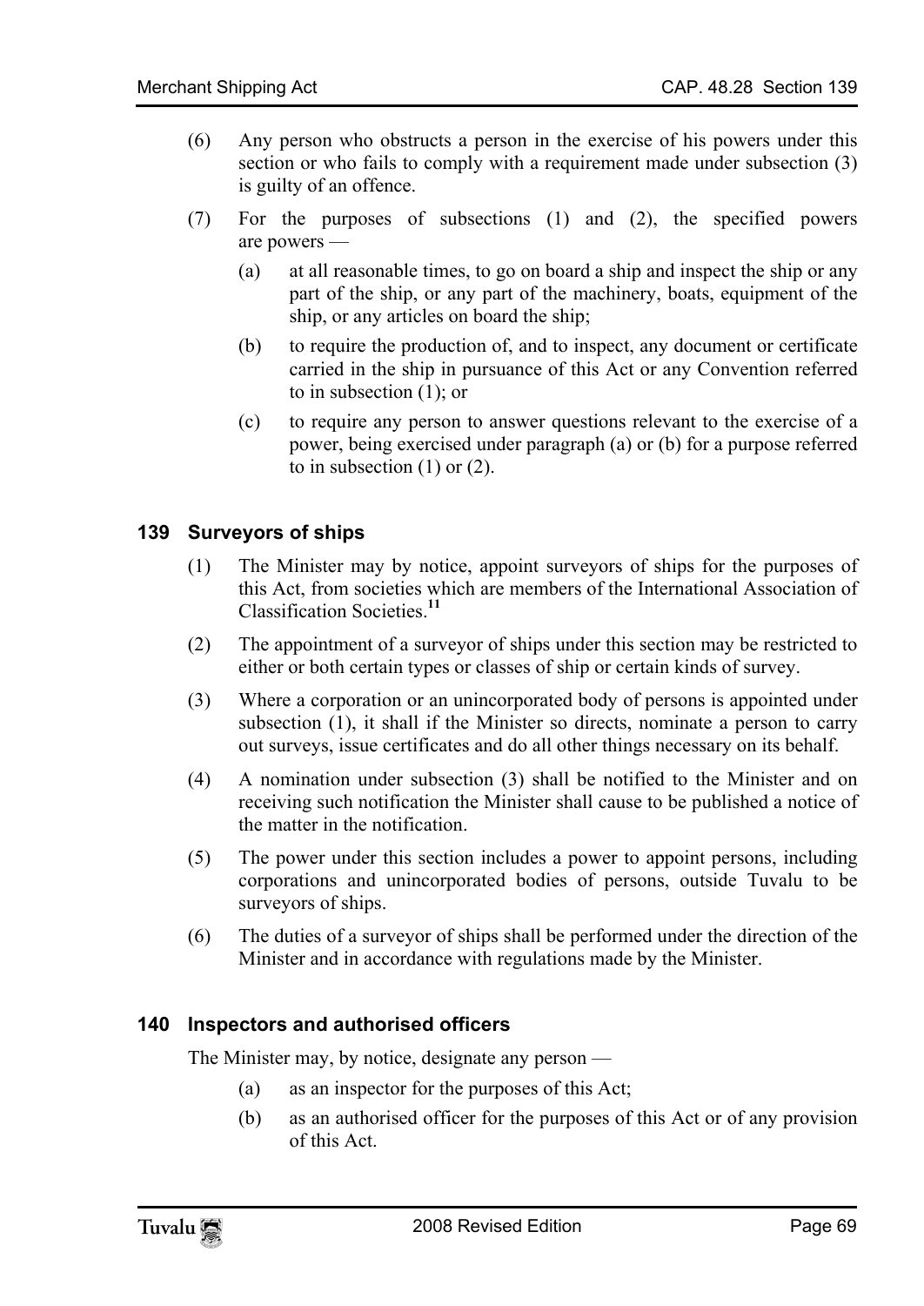(6) Any person who obstructs a person in the exercise of his powers under this section or who fails to comply with a requirement made under subsection (3) is guilty of an offence.

(7) For the purposes of subsections (1) and (2), the specified powers are powers —

- (a) at all reasonable times, to go on board a ship and inspect the ship or any part of the ship, or any part of the machinery, boats, equipment of the ship, or any articles on board the ship;
- (b) to require the production of, and to inspect, any document or certificate carried in the ship in pursuance of this Act or any Convention referred to in subsection (1); or
- (c) to require any person to answer questions relevant to the exercise of a power, being exercised under paragraph (a) or (b) for a purpose referred to in subsection (1) or (2).

### 139 Surveyors of ships

(1) The Minister may by notice, appoint surveyors of ships for the purposes of this Act, from societies which are members of the International Association of Classification Societies.[11]

(2) The appointment of a surveyor of ships under this section may be restricted to either or both certain types or classes of ship or certain kinds of survey.

(3) Where a corporation or an unincorporated body of persons is appointed under subsection (1), it shall if the Minister so directs, nominate a person to carry out surveys, issue certificates and do all other things necessary on its behalf.

(4) A nomination under subsection (3) shall be notified to the Minister and on receiving such notification the Minister shall cause to be published a notice of the matter in the notification.

(5) The power under this section includes a power to appoint persons, including corporations and unincorporated bodies of persons, outside Tuvalu to be surveyors of ships.

(6) The duties of a surveyor of ships shall be performed under the direction of the Minister and in accordance with regulations made by the Minister.

### 140 Inspectors and authorised officers

The Minister may, by notice, designate any person —

- (a) as an inspector for the purposes of this Act;
- (b) as an authorised officer for the purposes of this Act or of any provision of this Act.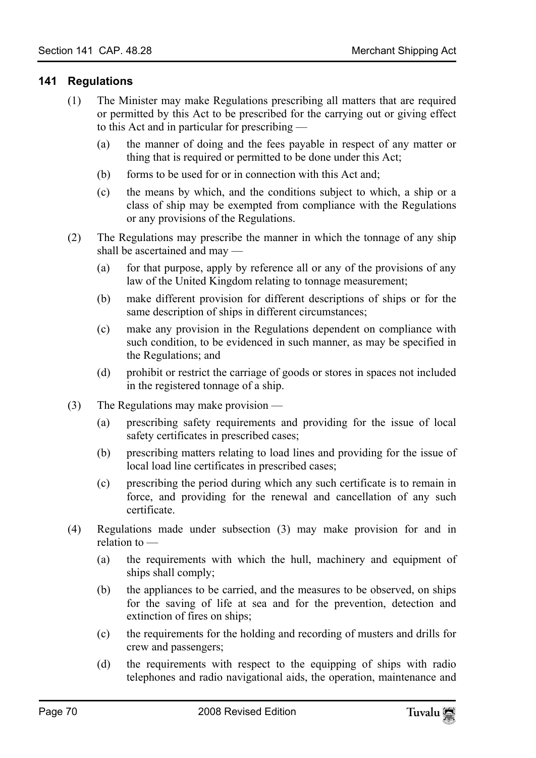## 141 Regulations

(1) The Minister may make Regulations prescribing all matters that are required or permitted by this Act to be prescribed for the carrying out or giving effect to this Act and in particular for prescribing —

(a) the manner of doing and the fees payable in respect of any matter or thing that is required or permitted to be done under this Act;

(b) forms to be used for or in connection with this Act and;

(c) the means by which, and the conditions subject to which, a ship or a class of ship may be exempted from compliance with the Regulations or any provisions of the Regulations.

(2) The Regulations may prescribe the manner in which the tonnage of any ship shall be ascertained and may —

(a) for that purpose, apply by reference all or any of the provisions of any law of the United Kingdom relating to tonnage measurement;

(b) make different provision for different descriptions of ships or for the same description of ships in different circumstances;

(c) make any provision in the Regulations dependent on compliance with such condition, to be evidenced in such manner, as may be specified in the Regulations; and

(d) prohibit or restrict the carriage of goods or stores in spaces not included in the registered tonnage of a ship.

(3) The Regulations may make provision —

(a) prescribing safety requirements and providing for the issue of local safety certificates in prescribed cases;

(b) prescribing matters relating to load lines and providing for the issue of local load line certificates in prescribed cases;

(c) prescribing the period during which any such certificate is to remain in force, and providing for the renewal and cancellation of any such certificate.

(4) Regulations made under subsection (3) may make provision for and in relation to —

(a) the requirements with which the hull, machinery and equipment of ships shall comply;

(b) the appliances to be carried, and the measures to be observed, on ships for the saving of life at sea and for the prevention, detection and extinction of fires on ships;

(c) the requirements for the holding and recording of musters and drills for crew and passengers;

(d) the requirements with respect to the equipping of ships with radio telephones and radio navigational aids, the operation, maintenance and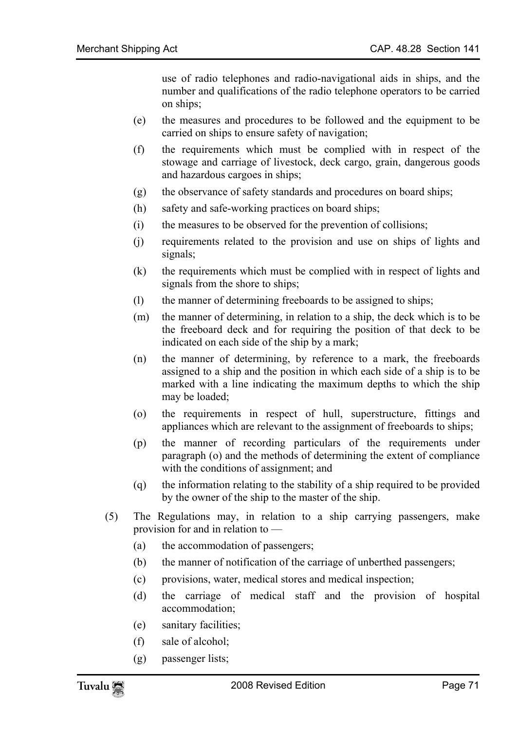use of radio telephones and radio-navigational aids in ships, and the number and qualifications of the radio telephone operators to be carried on ships;

(e) the measures and procedures to be followed and the equipment to be carried on ships to ensure safety of navigation;

(f) the requirements which must be complied with in respect of the stowage and carriage of livestock, deck cargo, grain, dangerous goods and hazardous cargoes in ships;

(g) the observance of safety standards and procedures on board ships;

(h) safety and safe-working practices on board ships;

(i) the measures to be observed for the prevention of collisions;

(j) requirements related to the provision and use on ships of lights and signals;

(k) the requirements which must be complied with in respect of lights and signals from the shore to ships;

(l) the manner of determining freeboards to be assigned to ships;

(m) the manner of determining, in relation to a ship, the deck which is to be the freeboard deck and for requiring the position of that deck to be indicated on each side of the ship by a mark;

(n) the manner of determining, by reference to a mark, the freeboards assigned to a ship and the position in which each side of a ship is to be marked with a line indicating the maximum depths to which the ship may be loaded;

(o) the requirements in respect of hull, superstructure, fittings and appliances which are relevant to the assignment of freeboards to ships;

(p) the manner of recording particulars of the requirements under paragraph (o) and the methods of determining the extent of compliance with the conditions of assignment; and

(q) the information relating to the stability of a ship required to be provided by the owner of the ship to the master of the ship.

(5) The Regulations may, in relation to a ship carrying passengers, make provision for and in relation to —

(a) the accommodation of passengers;

(b) the manner of notification of the carriage of unberthed passengers;

(c) provisions, water, medical stores and medical inspection;

(d) the carriage of medical staff and the provision of hospital accommodation;

(e) sanitary facilities;

(f) sale of alcohol;

(g) passenger lists;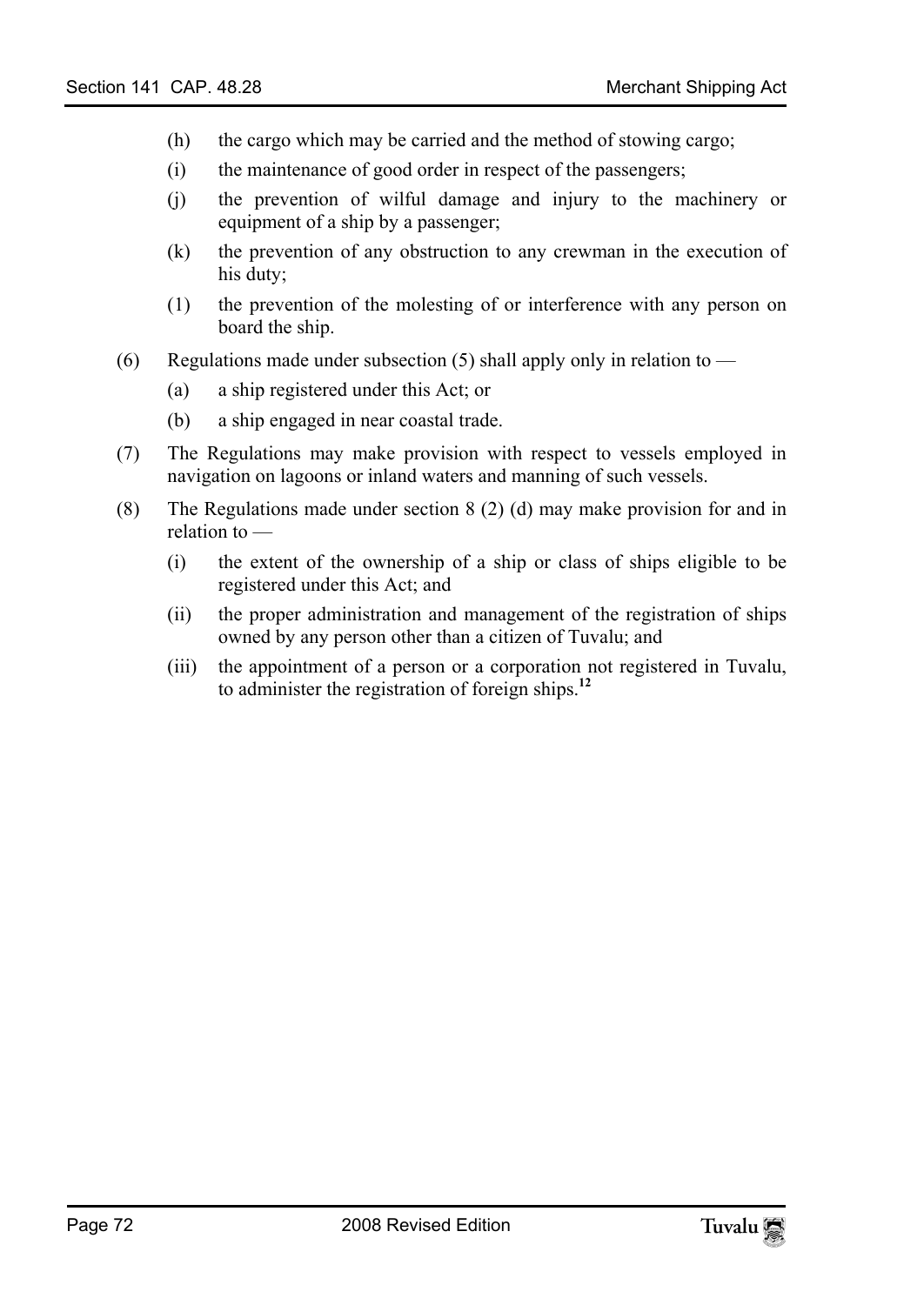(h) the cargo which may be carried and the method of stowing cargo;

(i) the maintenance of good order in respect of the passengers;

(j) the prevention of wilful damage and injury to the machinery or equipment of a ship by a passenger;

(k) the prevention of any obstruction to any crewman in the execution of his duty;

(1) the prevention of the molesting of or interference with any person on board the ship.

(6) Regulations made under subsection (5) shall apply only in relation to —

(a) a ship registered under this Act; or

(b) a ship engaged in near coastal trade.

(7) The Regulations may make provision with respect to vessels employed in navigation on lagoons or inland waters and manning of such vessels.

(8) The Regulations made under section 8 (2) (d) may make provision for and in relation to —

(i) the extent of the ownership of a ship or class of ships eligible to be registered under this Act; and

(ii) the proper administration and management of the registration of ships owned by any person other than a citizen of Tuvalu; and

(iii) the appointment of a person or a corporation not registered in Tuvalu, to administer the registration of foreign ships.[12]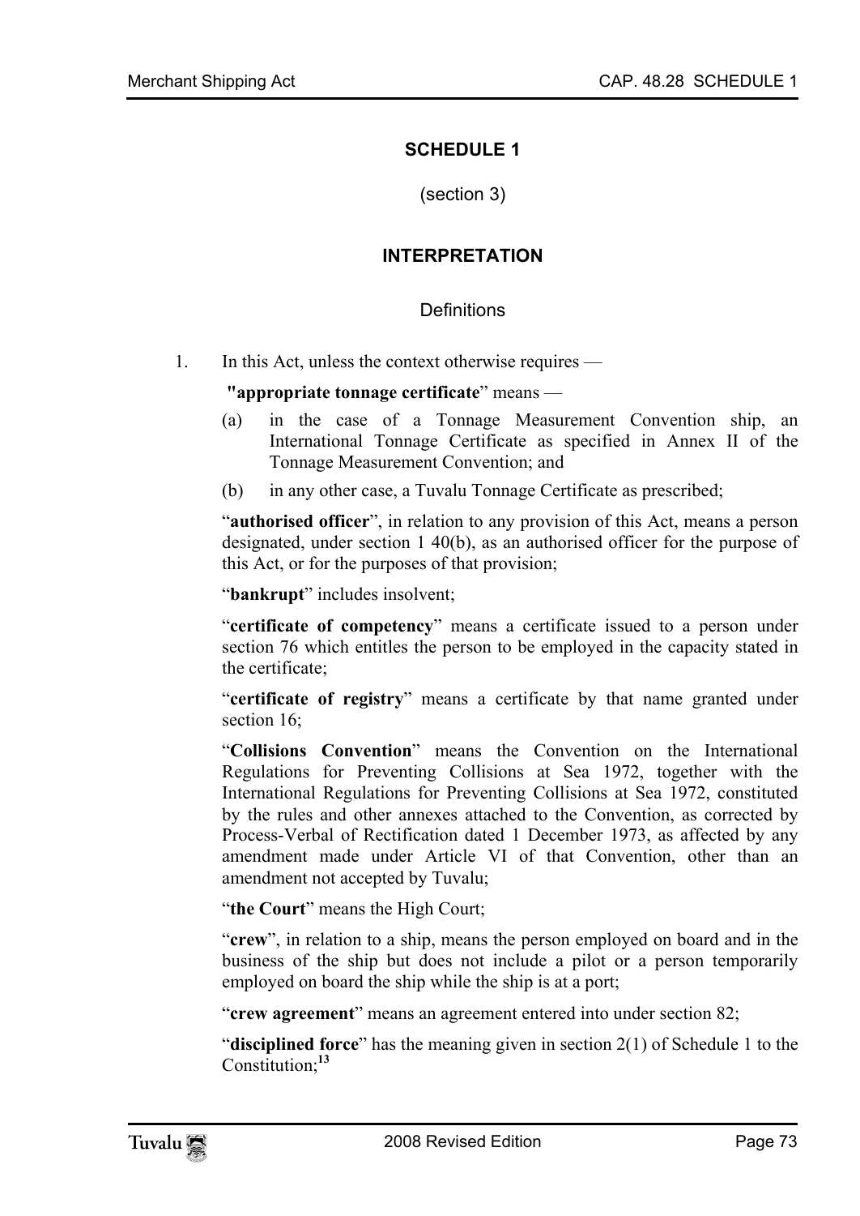# SCHEDULE 1

(section 3)

## INTERPRETATION

### Definitions

1. In this Act, unless the context otherwise requires —

**"appropriate tonnage certificate"** means —

(a) in the case of a Tonnage Measurement Convention ship, an International Tonnage Certificate as specified in Annex II of the Tonnage Measurement Convention; and

(b) in any other case, a Tuvalu Tonnage Certificate as prescribed;

"**authorised officer**", in relation to any provision of this Act, means a person designated, under section 1 40(b), as an authorised officer for the purpose of this Act, or for the purposes of that provision;

"**bankrupt**" includes insolvent;

"**certificate of competency**" means a certificate issued to a person under section 76 which entitles the person to be employed in the capacity stated in the certificate;

"**certificate of registry**" means a certificate by that name granted under section 16;

"**Collisions Convention**" means the Convention on the International Regulations for Preventing Collisions at Sea 1972, together with the International Regulations for Preventing Collisions at Sea 1972, constituted by the rules and other annexes attached to the Convention, as corrected by Process-Verbal of Rectification dated 1 December 1973, as affected by any amendment made under Article VI of that Convention, other than an amendment not accepted by Tuvalu;

"**the Court**" means the High Court;

"**crew**", in relation to a ship, means the person employed on board and in the business of the ship but does not include a pilot or a person temporarily employed on board the ship while the ship is at a port;

"**crew agreement**" means an agreement entered into under section 82;

"**disciplined force**" has the meaning given in section 2(1) of Schedule 1 to the Constitution;[13]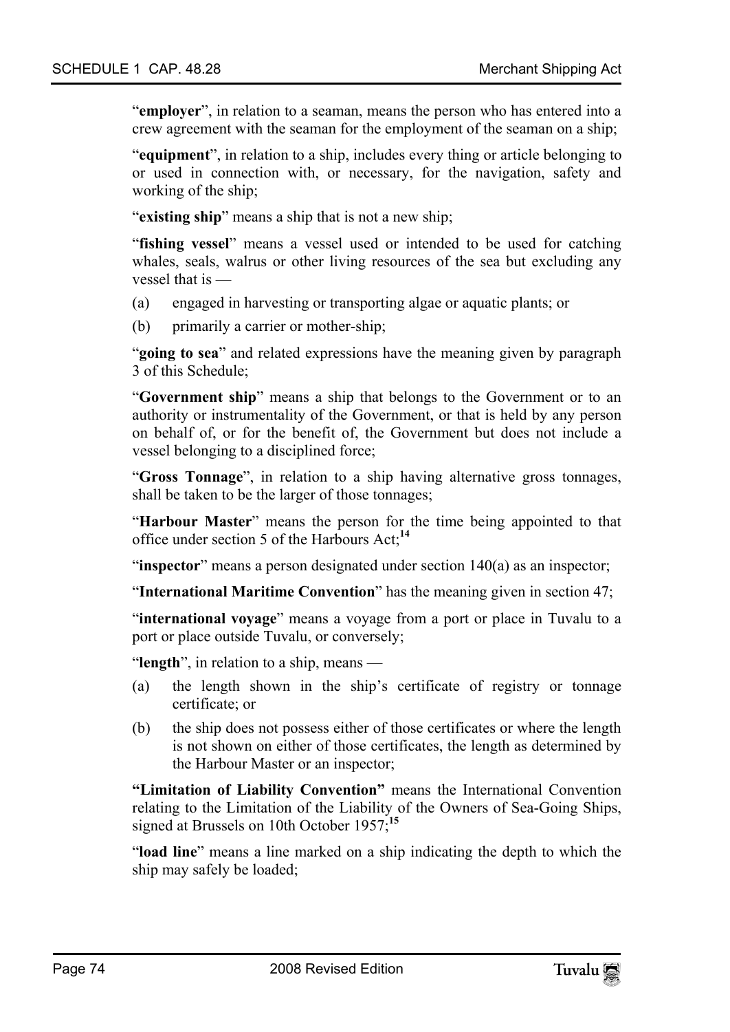"**employer**", in relation to a seaman, means the person who has entered into a crew agreement with the seaman for the employment of the seaman on a ship;

"**equipment**", in relation to a ship, includes every thing or article belonging to or used in connection with, or necessary, for the navigation, safety and working of the ship;

"**existing ship**" means a ship that is not a new ship;

"**fishing vessel**" means a vessel used or intended to be used for catching whales, seals, walrus or other living resources of the sea but excluding any vessel that is —

(a) engaged in harvesting or transporting algae or aquatic plants; or

(b) primarily a carrier or mother-ship;

"**going to sea**" and related expressions have the meaning given by paragraph 3 of this Schedule;

"**Government ship**" means a ship that belongs to the Government or to an authority or instrumentality of the Government, or that is held by any person on behalf of, or for the benefit of, the Government but does not include a vessel belonging to a disciplined force;

"**Gross Tonnage**", in relation to a ship having alternative gross tonnages, shall be taken to be the larger of those tonnages;

"**Harbour Master**" means the person for the time being appointed to that office under section 5 of the Harbours Act;[14]

"**inspector**" means a person designated under section 140(a) as an inspector;

"**International Maritime Convention**" has the meaning given in section 47;

"**international voyage**" means a voyage from a port or place in Tuvalu to a port or place outside Tuvalu, or conversely;

"**length**", in relation to a ship, means —

(a) the length shown in the ship's certificate of registry or tonnage certificate; or

(b) the ship does not possess either of those certificates or where the length is not shown on either of those certificates, the length as determined by the Harbour Master or an inspector;

**"Limitation of Liability Convention"** means the International Convention relating to the Limitation of the Liability of the Owners of Sea-Going Ships, signed at Brussels on 10th October 1957;[15]

"**load line**" means a line marked on a ship indicating the depth to which the ship may safely be loaded;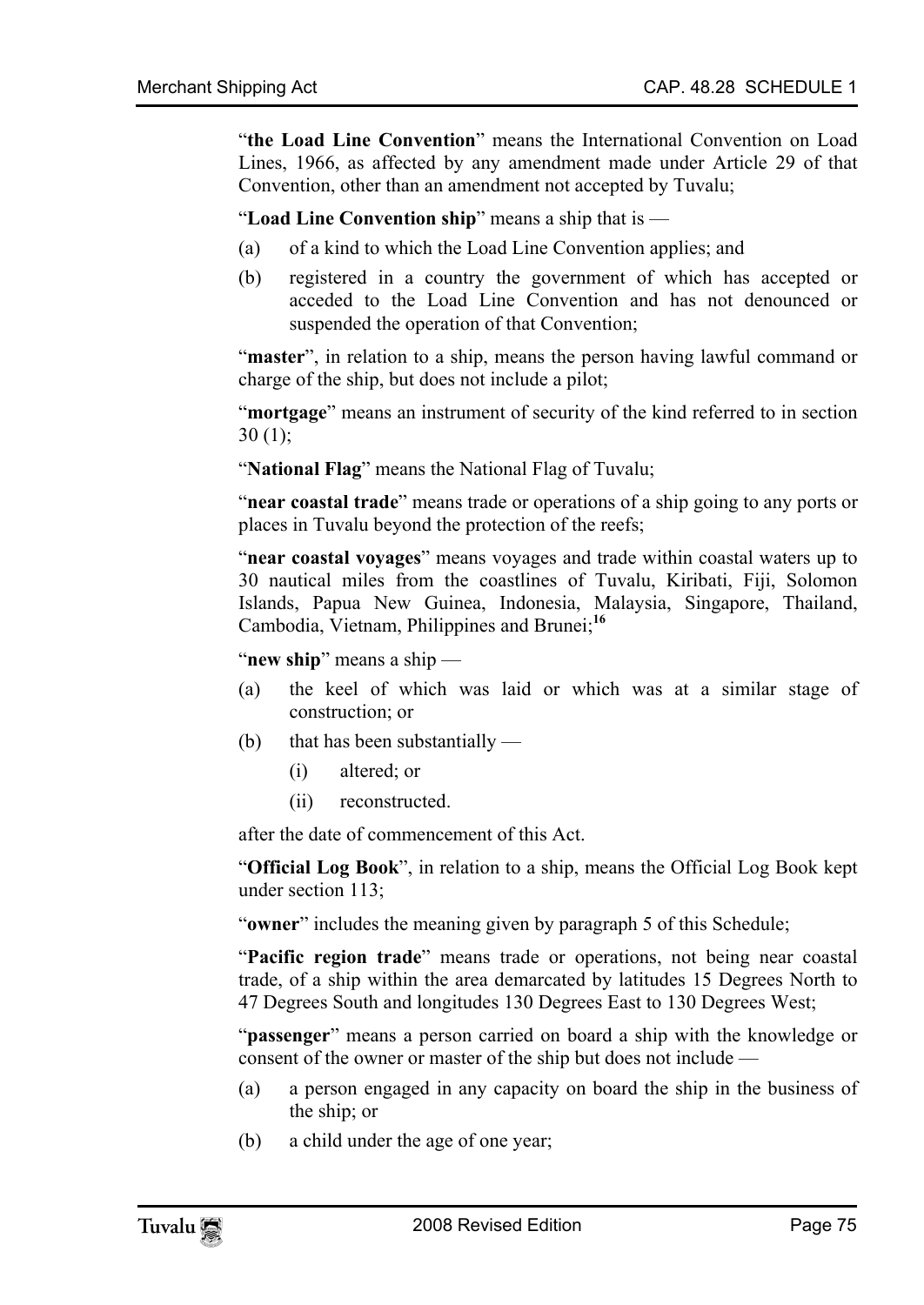"**the Load Line Convention**" means the International Convention on Load Lines, 1966, as affected by any amendment made under Article 29 of that Convention, other than an amendment not accepted by Tuvalu;

"**Load Line Convention ship**" means a ship that is —

(a) of a kind to which the Load Line Convention applies; and

(b) registered in a country the government of which has accepted or acceded to the Load Line Convention and has not denounced or suspended the operation of that Convention;

"**master**", in relation to a ship, means the person having lawful command or charge of the ship, but does not include a pilot;

"**mortgage**" means an instrument of security of the kind referred to in section 30 (1);

"**National Flag**" means the National Flag of Tuvalu;

"**near coastal trade**" means trade or operations of a ship going to any ports or places in Tuvalu beyond the protection of the reefs;

"**near coastal voyages**" means voyages and trade within coastal waters up to 30 nautical miles from the coastlines of Tuvalu, Kiribati, Fiji, Solomon Islands, Papua New Guinea, Indonesia, Malaysia, Singapore, Thailand, Cambodia, Vietnam, Philippines and Brunei;[16]

"**new ship**" means a ship —

(a) the keel of which was laid or which was at a similar stage of construction; or

(b) that has been substantially —

  (i) altered; or

  (ii) reconstructed.

after the date of commencement of this Act.

"**Official Log Book**", in relation to a ship, means the Official Log Book kept under section 113;

"**owner**" includes the meaning given by paragraph 5 of this Schedule;

"**Pacific region trade**" means trade or operations, not being near coastal trade, of a ship within the area demarcated by latitudes 15 Degrees North to 47 Degrees South and longitudes 130 Degrees East to 130 Degrees West;

"**passenger**" means a person carried on board a ship with the knowledge or consent of the owner or master of the ship but does not include —

(a) a person engaged in any capacity on board the ship in the business of the ship; or

(b) a child under the age of one year;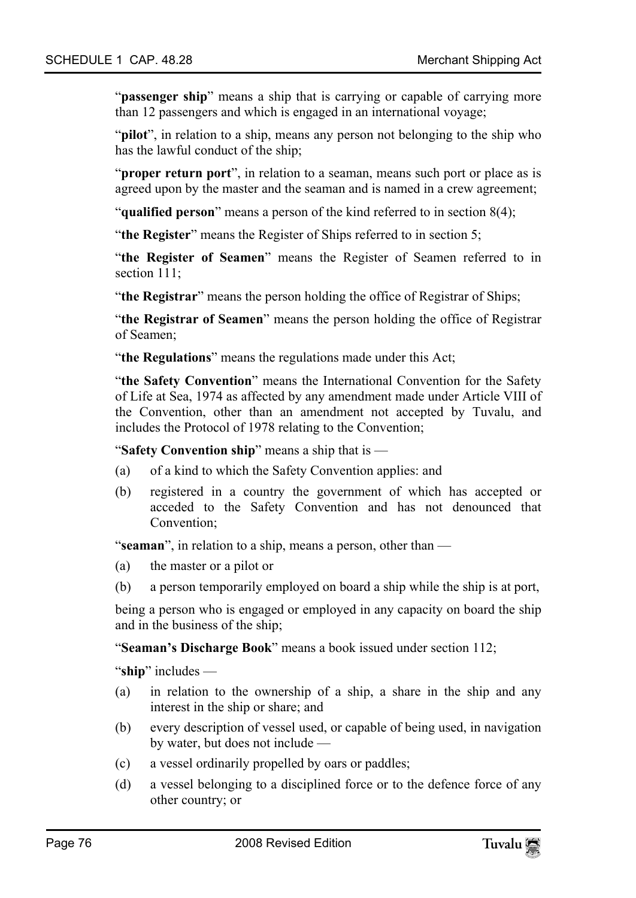"**passenger ship**" means a ship that is carrying or capable of carrying more than 12 passengers and which is engaged in an international voyage;

"**pilot**", in relation to a ship, means any person not belonging to the ship who has the lawful conduct of the ship;

"**proper return port**", in relation to a seaman, means such port or place as is agreed upon by the master and the seaman and is named in a crew agreement;

"**qualified person**" means a person of the kind referred to in section 8(4);

"**the Register**" means the Register of Ships referred to in section 5;

"**the Register of Seamen**" means the Register of Seamen referred to in section 111;

"**the Registrar**" means the person holding the office of Registrar of Ships;

"**the Registrar of Seamen**" means the person holding the office of Registrar of Seamen;

"**the Regulations**" means the regulations made under this Act;

"**the Safety Convention**" means the International Convention for the Safety of Life at Sea, 1974 as affected by any amendment made under Article VIII of the Convention, other than an amendment not accepted by Tuvalu, and includes the Protocol of 1978 relating to the Convention;

"**Safety Convention ship**" means a ship that is —

(a) of a kind to which the Safety Convention applies: and

(b) registered in a country the government of which has accepted or acceded to the Safety Convention and has not denounced that Convention;

"**seaman**", in relation to a ship, means a person, other than —

(a) the master or a pilot or

(b) a person temporarily employed on board a ship while the ship is at port,

being a person who is engaged or employed in any capacity on board the ship and in the business of the ship;

"**Seaman's Discharge Book**" means a book issued under section 112;

"**ship**" includes —

(a) in relation to the ownership of a ship, a share in the ship and any interest in the ship or share; and

(b) every description of vessel used, or capable of being used, in navigation by water, but does not include —

(c) a vessel ordinarily propelled by oars or paddles;

(d) a vessel belonging to a disciplined force or to the defence force of any other country; or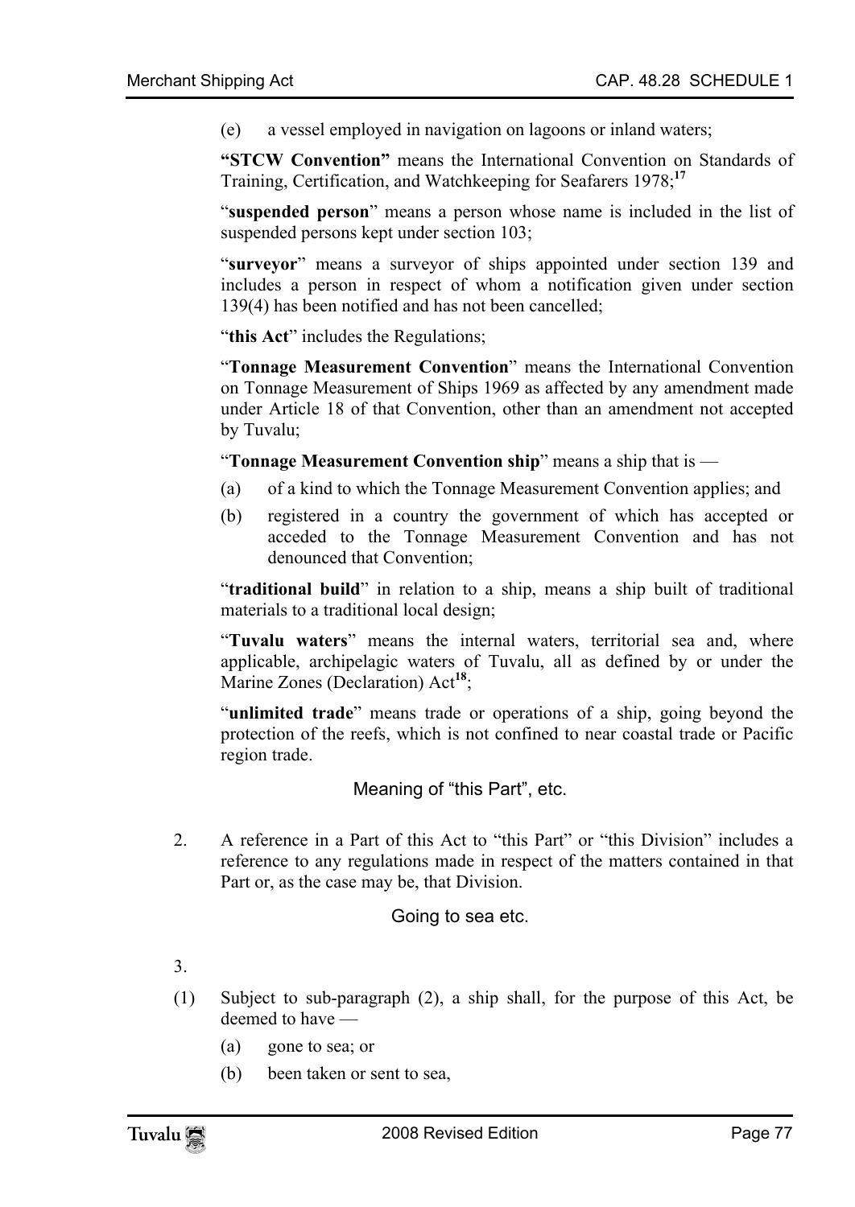(e) a vessel employed in navigation on lagoons or inland waters;

**"STCW Convention"** means the International Convention on Standards of Training, Certification, and Watchkeeping for Seafarers 1978;[17]

"**suspended person**" means a person whose name is included in the list of suspended persons kept under section 103;

"**surveyor**" means a surveyor of ships appointed under section 139 and includes a person in respect of whom a notification given under section 139(4) has been notified and has not been cancelled;

"**this Act**" includes the Regulations;

"**Tonnage Measurement Convention**" means the International Convention on Tonnage Measurement of Ships 1969 as affected by any amendment made under Article 18 of that Convention, other than an amendment not accepted by Tuvalu;

"**Tonnage Measurement Convention ship**" means a ship that is —

(a) of a kind to which the Tonnage Measurement Convention applies; and

(b) registered in a country the government of which has accepted or acceded to the Tonnage Measurement Convention and has not denounced that Convention;

"**traditional build**" in relation to a ship, means a ship built of traditional materials to a traditional local design;

"**Tuvalu waters**" means the internal waters, territorial sea and, where applicable, archipelagic waters of Tuvalu, all as defined by or under the Marine Zones (Declaration) Act[18];

"**unlimited trade**" means trade or operations of a ship, going beyond the protection of the reefs, which is not confined to near coastal trade or Pacific region trade.

### Meaning of "this Part", etc.

2. A reference in a Part of this Act to "this Part" or "this Division" includes a reference to any regulations made in respect of the matters contained in that Part or, as the case may be, that Division.

### Going to sea etc.

3.

(1) Subject to sub-paragraph (2), a ship shall, for the purpose of this Act, be deemed to have —

(a) gone to sea; or

(b) been taken or sent to sea,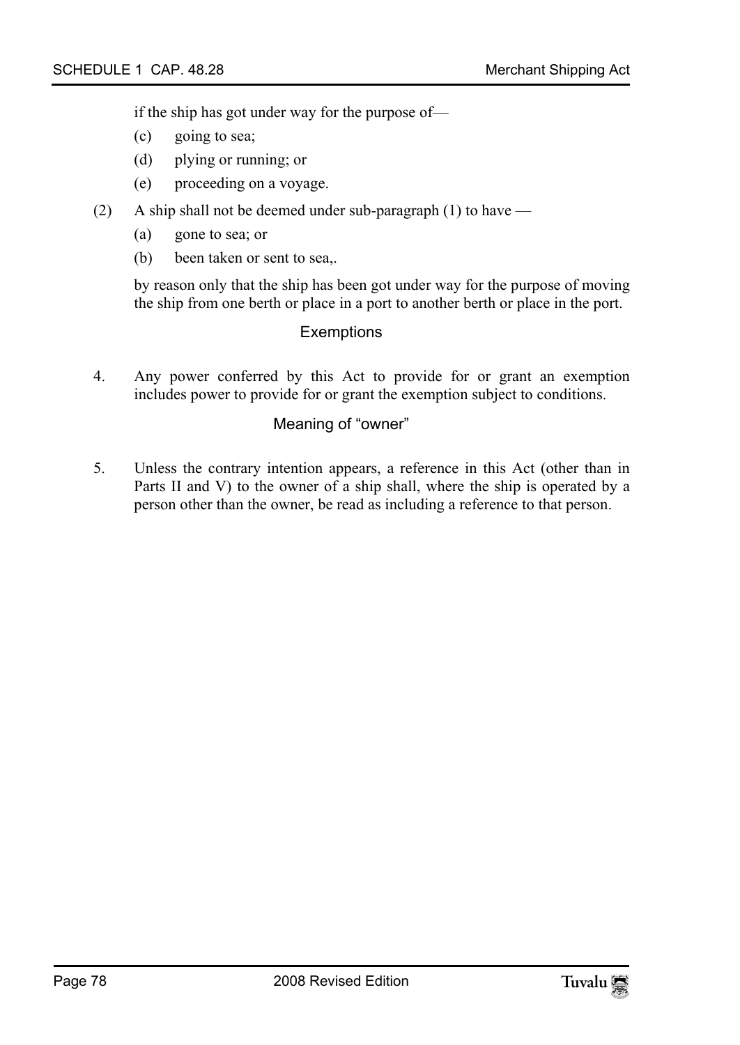if the ship has got under way for the purpose of—

(c) going to sea;

(d) plying or running; or

(e) proceeding on a voyage.

(2) A ship shall not be deemed under sub-paragraph (1) to have —

(a) gone to sea; or

(b) been taken or sent to sea,.

by reason only that the ship has been got under way for the purpose of moving the ship from one berth or place in a port to another berth or place in the port.

### Exemptions

4. Any power conferred by this Act to provide for or grant an exemption includes power to provide for or grant the exemption subject to conditions.

### Meaning of "owner"

5. Unless the contrary intention appears, a reference in this Act (other than in Parts II and V) to the owner of a ship shall, where the ship is operated by a person other than the owner, be read as including a reference to that person.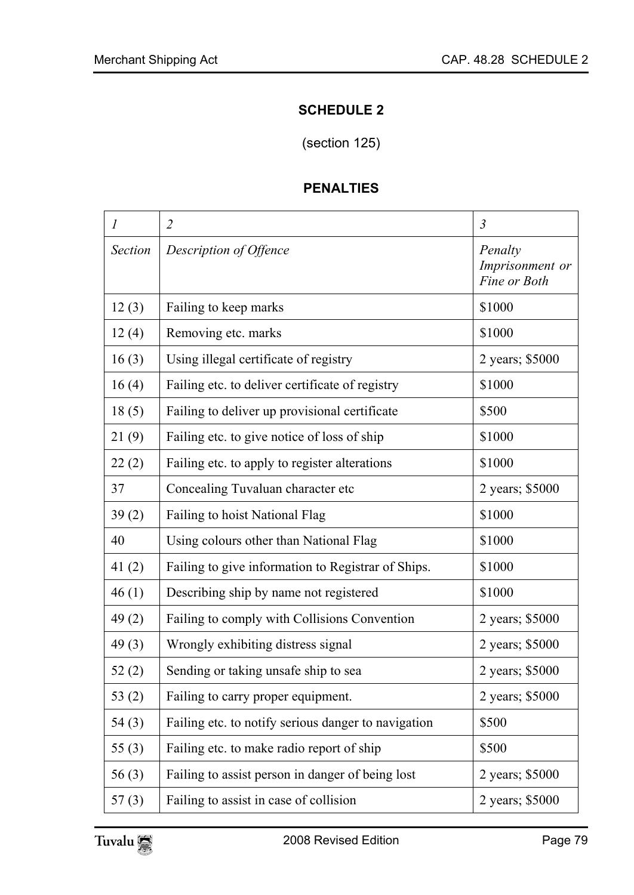## SCHEDULE 2

(section 125)

### PENALTIES

| *1* | *2* | *3* |
|---|---|---|
| *Section* | *Description of Offence* | *Penalty Imprisonment or Fine or Both* |
| 12 (3) | Failing to keep marks | $1000 |
| 12 (4) | Removing etc. marks | $1000 |
| 16 (3) | Using illegal certificate of registry | 2 years; $5000 |
| 16 (4) | Failing etc. to deliver certificate of registry | $1000 |
| 18 (5) | Failing to deliver up provisional certificate | $500 |
| 21 (9) | Failing etc. to give notice of loss of ship | $1000 |
| 22 (2) | Failing etc. to apply to register alterations | $1000 |
| 37 | Concealing Tuvaluan character etc | 2 years; $5000 |
| 39 (2) | Failing to hoist National Flag | $1000 |
| 40 | Using colours other than National Flag | $1000 |
| 41 (2) | Failing to give information to Registrar of Ships. | $1000 |
| 46 (1) | Describing ship by name not registered | $1000 |
| 49 (2) | Failing to comply with Collisions Convention | 2 years; $5000 |
| 49 (3) | Wrongly exhibiting distress signal | 2 years; $5000 |
| 52 (2) | Sending or taking unsafe ship to sea | 2 years; $5000 |
| 53 (2) | Failing to carry proper equipment. | 2 years; $5000 |
| 54 (3) | Failing etc. to notify serious danger to navigation | $500 |
| 55 (3) | Failing etc. to make radio report of ship | $500 |
| 56 (3) | Failing to assist person in danger of being lost | 2 years; $5000 |
| 57 (3) | Failing to assist in case of collision | 2 years; $5000 |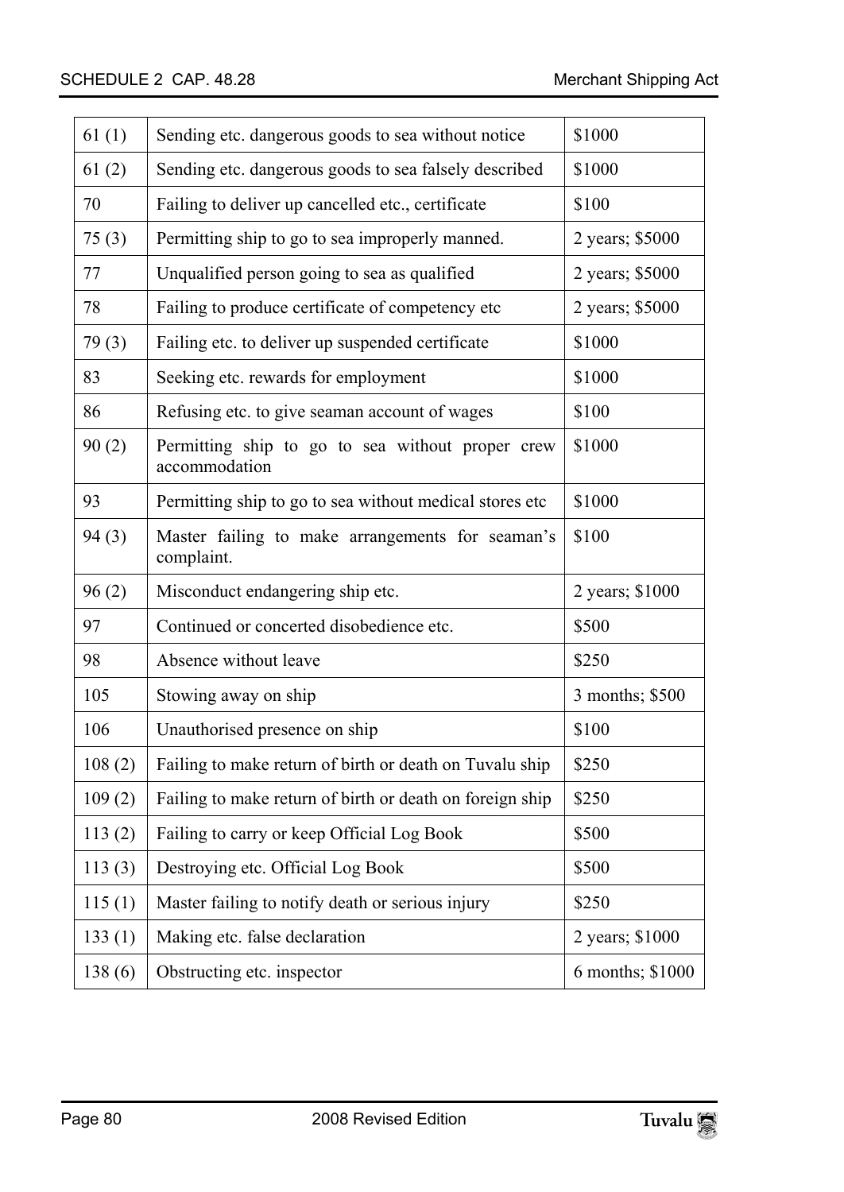| | | |
|---|---|---|
| 61 (1) | Sending etc. dangerous goods to sea without notice | $1000 |
| 61 (2) | Sending etc. dangerous goods to sea falsely described | $1000 |
| 70 | Failing to deliver up cancelled etc., certificate | $100 |
| 75 (3) | Permitting ship to go to sea improperly manned. | 2 years; $5000 |
| 77 | Unqualified person going to sea as qualified | 2 years; $5000 |
| 78 | Failing to produce certificate of competency etc | 2 years; $5000 |
| 79 (3) | Failing etc. to deliver up suspended certificate | $1000 |
| 83 | Seeking etc. rewards for employment | $1000 |
| 86 | Refusing etc. to give seaman account of wages | $100 |
| 90 (2) | Permitting ship to go to sea without proper crew accommodation | $1000 |
| 93 | Permitting ship to go to sea without medical stores etc | $1000 |
| 94 (3) | Master failing to make arrangements for seaman's complaint. | $100 |
| 96 (2) | Misconduct endangering ship etc. | 2 years; $1000 |
| 97 | Continued or concerted disobedience etc. | $500 |
| 98 | Absence without leave | $250 |
| 105 | Stowing away on ship | 3 months; $500 |
| 106 | Unauthorised presence on ship | $100 |
| 108 (2) | Failing to make return of birth or death on Tuvalu ship | $250 |
| 109 (2) | Failing to make return of birth or death on foreign ship | $250 |
| 113 (2) | Failing to carry or keep Official Log Book | $500 |
| 113 (3) | Destroying etc. Official Log Book | $500 |
| 115 (1) | Master failing to notify death or serious injury | $250 |
| 133 (1) | Making etc. false declaration | 2 years; $1000 |
| 138 (6) | Obstructing etc. inspector | 6 months; $1000 |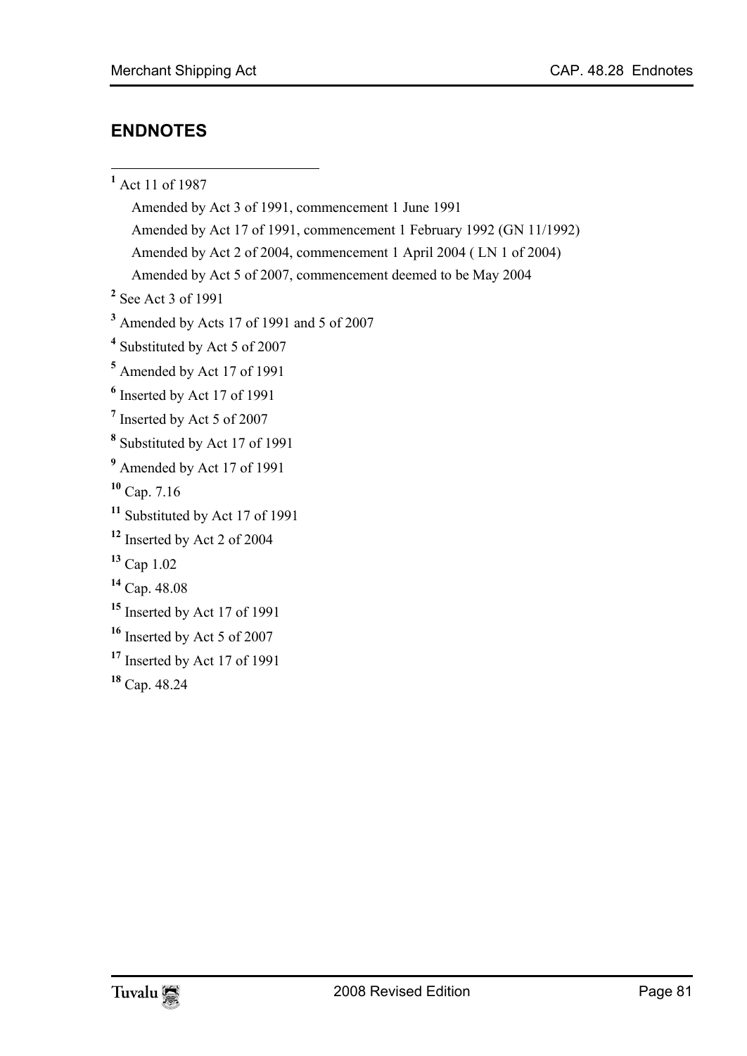## ENDNOTES

[1] Act 11 of 1987

Amended by Act 3 of 1991, commencement 1 June 1991

Amended by Act 17 of 1991, commencement 1 February 1992 (GN 11/1992)

Amended by Act 2 of 2004, commencement 1 April 2004 ( LN 1 of 2004)

Amended by Act 5 of 2007, commencement deemed to be May 2004

[2] See Act 3 of 1991

[3] Amended by Acts 17 of 1991 and 5 of 2007

[4] Substituted by Act 5 of 2007

[5] Amended by Act 17 of 1991

[6] Inserted by Act 17 of 1991

[7] Inserted by Act 5 of 2007

[8] Substituted by Act 17 of 1991

[9] Amended by Act 17 of 1991

[10] Cap. 7.16

[11] Substituted by Act 17 of 1991

[12] Inserted by Act 2 of 2004

[13] Cap 1.02

[14] Cap. 48.08

[15] Inserted by Act 17 of 1991

[16] Inserted by Act 5 of 2007

[17] Inserted by Act 17 of 1991

[18] Cap. 48.24